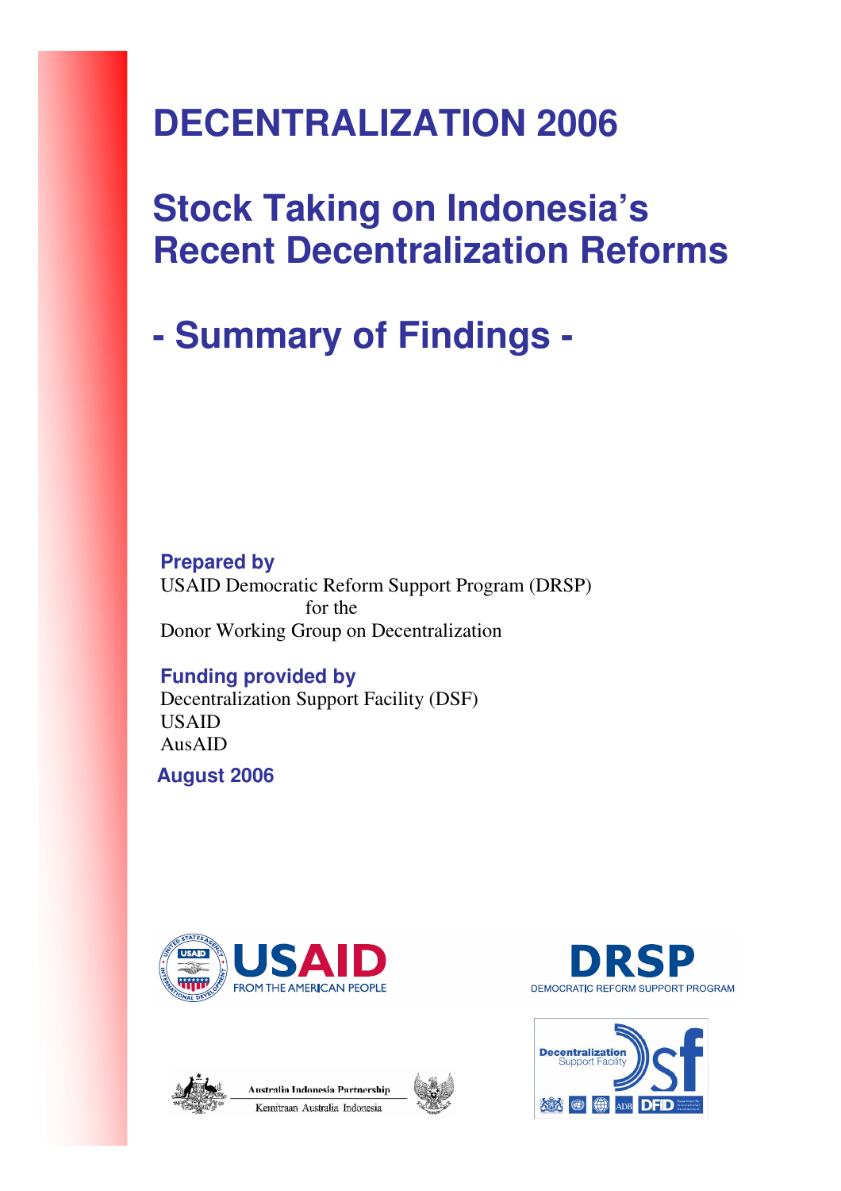# DECENTRALIZATION 2006

# Stock Taking on Indonesia's Recent Decentralization Reforms

# - Summary of Findings -

**Prepared by**

USAID Democratic Reform Support Program (DRSP)
for the
Donor Working Group on Decentralization

**Funding provided by**

Decentralization Support Facility (DSF)
USAID
AusAID

**August 2006**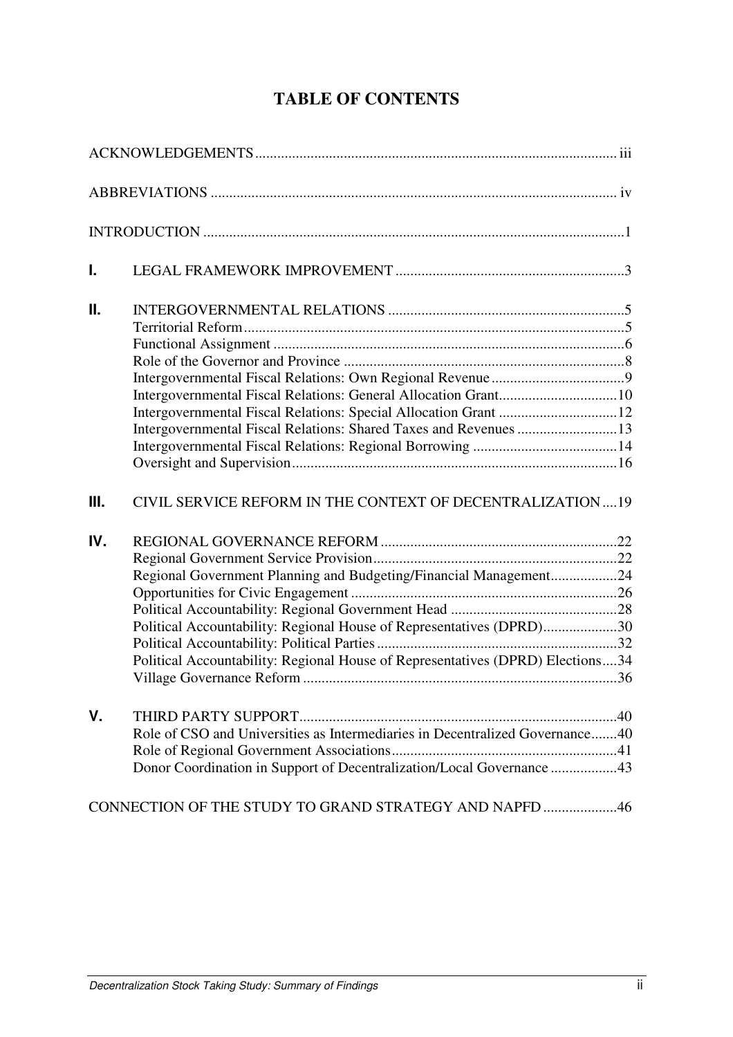# TABLE OF CONTENTS

ACKNOWLEDGEMENTS ..... iii

ABBREVIATIONS ..... iv

INTRODUCTION ..... 1

**I.** LEGAL FRAMEWORK IMPROVEMENT ..... 3

**II.** INTERGOVERNMENTAL RELATIONS ..... 5
- Territorial Reform ..... 5
- Functional Assignment ..... 6
- Role of the Governor and Province ..... 8
- Intergovernmental Fiscal Relations: Own Regional Revenue ..... 9
- Intergovernmental Fiscal Relations: General Allocation Grant ..... 10
- Intergovernmental Fiscal Relations: Special Allocation Grant ..... 12
- Intergovernmental Fiscal Relations: Shared Taxes and Revenues ..... 13
- Intergovernmental Fiscal Relations: Regional Borrowing ..... 14
- Oversight and Supervision ..... 16

**III.** CIVIL SERVICE REFORM IN THE CONTEXT OF DECENTRALIZATION ..... 19

**IV.** REGIONAL GOVERNANCE REFORM ..... 22
- Regional Government Service Provision ..... 22
- Regional Government Planning and Budgeting/Financial Management ..... 24
- Opportunities for Civic Engagement ..... 26
- Political Accountability: Regional Government Head ..... 28
- Political Accountability: Regional House of Representatives (DPRD) ..... 30
- Political Accountability: Political Parties ..... 32
- Political Accountability: Regional House of Representatives (DPRD) Elections ..... 34
- Village Governance Reform ..... 36

**V.** THIRD PARTY SUPPORT ..... 40
- Role of CSO and Universities as Intermediaries in Decentralized Governance ..... 40
- Role of Regional Government Associations ..... 41
- Donor Coordination in Support of Decentralization/Local Governance ..... 43

CONNECTION OF THE STUDY TO GRAND STRATEGY AND NAPFD ..... 46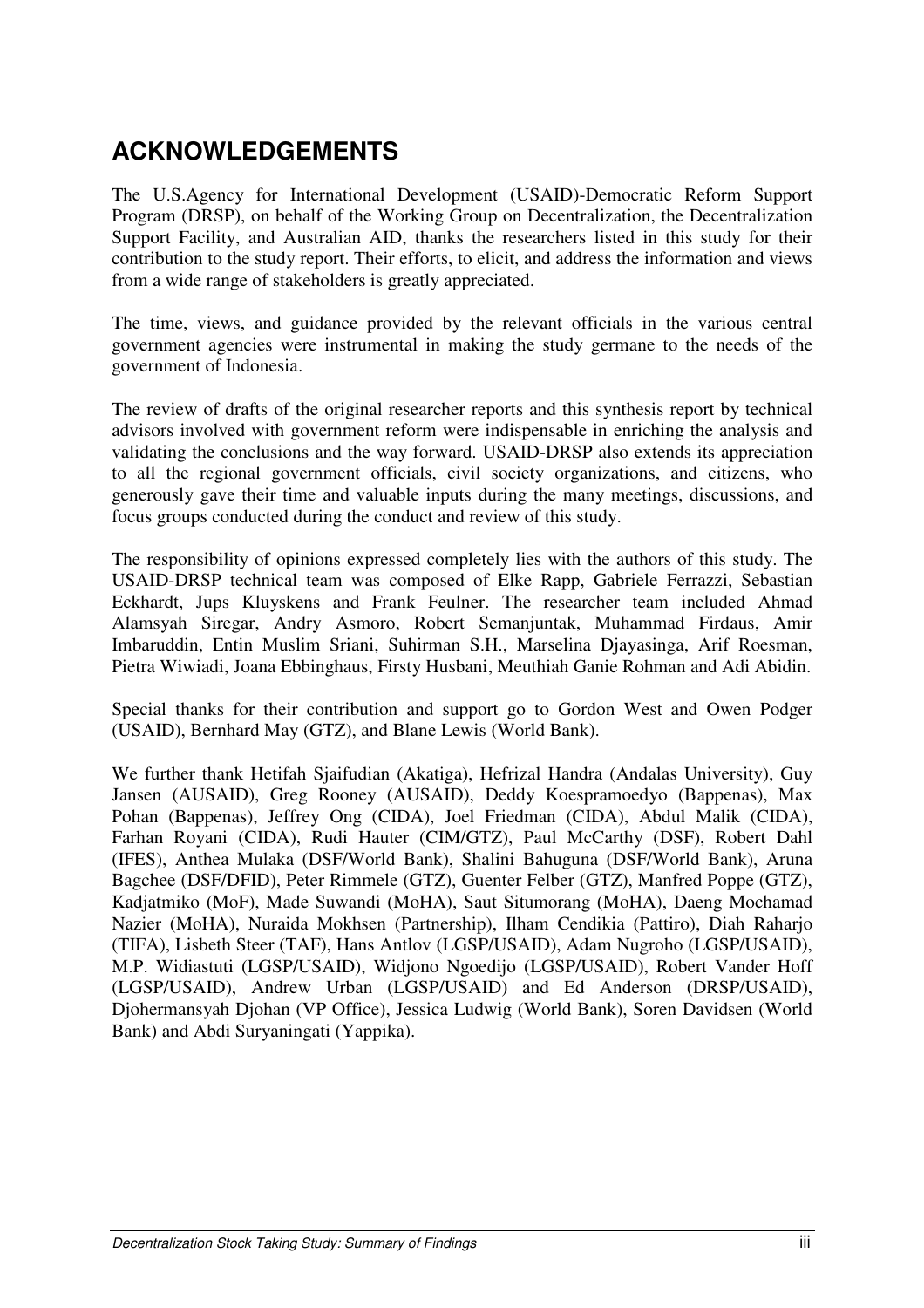# ACKNOWLEDGEMENTS

The U.S.Agency for International Development (USAID)-Democratic Reform Support Program (DRSP), on behalf of the Working Group on Decentralization, the Decentralization Support Facility, and Australian AID, thanks the researchers listed in this study for their contribution to the study report. Their efforts, to elicit, and address the information and views from a wide range of stakeholders is greatly appreciated.

The time, views, and guidance provided by the relevant officials in the various central government agencies were instrumental in making the study germane to the needs of the government of Indonesia.

The review of drafts of the original researcher reports and this synthesis report by technical advisors involved with government reform were indispensable in enriching the analysis and validating the conclusions and the way forward. USAID-DRSP also extends its appreciation to all the regional government officials, civil society organizations, and citizens, who generously gave their time and valuable inputs during the many meetings, discussions, and focus groups conducted during the conduct and review of this study.

The responsibility of opinions expressed completely lies with the authors of this study. The USAID-DRSP technical team was composed of Elke Rapp, Gabriele Ferrazzi, Sebastian Eckhardt, Jups Kluyskens and Frank Feulner. The researcher team included Ahmad Alamsyah Siregar, Andry Asmoro, Robert Semanjuntak, Muhammad Firdaus, Amir Imbaruddin, Entin Muslim Sriani, Suhirman S.H., Marselina Djayasinga, Arif Roesman, Pietra Wiwiadi, Joana Ebbinghaus, Firsty Husbani, Meuthiah Ganie Rohman and Adi Abidin.

Special thanks for their contribution and support go to Gordon West and Owen Podger (USAID), Bernhard May (GTZ), and Blane Lewis (World Bank).

We further thank Hetifah Sjaifudian (Akatiga), Hefrizal Handra (Andalas University), Guy Jansen (AUSAID), Greg Rooney (AUSAID), Deddy Koespramoedyo (Bappenas), Max Pohan (Bappenas), Jeffrey Ong (CIDA), Joel Friedman (CIDA), Abdul Malik (CIDA), Farhan Royani (CIDA), Rudi Hauter (CIM/GTZ), Paul McCarthy (DSF), Robert Dahl (IFES), Anthea Mulaka (DSF/World Bank), Shalini Bahuguna (DSF/World Bank), Aruna Bagchee (DSF/DFID), Peter Rimmele (GTZ), Guenter Felber (GTZ), Manfred Poppe (GTZ), Kadjatmiko (MoF), Made Suwandi (MoHA), Saut Situmorang (MoHA), Daeng Mochamad Nazier (MoHA), Nuraida Mokhsen (Partnership), Ilham Cendikia (Pattiro), Diah Raharjo (TIFA), Lisbeth Steer (TAF), Hans Antlov (LGSP/USAID), Adam Nugroho (LGSP/USAID), M.P. Widiastuti (LGSP/USAID), Widjono Ngoedijo (LGSP/USAID), Robert Vander Hoff (LGSP/USAID), Andrew Urban (LGSP/USAID) and Ed Anderson (DRSP/USAID), Djohermansyah Djohan (VP Office), Jessica Ludwig (World Bank), Soren Davidsen (World Bank) and Abdi Suryaningati (Yappika).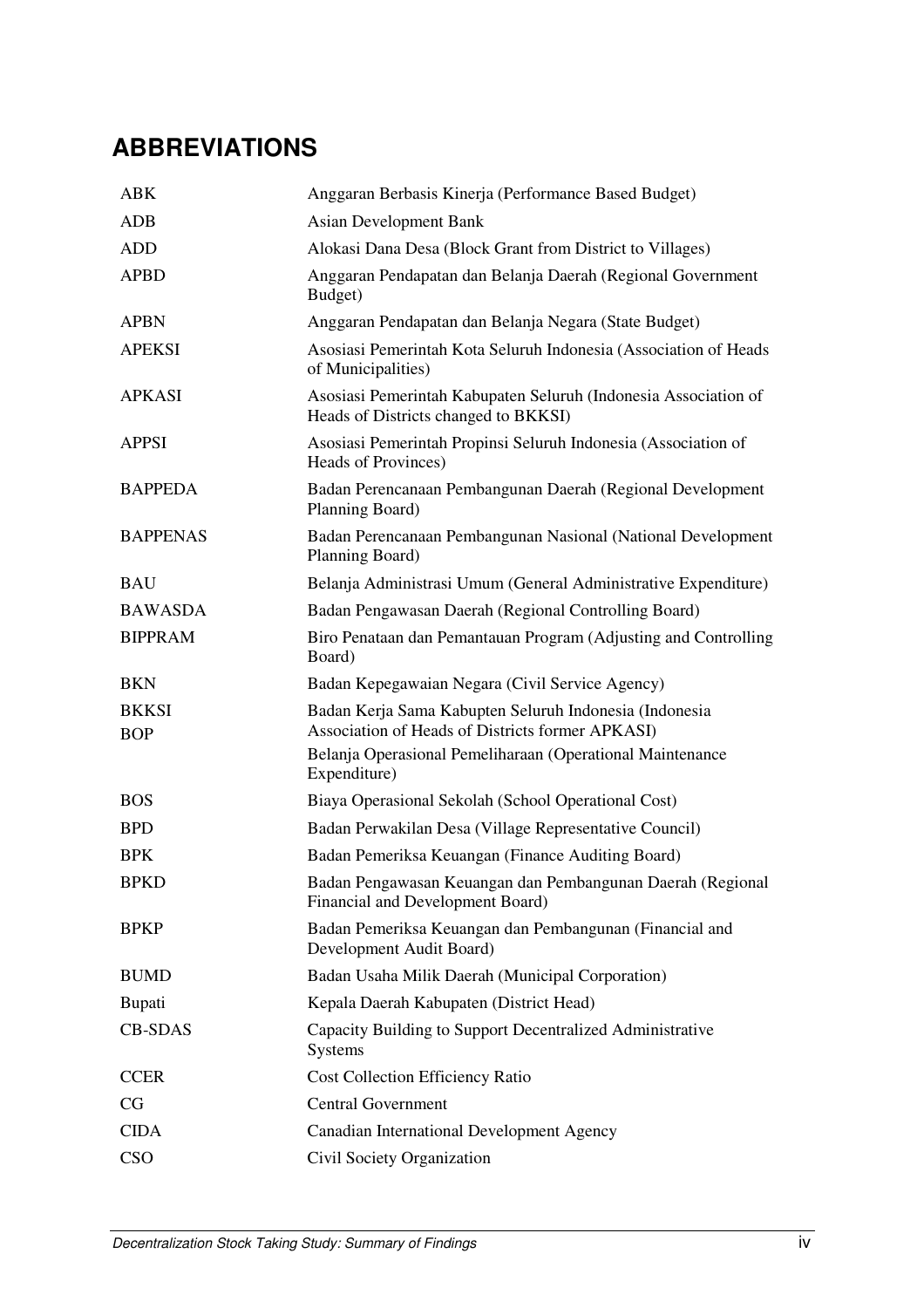## ABBREVIATIONS

| | |
|---|---|
| ABK | Anggaran Berbasis Kinerja (Performance Based Budget) |
| ADB | Asian Development Bank |
| ADD | Alokasi Dana Desa (Block Grant from District to Villages) |
| APBD | Anggaran Pendapatan dan Belanja Daerah (Regional Government Budget) |
| APBN | Anggaran Pendapatan dan Belanja Negara (State Budget) |
| APEKSI | Asosiasi Pemerintah Kota Seluruh Indonesia (Association of Heads of Municipalities) |
| APKASI | Asosiasi Pemerintah Kabupaten Seluruh (Indonesia Association of Heads of Districts changed to BKKSI) |
| APPSI | Asosiasi Pemerintah Propinsi Seluruh Indonesia (Association of Heads of Provinces) |
| BAPPEDA | Badan Perencanaan Pembangunan Daerah (Regional Development Planning Board) |
| BAPPENAS | Badan Perencanaan Pembangunan Nasional (National Development Planning Board) |
| BAU | Belanja Administrasi Umum (General Administrative Expenditure) |
| BAWASDA | Badan Pengawasan Daerah (Regional Controlling Board) |
| BIPPRAM | Biro Penataan dan Pemantauan Program (Adjusting and Controlling Board) |
| BKN | Badan Kepegawaian Negara (Civil Service Agency) |
| BKKSI | Badan Kerja Sama Kabupten Seluruh Indonesia (Indonesia Association of Heads of Districts former APKASI) |
| BOP | Belanja Operasional Pemeliharaan (Operational Maintenance Expenditure) |
| BOS | Biaya Operasional Sekolah (School Operational Cost) |
| BPD | Badan Perwakilan Desa (Village Representative Council) |
| BPK | Badan Pemeriksa Keuangan (Finance Auditing Board) |
| BPKD | Badan Pengawasan Keuangan dan Pembangunan Daerah (Regional Financial and Development Board) |
| BPKP | Badan Pemeriksa Keuangan dan Pembangunan (Financial and Development Audit Board) |
| BUMD | Badan Usaha Milik Daerah (Municipal Corporation) |
| Bupati | Kepala Daerah Kabupaten (District Head) |
| CB-SDAS | Capacity Building to Support Decentralized Administrative Systems |
| CCER | Cost Collection Efficiency Ratio |
| CG | Central Government |
| CIDA | Canadian International Development Agency |
| CSO | Civil Society Organization |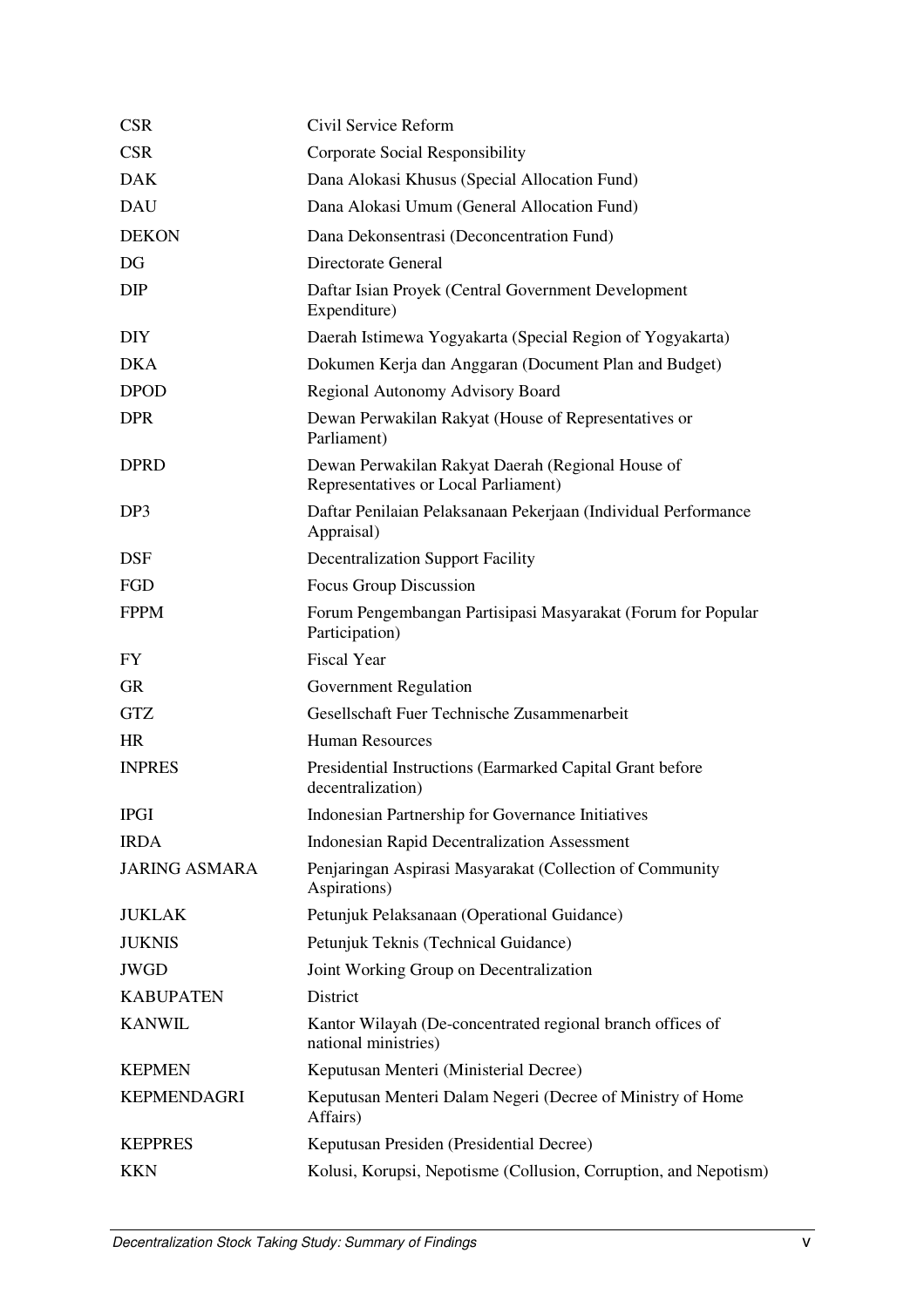| | |
|---|---|
| CSR | Civil Service Reform |
| CSR | Corporate Social Responsibility |
| DAK | Dana Alokasi Khusus (Special Allocation Fund) |
| DAU | Dana Alokasi Umum (General Allocation Fund) |
| DEKON | Dana Dekonsentrasi (Deconcentration Fund) |
| DG | Directorate General |
| DIP | Daftar Isian Proyek (Central Government Development Expenditure) |
| DIY | Daerah Istimewa Yogyakarta (Special Region of Yogyakarta) |
| DKA | Dokumen Kerja dan Anggaran (Document Plan and Budget) |
| DPOD | Regional Autonomy Advisory Board |
| DPR | Dewan Perwakilan Rakyat (House of Representatives or Parliament) |
| DPRD | Dewan Perwakilan Rakyat Daerah (Regional House of Representatives or Local Parliament) |
| DP3 | Daftar Penilaian Pelaksanaan Pekerjaan (Individual Performance Appraisal) |
| DSF | Decentralization Support Facility |
| FGD | Focus Group Discussion |
| FPPM | Forum Pengembangan Partisipasi Masyarakat (Forum for Popular Participation) |
| FY | Fiscal Year |
| GR | Government Regulation |
| GTZ | Gesellschaft Fuer Technische Zusammenarbeit |
| HR | Human Resources |
| INPRES | Presidential Instructions (Earmarked Capital Grant before decentralization) |
| IPGI | Indonesian Partnership for Governance Initiatives |
| IRDA | Indonesian Rapid Decentralization Assessment |
| JARING ASMARA | Penjaringan Aspirasi Masyarakat (Collection of Community Aspirations) |
| JUKLAK | Petunjuk Pelaksanaan (Operational Guidance) |
| JUKNIS | Petunjuk Teknis (Technical Guidance) |
| JWGD | Joint Working Group on Decentralization |
| KABUPATEN | District |
| KANWIL | Kantor Wilayah (De-concentrated regional branch offices of national ministries) |
| KEPMEN | Keputusan Menteri (Ministerial Decree) |
| KEPMENDAGRI | Keputusan Menteri Dalam Negeri (Decree of Ministry of Home Affairs) |
| KEPPRES | Keputusan Presiden (Presidential Decree) |
| KKN | Kolusi, Korupsi, Nepotisme (Collusion, Corruption, and Nepotism) |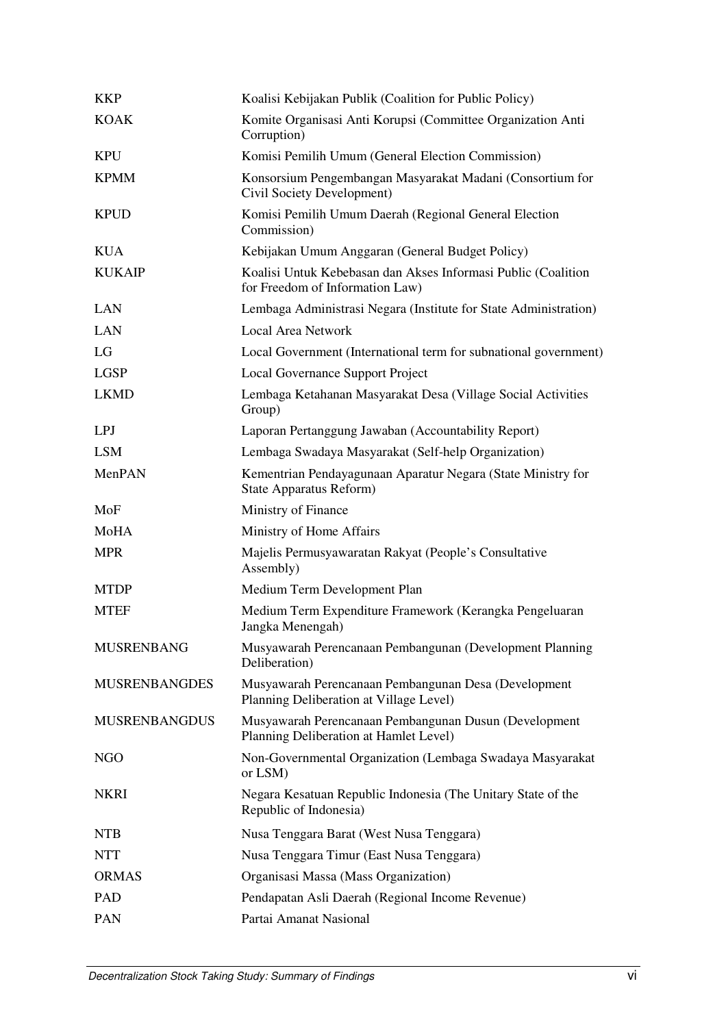| | |
|---|---|
| KKP | Koalisi Kebijakan Publik (Coalition for Public Policy) |
| KOAK | Komite Organisasi Anti Korupsi (Committee Organization Anti Corruption) |
| KPU | Komisi Pemilih Umum (General Election Commission) |
| KPMM | Konsorsium Pengembangan Masyarakat Madani (Consortium for Civil Society Development) |
| KPUD | Komisi Pemilih Umum Daerah (Regional General Election Commission) |
| KUA | Kebijakan Umum Anggaran (General Budget Policy) |
| KUKAIP | Koalisi Untuk Kebebasan dan Akses Informasi Public (Coalition for Freedom of Information Law) |
| LAN | Lembaga Administrasi Negara (Institute for State Administration) |
| LAN | Local Area Network |
| LG | Local Government (International term for subnational government) |
| LGSP | Local Governance Support Project |
| LKMD | Lembaga Ketahanan Masyarakat Desa (Village Social Activities Group) |
| LPJ | Laporan Pertanggung Jawaban (Accountability Report) |
| LSM | Lembaga Swadaya Masyarakat (Self-help Organization) |
| MenPAN | Kementrian Pendayagunaan Aparatur Negara (State Ministry for State Apparatus Reform) |
| MoF | Ministry of Finance |
| MoHA | Ministry of Home Affairs |
| MPR | Majelis Permusyawaratan Rakyat (People's Consultative Assembly) |
| MTDP | Medium Term Development Plan |
| MTEF | Medium Term Expenditure Framework (Kerangka Pengeluaran Jangka Menengah) |
| MUSRENBANG | Musyawarah Perencanaan Pembangunan (Development Planning Deliberation) |
| MUSRENBANGDES | Musyawarah Perencanaan Pembangunan Desa (Development Planning Deliberation at Village Level) |
| MUSRENBANGDUS | Musyawarah Perencanaan Pembangunan Dusun (Development Planning Deliberation at Hamlet Level) |
| NGO | Non-Governmental Organization (Lembaga Swadaya Masyarakat or LSM) |
| NKRI | Negara Kesatuan Republic Indonesia (The Unitary State of the Republic of Indonesia) |
| NTB | Nusa Tenggara Barat (West Nusa Tenggara) |
| NTT | Nusa Tenggara Timur (East Nusa Tenggara) |
| ORMAS | Organisasi Massa (Mass Organization) |
| PAD | Pendapatan Asli Daerah (Regional Income Revenue) |
| PAN | Partai Amanat Nasional |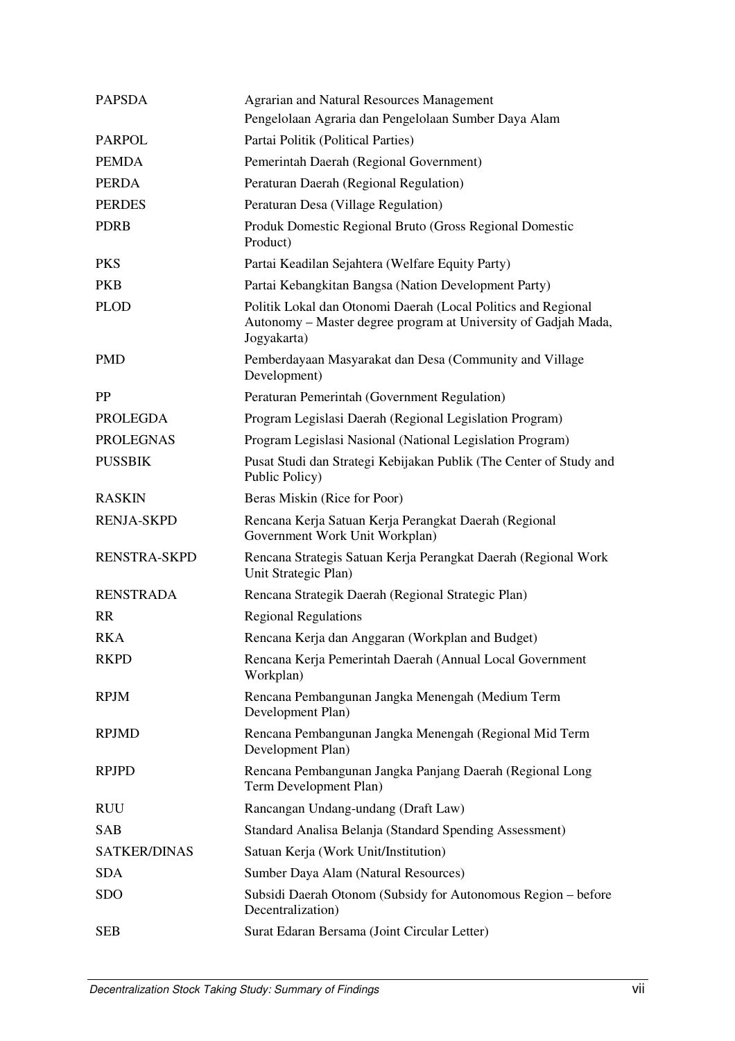| | |
|---|---|
| PAPSDA | Agrarian and Natural Resources Management<br>Pengelolaan Agraria dan Pengelolaan Sumber Daya Alam |
| PARPOL | Partai Politik (Political Parties) |
| PEMDA | Pemerintah Daerah (Regional Government) |
| PERDA | Peraturan Daerah (Regional Regulation) |
| PERDES | Peraturan Desa (Village Regulation) |
| PDRB | Produk Domestic Regional Bruto (Gross Regional Domestic Product) |
| PKS | Partai Keadilan Sejahtera (Welfare Equity Party) |
| PKB | Partai Kebangkitan Bangsa (Nation Development Party) |
| PLOD | Politik Lokal dan Otonomi Daerah (Local Politics and Regional Autonomy – Master degree program at University of Gadjah Mada, Jogyakarta) |
| PMD | Pemberdayaan Masyarakat dan Desa (Community and Village Development) |
| PP | Peraturan Pemerintah (Government Regulation) |
| PROLEGDA | Program Legislasi Daerah (Regional Legislation Program) |
| PROLEGNAS | Program Legislasi Nasional (National Legislation Program) |
| PUSSBIK | Pusat Studi dan Strategi Kebijakan Publik (The Center of Study and Public Policy) |
| RASKIN | Beras Miskin (Rice for Poor) |
| RENJA-SKPD | Rencana Kerja Satuan Kerja Perangkat Daerah (Regional Government Work Unit Workplan) |
| RENSTRA-SKPD | Rencana Strategis Satuan Kerja Perangkat Daerah (Regional Work Unit Strategic Plan) |
| RENSTRADA | Rencana Strategik Daerah (Regional Strategic Plan) |
| RR | Regional Regulations |
| RKA | Rencana Kerja dan Anggaran (Workplan and Budget) |
| RKPD | Rencana Kerja Pemerintah Daerah (Annual Local Government Workplan) |
| RPJM | Rencana Pembangunan Jangka Menengah (Medium Term Development Plan) |
| RPJMD | Rencana Pembangunan Jangka Menengah (Regional Mid Term Development Plan) |
| RPJPD | Rencana Pembangunan Jangka Panjang Daerah (Regional Long Term Development Plan) |
| RUU | Rancangan Undang-undang (Draft Law) |
| SAB | Standard Analisa Belanja (Standard Spending Assessment) |
| SATKER/DINAS | Satuan Kerja (Work Unit/Institution) |
| SDA | Sumber Daya Alam (Natural Resources) |
| SDO | Subsidi Daerah Otonom (Subsidy for Autonomous Region – before Decentralization) |
| SEB | Surat Edaran Bersama (Joint Circular Letter) |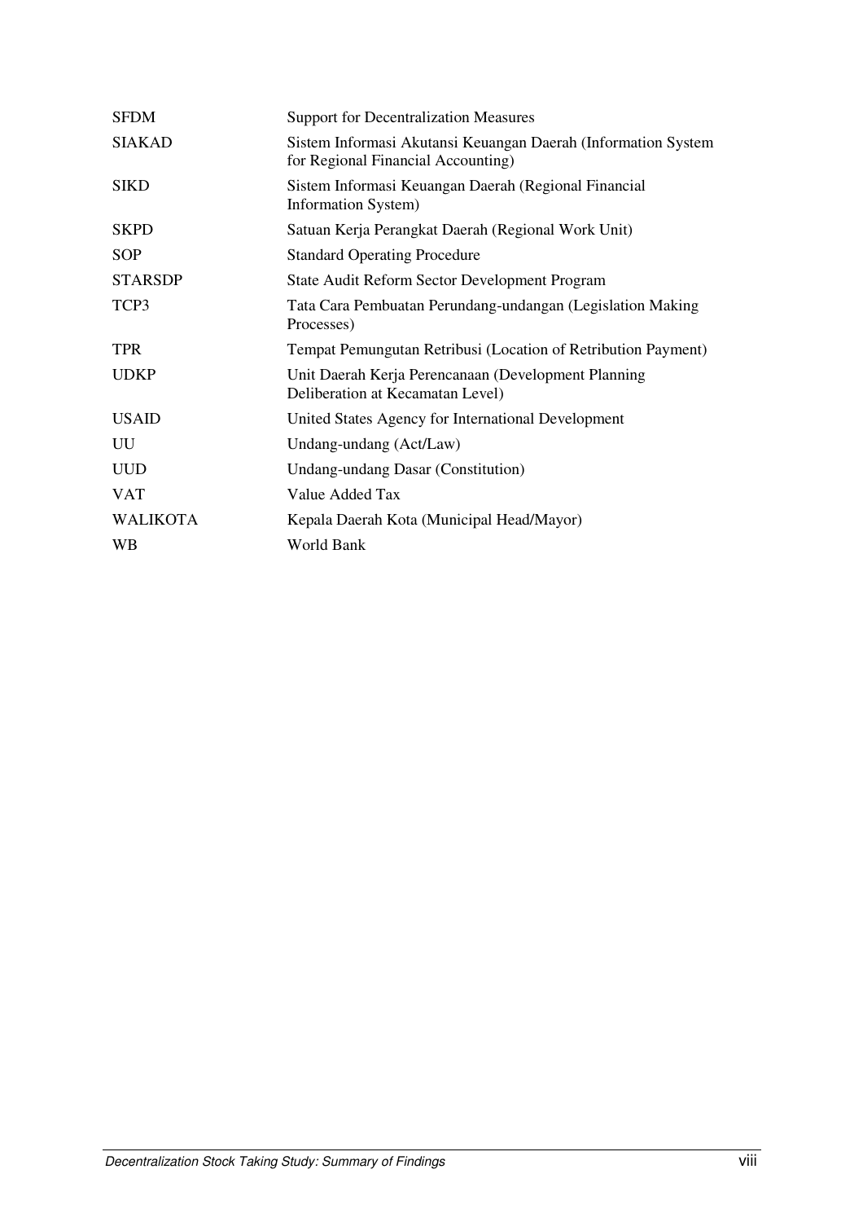| | |
|---|---|
| SFDM | Support for Decentralization Measures |
| SIAKAD | Sistem Informasi Akutansi Keuangan Daerah (Information System for Regional Financial Accounting) |
| SIKD | Sistem Informasi Keuangan Daerah (Regional Financial Information System) |
| SKPD | Satuan Kerja Perangkat Daerah (Regional Work Unit) |
| SOP | Standard Operating Procedure |
| STARSDP | State Audit Reform Sector Development Program |
| TCP3 | Tata Cara Pembuatan Perundang-undangan (Legislation Making Processes) |
| TPR | Tempat Pemungutan Retribusi (Location of Retribution Payment) |
| UDKP | Unit Daerah Kerja Perencanaan (Development Planning Deliberation at Kecamatan Level) |
| USAID | United States Agency for International Development |
| UU | Undang-undang (Act/Law) |
| UUD | Undang-undang Dasar (Constitution) |
| VAT | Value Added Tax |
| WALIKOTA | Kepala Daerah Kota (Municipal Head/Mayor) |
| WB | World Bank |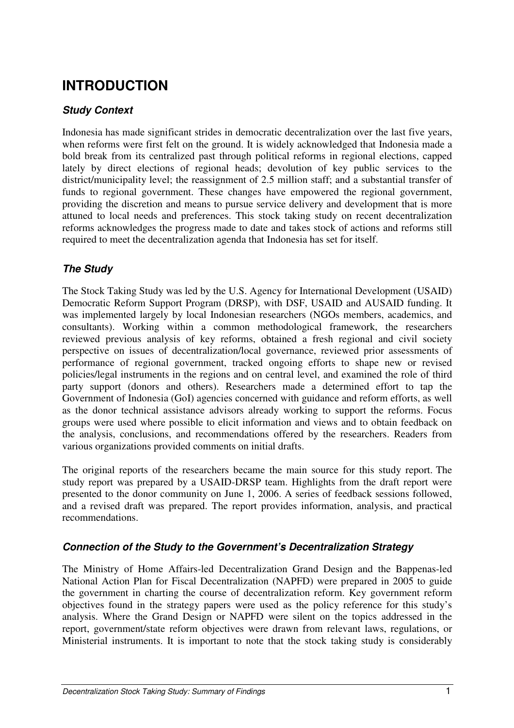# INTRODUCTION

### *Study Context*

Indonesia has made significant strides in democratic decentralization over the last five years, when reforms were first felt on the ground. It is widely acknowledged that Indonesia made a bold break from its centralized past through political reforms in regional elections, capped lately by direct elections of regional heads; devolution of key public services to the district/municipality level; the reassignment of 2.5 million staff; and a substantial transfer of funds to regional government. These changes have empowered the regional government, providing the discretion and means to pursue service delivery and development that is more attuned to local needs and preferences. This stock taking study on recent decentralization reforms acknowledges the progress made to date and takes stock of actions and reforms still required to meet the decentralization agenda that Indonesia has set for itself.

### *The Study*

The Stock Taking Study was led by the U.S. Agency for International Development (USAID) Democratic Reform Support Program (DRSP), with DSF, USAID and AUSAID funding. It was implemented largely by local Indonesian researchers (NGOs members, academics, and consultants). Working within a common methodological framework, the researchers reviewed previous analysis of key reforms, obtained a fresh regional and civil society perspective on issues of decentralization/local governance, reviewed prior assessments of performance of regional government, tracked ongoing efforts to shape new or revised policies/legal instruments in the regions and on central level, and examined the role of third party support (donors and others). Researchers made a determined effort to tap the Government of Indonesia (GoI) agencies concerned with guidance and reform efforts, as well as the donor technical assistance advisors already working to support the reforms. Focus groups were used where possible to elicit information and views and to obtain feedback on the analysis, conclusions, and recommendations offered by the researchers. Readers from various organizations provided comments on initial drafts.

The original reports of the researchers became the main source for this study report. The study report was prepared by a USAID-DRSP team. Highlights from the draft report were presented to the donor community on June 1, 2006. A series of feedback sessions followed, and a revised draft was prepared. The report provides information, analysis, and practical recommendations.

### *Connection of the Study to the Government's Decentralization Strategy*

The Ministry of Home Affairs-led Decentralization Grand Design and the Bappenas-led National Action Plan for Fiscal Decentralization (NAPFD) were prepared in 2005 to guide the government in charting the course of decentralization reform. Key government reform objectives found in the strategy papers were used as the policy reference for this study's analysis. Where the Grand Design or NAPFD were silent on the topics addressed in the report, government/state reform objectives were drawn from relevant laws, regulations, or Ministerial instruments. It is important to note that the stock taking study is considerably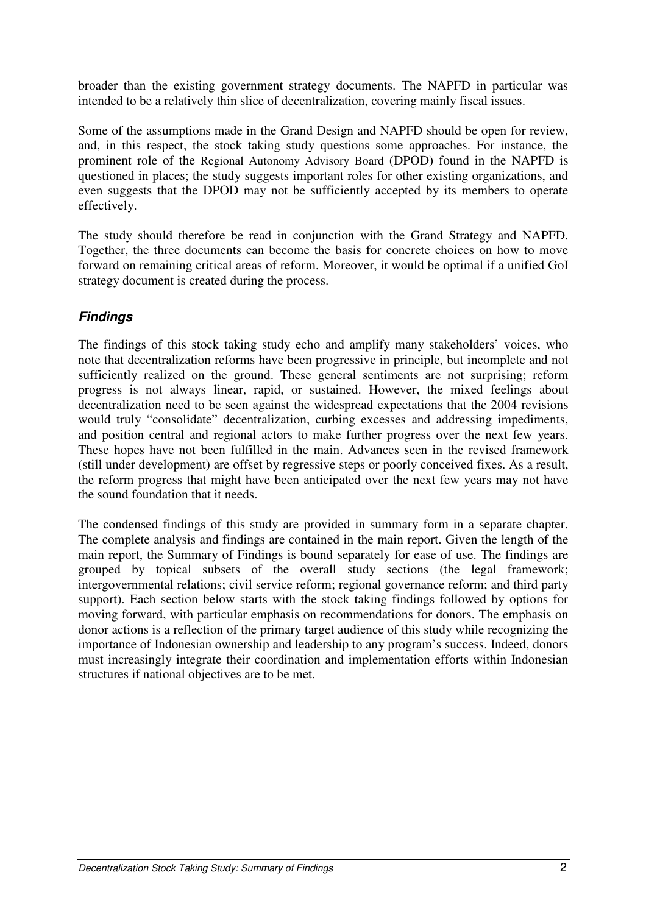broader than the existing government strategy documents. The NAPFD in particular was intended to be a relatively thin slice of decentralization, covering mainly fiscal issues.

Some of the assumptions made in the Grand Design and NAPFD should be open for review, and, in this respect, the stock taking study questions some approaches. For instance, the prominent role of the Regional Autonomy Advisory Board (DPOD) found in the NAPFD is questioned in places; the study suggests important roles for other existing organizations, and even suggests that the DPOD may not be sufficiently accepted by its members to operate effectively.

The study should therefore be read in conjunction with the Grand Strategy and NAPFD. Together, the three documents can become the basis for concrete choices on how to move forward on remaining critical areas of reform. Moreover, it would be optimal if a unified GoI strategy document is created during the process.

### *Findings*

The findings of this stock taking study echo and amplify many stakeholders' voices, who note that decentralization reforms have been progressive in principle, but incomplete and not sufficiently realized on the ground. These general sentiments are not surprising; reform progress is not always linear, rapid, or sustained. However, the mixed feelings about decentralization need to be seen against the widespread expectations that the 2004 revisions would truly "consolidate" decentralization, curbing excesses and addressing impediments, and position central and regional actors to make further progress over the next few years. These hopes have not been fulfilled in the main. Advances seen in the revised framework (still under development) are offset by regressive steps or poorly conceived fixes. As a result, the reform progress that might have been anticipated over the next few years may not have the sound foundation that it needs.

The condensed findings of this study are provided in summary form in a separate chapter. The complete analysis and findings are contained in the main report. Given the length of the main report, the Summary of Findings is bound separately for ease of use. The findings are grouped by topical subsets of the overall study sections (the legal framework; intergovernmental relations; civil service reform; regional governance reform; and third party support). Each section below starts with the stock taking findings followed by options for moving forward, with particular emphasis on recommendations for donors. The emphasis on donor actions is a reflection of the primary target audience of this study while recognizing the importance of Indonesian ownership and leadership to any program's success. Indeed, donors must increasingly integrate their coordination and implementation efforts within Indonesian structures if national objectives are to be met.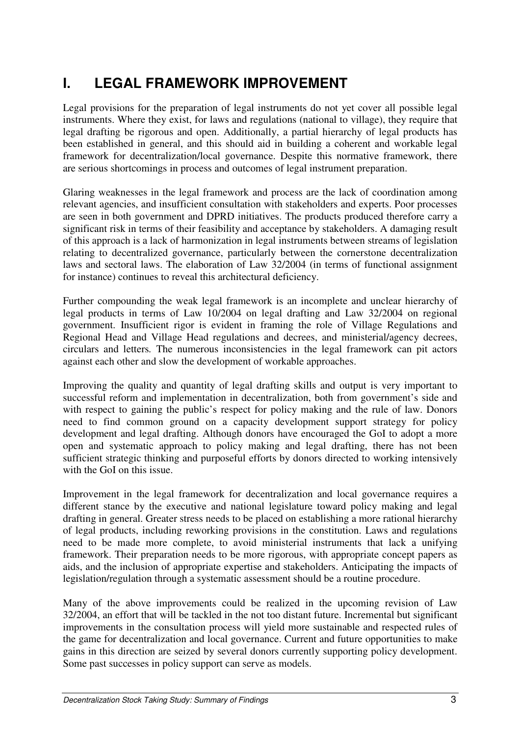# I. LEGAL FRAMEWORK IMPROVEMENT

Legal provisions for the preparation of legal instruments do not yet cover all possible legal instruments. Where they exist, for laws and regulations (national to village), they require that legal drafting be rigorous and open. Additionally, a partial hierarchy of legal products has been established in general, and this should aid in building a coherent and workable legal framework for decentralization/local governance. Despite this normative framework, there are serious shortcomings in process and outcomes of legal instrument preparation.

Glaring weaknesses in the legal framework and process are the lack of coordination among relevant agencies, and insufficient consultation with stakeholders and experts. Poor processes are seen in both government and DPRD initiatives. The products produced therefore carry a significant risk in terms of their feasibility and acceptance by stakeholders. A damaging result of this approach is a lack of harmonization in legal instruments between streams of legislation relating to decentralized governance, particularly between the cornerstone decentralization laws and sectoral laws. The elaboration of Law 32/2004 (in terms of functional assignment for instance) continues to reveal this architectural deficiency.

Further compounding the weak legal framework is an incomplete and unclear hierarchy of legal products in terms of Law 10/2004 on legal drafting and Law 32/2004 on regional government. Insufficient rigor is evident in framing the role of Village Regulations and Regional Head and Village Head regulations and decrees, and ministerial/agency decrees, circulars and letters. The numerous inconsistencies in the legal framework can pit actors against each other and slow the development of workable approaches.

Improving the quality and quantity of legal drafting skills and output is very important to successful reform and implementation in decentralization, both from government's side and with respect to gaining the public's respect for policy making and the rule of law. Donors need to find common ground on a capacity development support strategy for policy development and legal drafting. Although donors have encouraged the GoI to adopt a more open and systematic approach to policy making and legal drafting, there has not been sufficient strategic thinking and purposeful efforts by donors directed to working intensively with the GoI on this issue.

Improvement in the legal framework for decentralization and local governance requires a different stance by the executive and national legislature toward policy making and legal drafting in general. Greater stress needs to be placed on establishing a more rational hierarchy of legal products, including reworking provisions in the constitution. Laws and regulations need to be made more complete, to avoid ministerial instruments that lack a unifying framework. Their preparation needs to be more rigorous, with appropriate concept papers as aids, and the inclusion of appropriate expertise and stakeholders. Anticipating the impacts of legislation/regulation through a systematic assessment should be a routine procedure.

Many of the above improvements could be realized in the upcoming revision of Law 32/2004, an effort that will be tackled in the not too distant future. Incremental but significant improvements in the consultation process will yield more sustainable and respected rules of the game for decentralization and local governance. Current and future opportunities to make gains in this direction are seized by several donors currently supporting policy development. Some past successes in policy support can serve as models.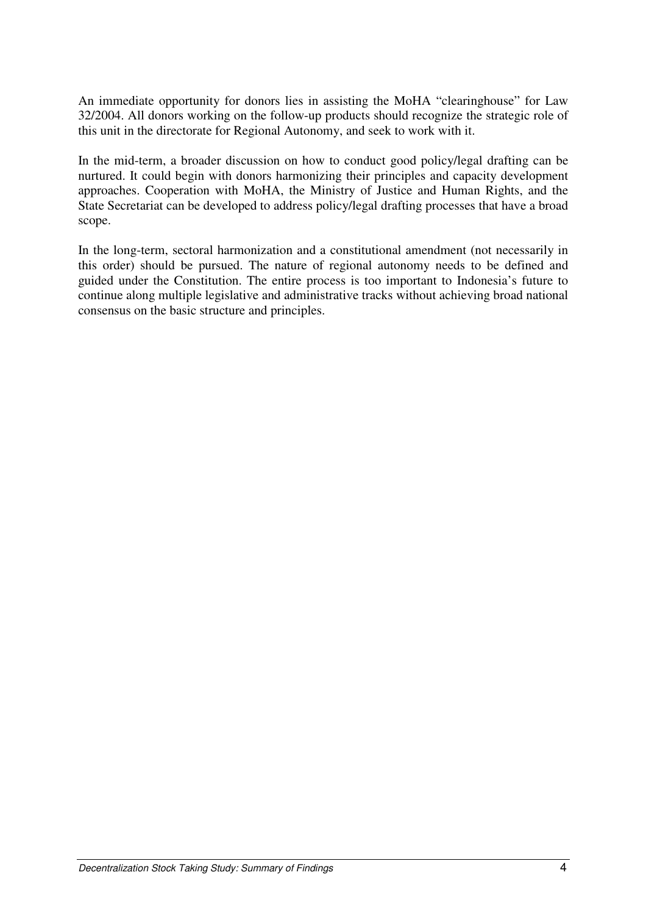An immediate opportunity for donors lies in assisting the MoHA "clearinghouse" for Law 32/2004. All donors working on the follow-up products should recognize the strategic role of this unit in the directorate for Regional Autonomy, and seek to work with it.

In the mid-term, a broader discussion on how to conduct good policy/legal drafting can be nurtured. It could begin with donors harmonizing their principles and capacity development approaches. Cooperation with MoHA, the Ministry of Justice and Human Rights, and the State Secretariat can be developed to address policy/legal drafting processes that have a broad scope.

In the long-term, sectoral harmonization and a constitutional amendment (not necessarily in this order) should be pursued. The nature of regional autonomy needs to be defined and guided under the Constitution. The entire process is too important to Indonesia's future to continue along multiple legislative and administrative tracks without achieving broad national consensus on the basic structure and principles.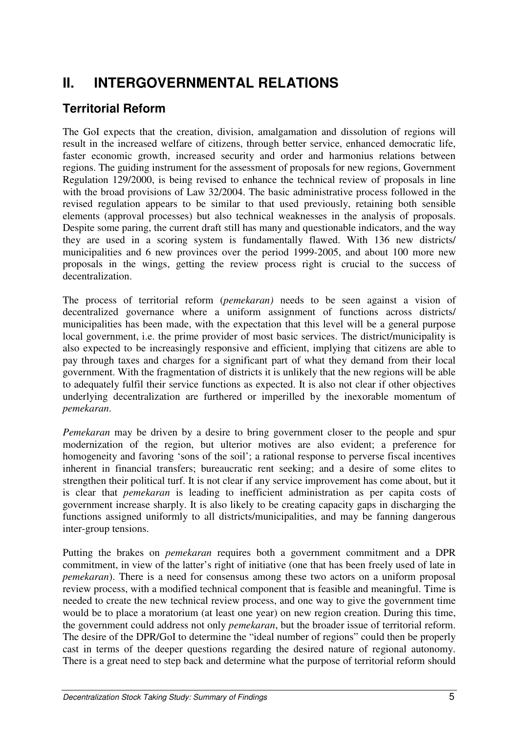# II. INTERGOVERNMENTAL RELATIONS

## Territorial Reform

The GoI expects that the creation, division, amalgamation and dissolution of regions will result in the increased welfare of citizens, through better service, enhanced democratic life, faster economic growth, increased security and order and harmonius relations between regions. The guiding instrument for the assessment of proposals for new regions, Government Regulation 129/2000, is being revised to enhance the technical review of proposals in line with the broad provisions of Law 32/2004. The basic administrative process followed in the revised regulation appears to be similar to that used previously, retaining both sensible elements (approval processes) but also technical weaknesses in the analysis of proposals. Despite some paring, the current draft still has many and questionable indicators, and the way they are used in a scoring system is fundamentally flawed. With 136 new districts/ municipalities and 6 new provinces over the period 1999-2005, and about 100 more new proposals in the wings, getting the review process right is crucial to the success of decentralization.

The process of territorial reform (*pemekaran)* needs to be seen against a vision of decentralized governance where a uniform assignment of functions across districts/ municipalities has been made, with the expectation that this level will be a general purpose local government, i.e. the prime provider of most basic services. The district/municipality is also expected to be increasingly responsive and efficient, implying that citizens are able to pay through taxes and charges for a significant part of what they demand from their local government. With the fragmentation of districts it is unlikely that the new regions will be able to adequately fulfil their service functions as expected. It is also not clear if other objectives underlying decentralization are furthered or imperilled by the inexorable momentum of *pemekaran*.

*Pemekaran* may be driven by a desire to bring government closer to the people and spur modernization of the region, but ulterior motives are also evident; a preference for homogeneity and favoring 'sons of the soil'; a rational response to perverse fiscal incentives inherent in financial transfers; bureaucratic rent seeking; and a desire of some elites to strengthen their political turf. It is not clear if any service improvement has come about, but it is clear that *pemekaran* is leading to inefficient administration as per capita costs of government increase sharply. It is also likely to be creating capacity gaps in discharging the functions assigned uniformly to all districts/municipalities, and may be fanning dangerous inter-group tensions.

Putting the brakes on *pemekaran* requires both a government commitment and a DPR commitment, in view of the latter's right of initiative (one that has been freely used of late in *pemekaran*). There is a need for consensus among these two actors on a uniform proposal review process, with a modified technical component that is feasible and meaningful. Time is needed to create the new technical review process, and one way to give the government time would be to place a moratorium (at least one year) on new region creation. During this time, the government could address not only *pemekaran*, but the broader issue of territorial reform. The desire of the DPR/GoI to determine the "ideal number of regions" could then be properly cast in terms of the deeper questions regarding the desired nature of regional autonomy. There is a great need to step back and determine what the purpose of territorial reform should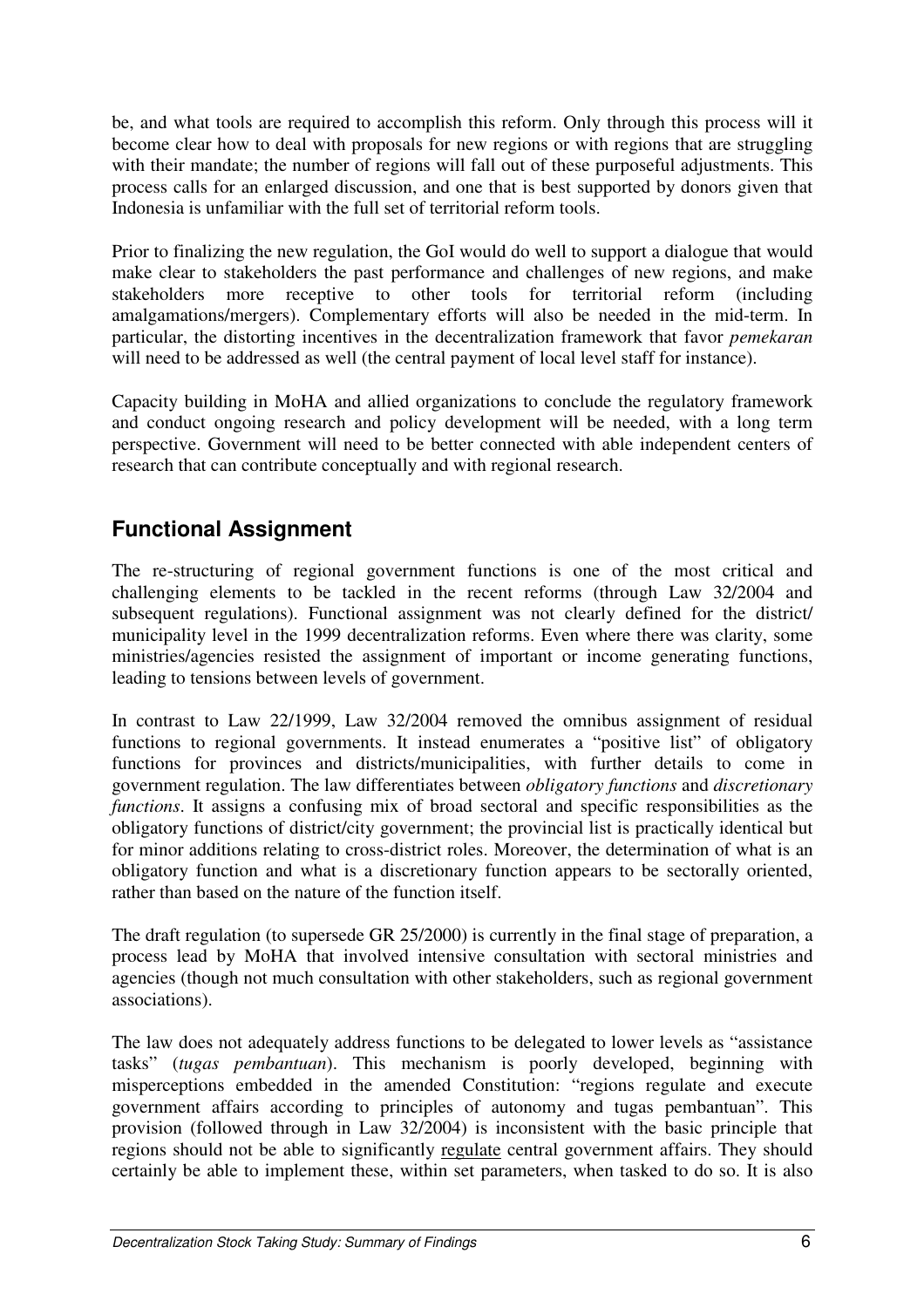be, and what tools are required to accomplish this reform. Only through this process will it become clear how to deal with proposals for new regions or with regions that are struggling with their mandate; the number of regions will fall out of these purposeful adjustments. This process calls for an enlarged discussion, and one that is best supported by donors given that Indonesia is unfamiliar with the full set of territorial reform tools.

Prior to finalizing the new regulation, the GoI would do well to support a dialogue that would make clear to stakeholders the past performance and challenges of new regions, and make stakeholders more receptive to other tools for territorial reform (including amalgamations/mergers). Complementary efforts will also be needed in the mid-term. In particular, the distorting incentives in the decentralization framework that favor *pemekaran* will need to be addressed as well (the central payment of local level staff for instance).

Capacity building in MoHA and allied organizations to conclude the regulatory framework and conduct ongoing research and policy development will be needed, with a long term perspective. Government will need to be better connected with able independent centers of research that can contribute conceptually and with regional research.

## Functional Assignment

The re-structuring of regional government functions is one of the most critical and challenging elements to be tackled in the recent reforms (through Law 32/2004 and subsequent regulations). Functional assignment was not clearly defined for the district/ municipality level in the 1999 decentralization reforms. Even where there was clarity, some ministries/agencies resisted the assignment of important or income generating functions, leading to tensions between levels of government.

In contrast to Law 22/1999, Law 32/2004 removed the omnibus assignment of residual functions to regional governments. It instead enumerates a "positive list" of obligatory functions for provinces and districts/municipalities, with further details to come in government regulation. The law differentiates between *obligatory functions* and *discretionary functions*. It assigns a confusing mix of broad sectoral and specific responsibilities as the obligatory functions of district/city government; the provincial list is practically identical but for minor additions relating to cross-district roles. Moreover, the determination of what is an obligatory function and what is a discretionary function appears to be sectorally oriented, rather than based on the nature of the function itself.

The draft regulation (to supersede GR 25/2000) is currently in the final stage of preparation, a process lead by MoHA that involved intensive consultation with sectoral ministries and agencies (though not much consultation with other stakeholders, such as regional government associations).

The law does not adequately address functions to be delegated to lower levels as "assistance tasks" (*tugas pembantuan*). This mechanism is poorly developed, beginning with misperceptions embedded in the amended Constitution: "regions regulate and execute government affairs according to principles of autonomy and tugas pembantuan". This provision (followed through in Law 32/2004) is inconsistent with the basic principle that regions should not be able to significantly regulate central government affairs. They should certainly be able to implement these, within set parameters, when tasked to do so. It is also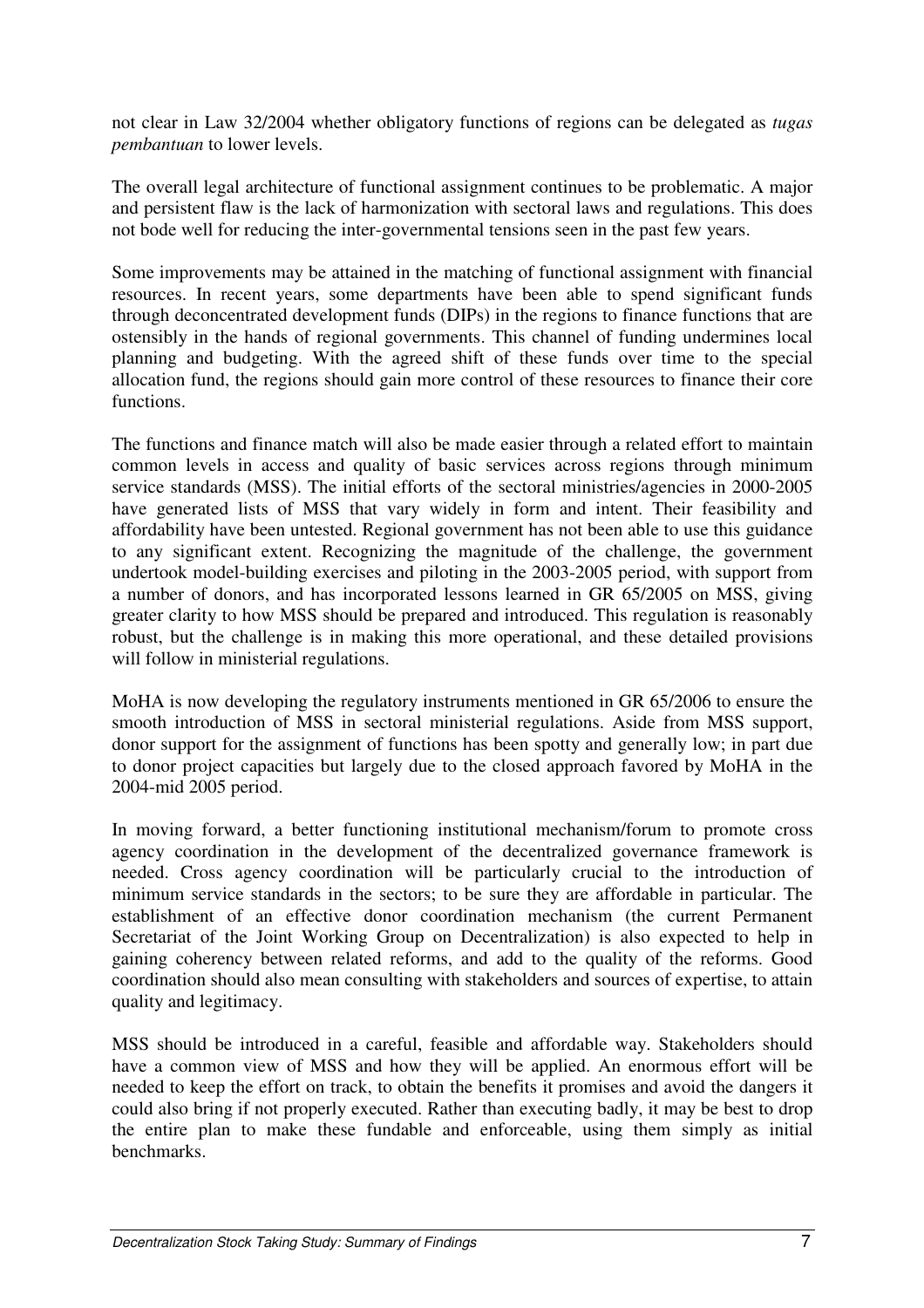not clear in Law 32/2004 whether obligatory functions of regions can be delegated as *tugas pembantuan* to lower levels.

The overall legal architecture of functional assignment continues to be problematic. A major and persistent flaw is the lack of harmonization with sectoral laws and regulations. This does not bode well for reducing the inter-governmental tensions seen in the past few years.

Some improvements may be attained in the matching of functional assignment with financial resources. In recent years, some departments have been able to spend significant funds through deconcentrated development funds (DIPs) in the regions to finance functions that are ostensibly in the hands of regional governments. This channel of funding undermines local planning and budgeting. With the agreed shift of these funds over time to the special allocation fund, the regions should gain more control of these resources to finance their core functions.

The functions and finance match will also be made easier through a related effort to maintain common levels in access and quality of basic services across regions through minimum service standards (MSS). The initial efforts of the sectoral ministries/agencies in 2000-2005 have generated lists of MSS that vary widely in form and intent. Their feasibility and affordability have been untested. Regional government has not been able to use this guidance to any significant extent. Recognizing the magnitude of the challenge, the government undertook model-building exercises and piloting in the 2003-2005 period, with support from a number of donors, and has incorporated lessons learned in GR 65/2005 on MSS, giving greater clarity to how MSS should be prepared and introduced. This regulation is reasonably robust, but the challenge is in making this more operational, and these detailed provisions will follow in ministerial regulations.

MoHA is now developing the regulatory instruments mentioned in GR 65/2006 to ensure the smooth introduction of MSS in sectoral ministerial regulations. Aside from MSS support, donor support for the assignment of functions has been spotty and generally low; in part due to donor project capacities but largely due to the closed approach favored by MoHA in the 2004-mid 2005 period.

In moving forward, a better functioning institutional mechanism/forum to promote cross agency coordination in the development of the decentralized governance framework is needed. Cross agency coordination will be particularly crucial to the introduction of minimum service standards in the sectors; to be sure they are affordable in particular. The establishment of an effective donor coordination mechanism (the current Permanent Secretariat of the Joint Working Group on Decentralization) is also expected to help in gaining coherency between related reforms, and add to the quality of the reforms. Good coordination should also mean consulting with stakeholders and sources of expertise, to attain quality and legitimacy.

MSS should be introduced in a careful, feasible and affordable way. Stakeholders should have a common view of MSS and how they will be applied. An enormous effort will be needed to keep the effort on track, to obtain the benefits it promises and avoid the dangers it could also bring if not properly executed. Rather than executing badly, it may be best to drop the entire plan to make these fundable and enforceable, using them simply as initial benchmarks.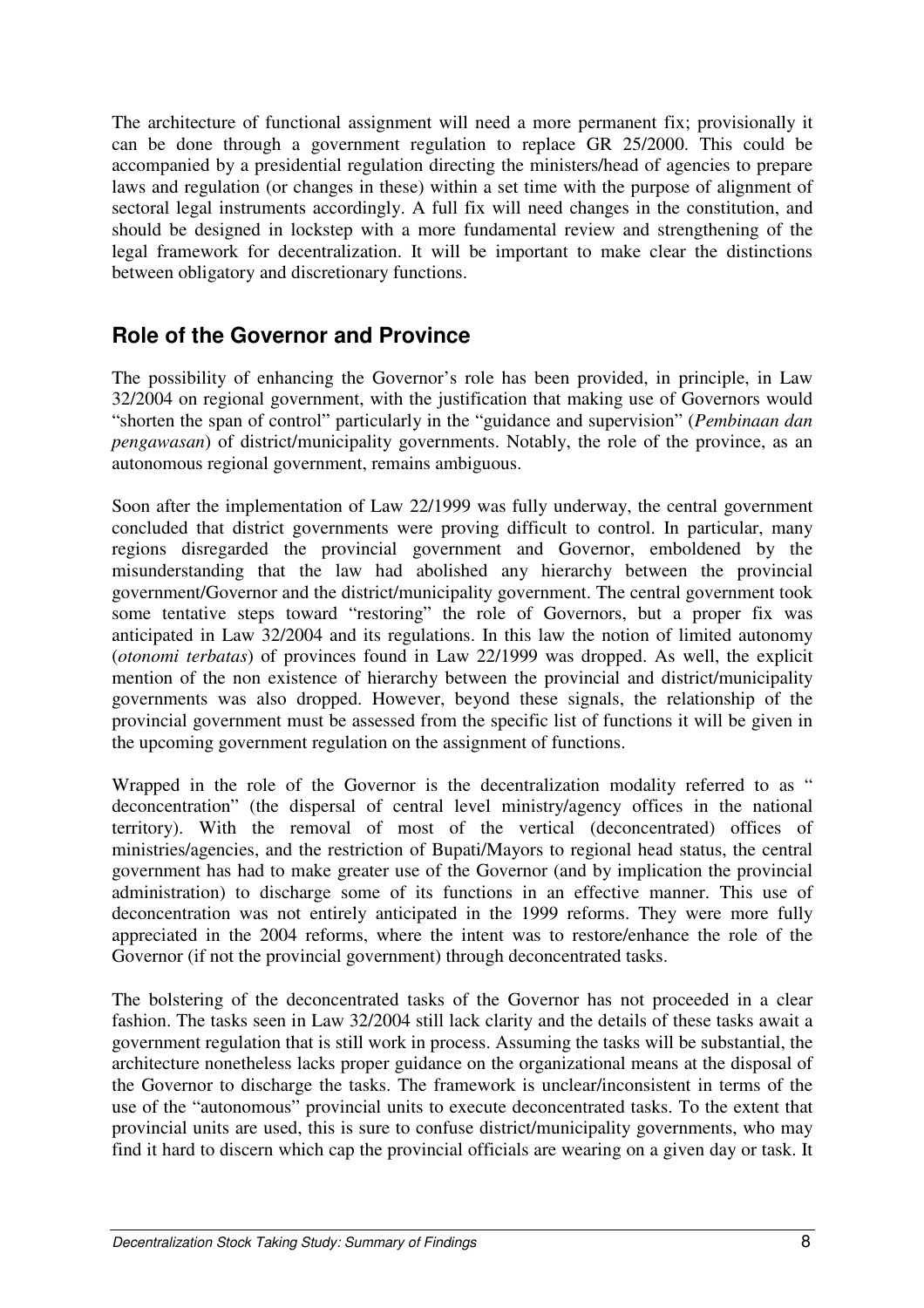The architecture of functional assignment will need a more permanent fix; provisionally it can be done through a government regulation to replace GR 25/2000. This could be accompanied by a presidential regulation directing the ministers/head of agencies to prepare laws and regulation (or changes in these) within a set time with the purpose of alignment of sectoral legal instruments accordingly. A full fix will need changes in the constitution, and should be designed in lockstep with a more fundamental review and strengthening of the legal framework for decentralization. It will be important to make clear the distinctions between obligatory and discretionary functions.

## Role of the Governor and Province

The possibility of enhancing the Governor's role has been provided, in principle, in Law 32/2004 on regional government, with the justification that making use of Governors would "shorten the span of control" particularly in the "guidance and supervision" (*Pembinaan dan pengawasan*) of district/municipality governments. Notably, the role of the province, as an autonomous regional government, remains ambiguous.

Soon after the implementation of Law 22/1999 was fully underway, the central government concluded that district governments were proving difficult to control. In particular, many regions disregarded the provincial government and Governor, emboldened by the misunderstanding that the law had abolished any hierarchy between the provincial government/Governor and the district/municipality government. The central government took some tentative steps toward "restoring" the role of Governors, but a proper fix was anticipated in Law 32/2004 and its regulations. In this law the notion of limited autonomy (*otonomi terbatas*) of provinces found in Law 22/1999 was dropped. As well, the explicit mention of the non existence of hierarchy between the provincial and district/municipality governments was also dropped. However, beyond these signals, the relationship of the provincial government must be assessed from the specific list of functions it will be given in the upcoming government regulation on the assignment of functions.

Wrapped in the role of the Governor is the decentralization modality referred to as " deconcentration" (the dispersal of central level ministry/agency offices in the national territory). With the removal of most of the vertical (deconcentrated) offices of ministries/agencies, and the restriction of Bupati/Mayors to regional head status, the central government has had to make greater use of the Governor (and by implication the provincial administration) to discharge some of its functions in an effective manner. This use of deconcentration was not entirely anticipated in the 1999 reforms. They were more fully appreciated in the 2004 reforms, where the intent was to restore/enhance the role of the Governor (if not the provincial government) through deconcentrated tasks.

The bolstering of the deconcentrated tasks of the Governor has not proceeded in a clear fashion. The tasks seen in Law 32/2004 still lack clarity and the details of these tasks await a government regulation that is still work in process. Assuming the tasks will be substantial, the architecture nonetheless lacks proper guidance on the organizational means at the disposal of the Governor to discharge the tasks. The framework is unclear/inconsistent in terms of the use of the "autonomous" provincial units to execute deconcentrated tasks. To the extent that provincial units are used, this is sure to confuse district/municipality governments, who may find it hard to discern which cap the provincial officials are wearing on a given day or task. It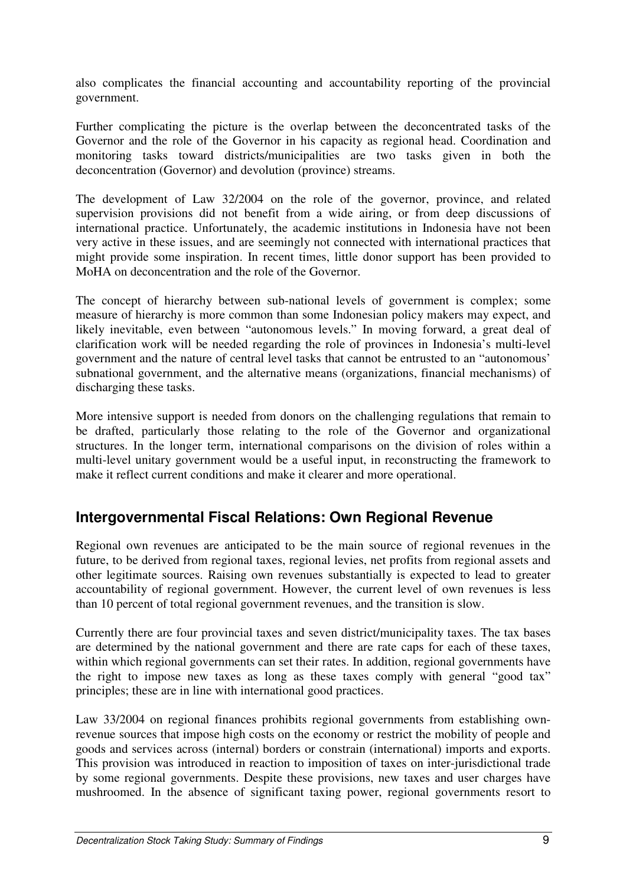also complicates the financial accounting and accountability reporting of the provincial government.

Further complicating the picture is the overlap between the deconcentrated tasks of the Governor and the role of the Governor in his capacity as regional head. Coordination and monitoring tasks toward districts/municipalities are two tasks given in both the deconcentration (Governor) and devolution (province) streams.

The development of Law 32/2004 on the role of the governor, province, and related supervision provisions did not benefit from a wide airing, or from deep discussions of international practice. Unfortunately, the academic institutions in Indonesia have not been very active in these issues, and are seemingly not connected with international practices that might provide some inspiration. In recent times, little donor support has been provided to MoHA on deconcentration and the role of the Governor.

The concept of hierarchy between sub-national levels of government is complex; some measure of hierarchy is more common than some Indonesian policy makers may expect, and likely inevitable, even between "autonomous levels." In moving forward, a great deal of clarification work will be needed regarding the role of provinces in Indonesia's multi-level government and the nature of central level tasks that cannot be entrusted to an "autonomous' subnational government, and the alternative means (organizations, financial mechanisms) of discharging these tasks.

More intensive support is needed from donors on the challenging regulations that remain to be drafted, particularly those relating to the role of the Governor and organizational structures. In the longer term, international comparisons on the division of roles within a multi-level unitary government would be a useful input, in reconstructing the framework to make it reflect current conditions and make it clearer and more operational.

## Intergovernmental Fiscal Relations: Own Regional Revenue

Regional own revenues are anticipated to be the main source of regional revenues in the future, to be derived from regional taxes, regional levies, net profits from regional assets and other legitimate sources. Raising own revenues substantially is expected to lead to greater accountability of regional government. However, the current level of own revenues is less than 10 percent of total regional government revenues, and the transition is slow.

Currently there are four provincial taxes and seven district/municipality taxes. The tax bases are determined by the national government and there are rate caps for each of these taxes, within which regional governments can set their rates. In addition, regional governments have the right to impose new taxes as long as these taxes comply with general "good tax" principles; these are in line with international good practices.

Law 33/2004 on regional finances prohibits regional governments from establishing own-revenue sources that impose high costs on the economy or restrict the mobility of people and goods and services across (internal) borders or constrain (international) imports and exports. This provision was introduced in reaction to imposition of taxes on inter-jurisdictional trade by some regional governments. Despite these provisions, new taxes and user charges have mushroomed. In the absence of significant taxing power, regional governments resort to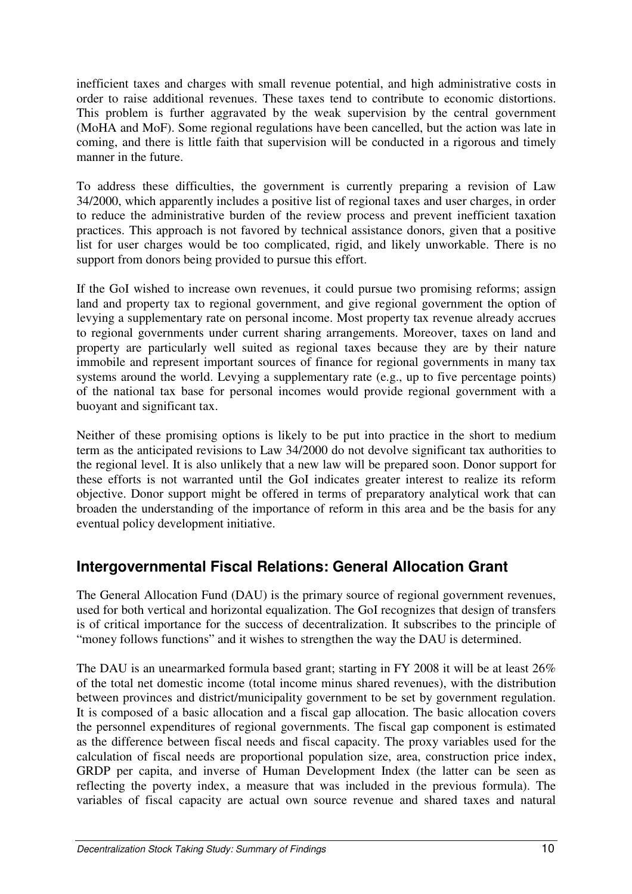inefficient taxes and charges with small revenue potential, and high administrative costs in order to raise additional revenues. These taxes tend to contribute to economic distortions. This problem is further aggravated by the weak supervision by the central government (MoHA and MoF). Some regional regulations have been cancelled, but the action was late in coming, and there is little faith that supervision will be conducted in a rigorous and timely manner in the future.

To address these difficulties, the government is currently preparing a revision of Law 34/2000, which apparently includes a positive list of regional taxes and user charges, in order to reduce the administrative burden of the review process and prevent inefficient taxation practices. This approach is not favored by technical assistance donors, given that a positive list for user charges would be too complicated, rigid, and likely unworkable. There is no support from donors being provided to pursue this effort.

If the GoI wished to increase own revenues, it could pursue two promising reforms; assign land and property tax to regional government, and give regional government the option of levying a supplementary rate on personal income. Most property tax revenue already accrues to regional governments under current sharing arrangements. Moreover, taxes on land and property are particularly well suited as regional taxes because they are by their nature immobile and represent important sources of finance for regional governments in many tax systems around the world. Levying a supplementary rate (e.g., up to five percentage points) of the national tax base for personal incomes would provide regional government with a buoyant and significant tax.

Neither of these promising options is likely to be put into practice in the short to medium term as the anticipated revisions to Law 34/2000 do not devolve significant tax authorities to the regional level. It is also unlikely that a new law will be prepared soon. Donor support for these efforts is not warranted until the GoI indicates greater interest to realize its reform objective. Donor support might be offered in terms of preparatory analytical work that can broaden the understanding of the importance of reform in this area and be the basis for any eventual policy development initiative.

## Intergovernmental Fiscal Relations: General Allocation Grant

The General Allocation Fund (DAU) is the primary source of regional government revenues, used for both vertical and horizontal equalization. The GoI recognizes that design of transfers is of critical importance for the success of decentralization. It subscribes to the principle of "money follows functions" and it wishes to strengthen the way the DAU is determined.

The DAU is an unearmarked formula based grant; starting in FY 2008 it will be at least 26% of the total net domestic income (total income minus shared revenues), with the distribution between provinces and district/municipality government to be set by government regulation. It is composed of a basic allocation and a fiscal gap allocation. The basic allocation covers the personnel expenditures of regional governments. The fiscal gap component is estimated as the difference between fiscal needs and fiscal capacity. The proxy variables used for the calculation of fiscal needs are proportional population size, area, construction price index, GRDP per capita, and inverse of Human Development Index (the latter can be seen as reflecting the poverty index, a measure that was included in the previous formula). The variables of fiscal capacity are actual own source revenue and shared taxes and natural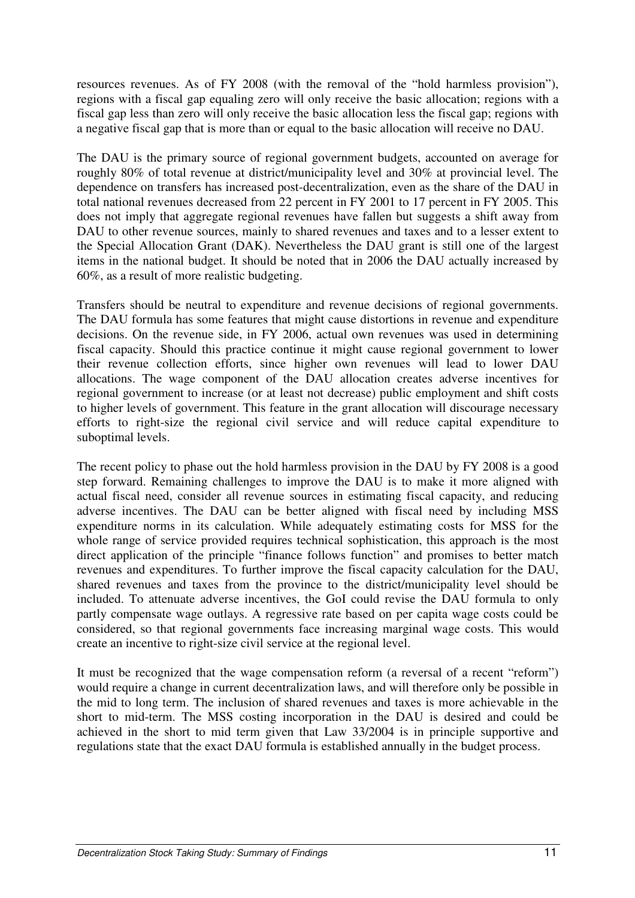resources revenues. As of FY 2008 (with the removal of the "hold harmless provision"), regions with a fiscal gap equaling zero will only receive the basic allocation; regions with a fiscal gap less than zero will only receive the basic allocation less the fiscal gap; regions with a negative fiscal gap that is more than or equal to the basic allocation will receive no DAU.

The DAU is the primary source of regional government budgets, accounted on average for roughly 80% of total revenue at district/municipality level and 30% at provincial level. The dependence on transfers has increased post-decentralization, even as the share of the DAU in total national revenues decreased from 22 percent in FY 2001 to 17 percent in FY 2005. This does not imply that aggregate regional revenues have fallen but suggests a shift away from DAU to other revenue sources, mainly to shared revenues and taxes and to a lesser extent to the Special Allocation Grant (DAK). Nevertheless the DAU grant is still one of the largest items in the national budget. It should be noted that in 2006 the DAU actually increased by 60%, as a result of more realistic budgeting.

Transfers should be neutral to expenditure and revenue decisions of regional governments. The DAU formula has some features that might cause distortions in revenue and expenditure decisions. On the revenue side, in FY 2006, actual own revenues was used in determining fiscal capacity. Should this practice continue it might cause regional government to lower their revenue collection efforts, since higher own revenues will lead to lower DAU allocations. The wage component of the DAU allocation creates adverse incentives for regional government to increase (or at least not decrease) public employment and shift costs to higher levels of government. This feature in the grant allocation will discourage necessary efforts to right-size the regional civil service and will reduce capital expenditure to suboptimal levels.

The recent policy to phase out the hold harmless provision in the DAU by FY 2008 is a good step forward. Remaining challenges to improve the DAU is to make it more aligned with actual fiscal need, consider all revenue sources in estimating fiscal capacity, and reducing adverse incentives. The DAU can be better aligned with fiscal need by including MSS expenditure norms in its calculation. While adequately estimating costs for MSS for the whole range of service provided requires technical sophistication, this approach is the most direct application of the principle "finance follows function" and promises to better match revenues and expenditures. To further improve the fiscal capacity calculation for the DAU, shared revenues and taxes from the province to the district/municipality level should be included. To attenuate adverse incentives, the GoI could revise the DAU formula to only partly compensate wage outlays. A regressive rate based on per capita wage costs could be considered, so that regional governments face increasing marginal wage costs. This would create an incentive to right-size civil service at the regional level.

It must be recognized that the wage compensation reform (a reversal of a recent "reform") would require a change in current decentralization laws, and will therefore only be possible in the mid to long term. The inclusion of shared revenues and taxes is more achievable in the short to mid-term. The MSS costing incorporation in the DAU is desired and could be achieved in the short to mid term given that Law 33/2004 is in principle supportive and regulations state that the exact DAU formula is established annually in the budget process.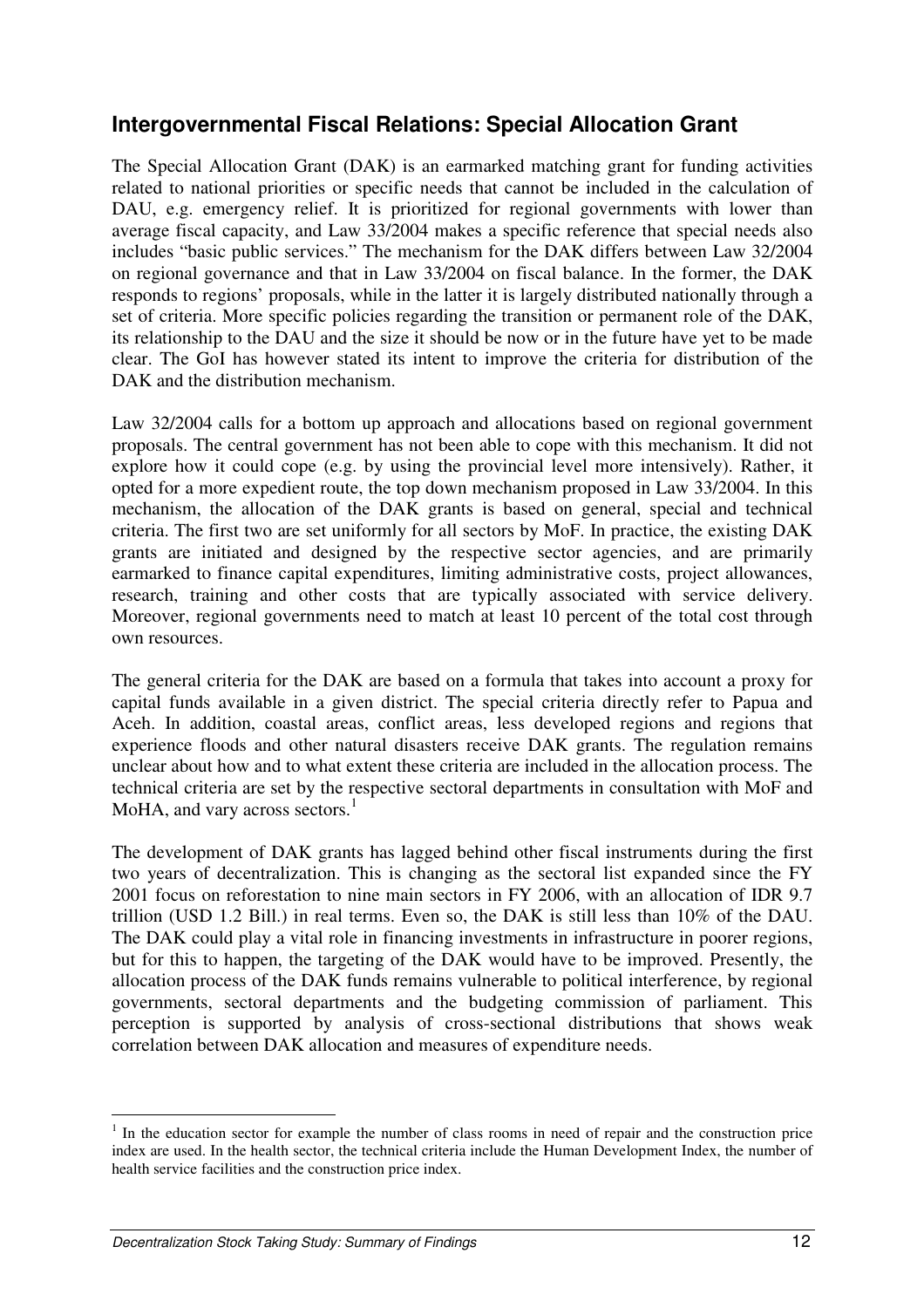## Intergovernmental Fiscal Relations: Special Allocation Grant

The Special Allocation Grant (DAK) is an earmarked matching grant for funding activities related to national priorities or specific needs that cannot be included in the calculation of DAU, e.g. emergency relief. It is prioritized for regional governments with lower than average fiscal capacity, and Law 33/2004 makes a specific reference that special needs also includes "basic public services." The mechanism for the DAK differs between Law 32/2004 on regional governance and that in Law 33/2004 on fiscal balance. In the former, the DAK responds to regions' proposals, while in the latter it is largely distributed nationally through a set of criteria. More specific policies regarding the transition or permanent role of the DAK, its relationship to the DAU and the size it should be now or in the future have yet to be made clear. The GoI has however stated its intent to improve the criteria for distribution of the DAK and the distribution mechanism.

Law 32/2004 calls for a bottom up approach and allocations based on regional government proposals. The central government has not been able to cope with this mechanism. It did not explore how it could cope (e.g. by using the provincial level more intensively). Rather, it opted for a more expedient route, the top down mechanism proposed in Law 33/2004. In this mechanism, the allocation of the DAK grants is based on general, special and technical criteria. The first two are set uniformly for all sectors by MoF. In practice, the existing DAK grants are initiated and designed by the respective sector agencies, and are primarily earmarked to finance capital expenditures, limiting administrative costs, project allowances, research, training and other costs that are typically associated with service delivery. Moreover, regional governments need to match at least 10 percent of the total cost through own resources.

The general criteria for the DAK are based on a formula that takes into account a proxy for capital funds available in a given district. The special criteria directly refer to Papua and Aceh. In addition, coastal areas, conflict areas, less developed regions and regions that experience floods and other natural disasters receive DAK grants. The regulation remains unclear about how and to what extent these criteria are included in the allocation process. The technical criteria are set by the respective sectoral departments in consultation with MoF and MoHA, and vary across sectors.[1]

The development of DAK grants has lagged behind other fiscal instruments during the first two years of decentralization. This is changing as the sectoral list expanded since the FY 2001 focus on reforestation to nine main sectors in FY 2006, with an allocation of IDR 9.7 trillion (USD 1.2 Bill.) in real terms. Even so, the DAK is still less than 10% of the DAU. The DAK could play a vital role in financing investments in infrastructure in poorer regions, but for this to happen, the targeting of the DAK would have to be improved. Presently, the allocation process of the DAK funds remains vulnerable to political interference, by regional governments, sectoral departments and the budgeting commission of parliament. This perception is supported by analysis of cross-sectional distributions that shows weak correlation between DAK allocation and measures of expenditure needs.

[1] In the education sector for example the number of class rooms in need of repair and the construction price index are used. In the health sector, the technical criteria include the Human Development Index, the number of health service facilities and the construction price index.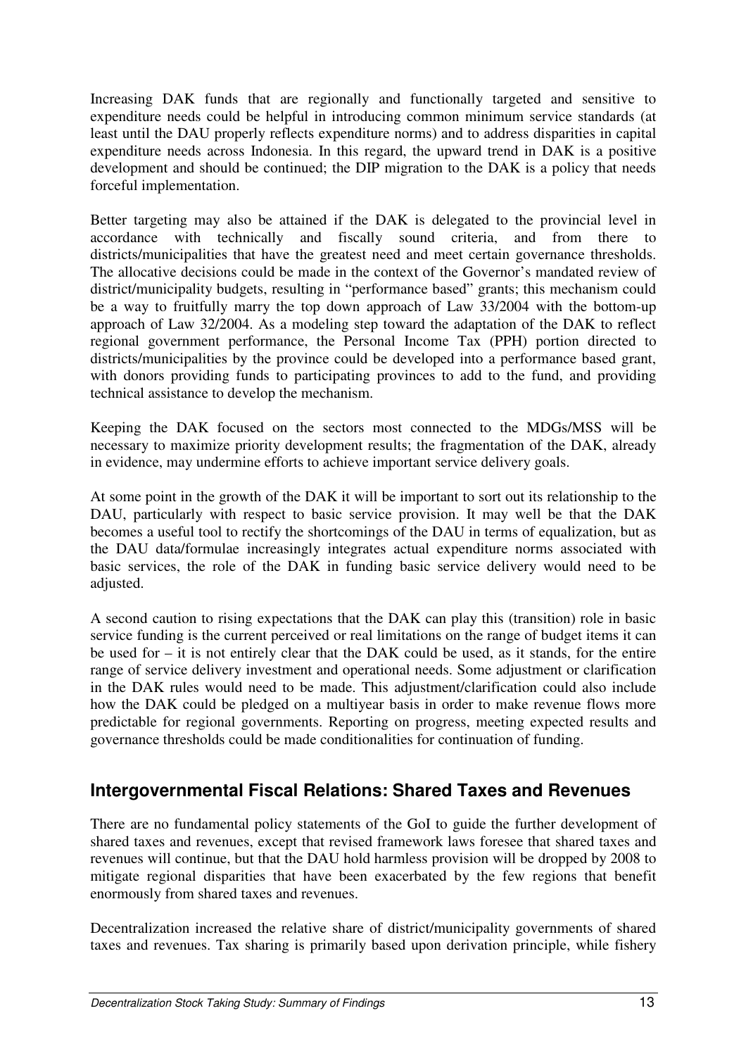Increasing DAK funds that are regionally and functionally targeted and sensitive to expenditure needs could be helpful in introducing common minimum service standards (at least until the DAU properly reflects expenditure norms) and to address disparities in capital expenditure needs across Indonesia. In this regard, the upward trend in DAK is a positive development and should be continued; the DIP migration to the DAK is a policy that needs forceful implementation.

Better targeting may also be attained if the DAK is delegated to the provincial level in accordance with technically and fiscally sound criteria, and from there to districts/municipalities that have the greatest need and meet certain governance thresholds. The allocative decisions could be made in the context of the Governor's mandated review of district/municipality budgets, resulting in "performance based" grants; this mechanism could be a way to fruitfully marry the top down approach of Law 33/2004 with the bottom-up approach of Law 32/2004. As a modeling step toward the adaptation of the DAK to reflect regional government performance, the Personal Income Tax (PPH) portion directed to districts/municipalities by the province could be developed into a performance based grant, with donors providing funds to participating provinces to add to the fund, and providing technical assistance to develop the mechanism.

Keeping the DAK focused on the sectors most connected to the MDGs/MSS will be necessary to maximize priority development results; the fragmentation of the DAK, already in evidence, may undermine efforts to achieve important service delivery goals.

At some point in the growth of the DAK it will be important to sort out its relationship to the DAU, particularly with respect to basic service provision. It may well be that the DAK becomes a useful tool to rectify the shortcomings of the DAU in terms of equalization, but as the DAU data/formulae increasingly integrates actual expenditure norms associated with basic services, the role of the DAK in funding basic service delivery would need to be adjusted.

A second caution to rising expectations that the DAK can play this (transition) role in basic service funding is the current perceived or real limitations on the range of budget items it can be used for – it is not entirely clear that the DAK could be used, as it stands, for the entire range of service delivery investment and operational needs. Some adjustment or clarification in the DAK rules would need to be made. This adjustment/clarification could also include how the DAK could be pledged on a multiyear basis in order to make revenue flows more predictable for regional governments. Reporting on progress, meeting expected results and governance thresholds could be made conditionalities for continuation of funding.

## Intergovernmental Fiscal Relations: Shared Taxes and Revenues

There are no fundamental policy statements of the GoI to guide the further development of shared taxes and revenues, except that revised framework laws foresee that shared taxes and revenues will continue, but that the DAU hold harmless provision will be dropped by 2008 to mitigate regional disparities that have been exacerbated by the few regions that benefit enormously from shared taxes and revenues.

Decentralization increased the relative share of district/municipality governments of shared taxes and revenues. Tax sharing is primarily based upon derivation principle, while fishery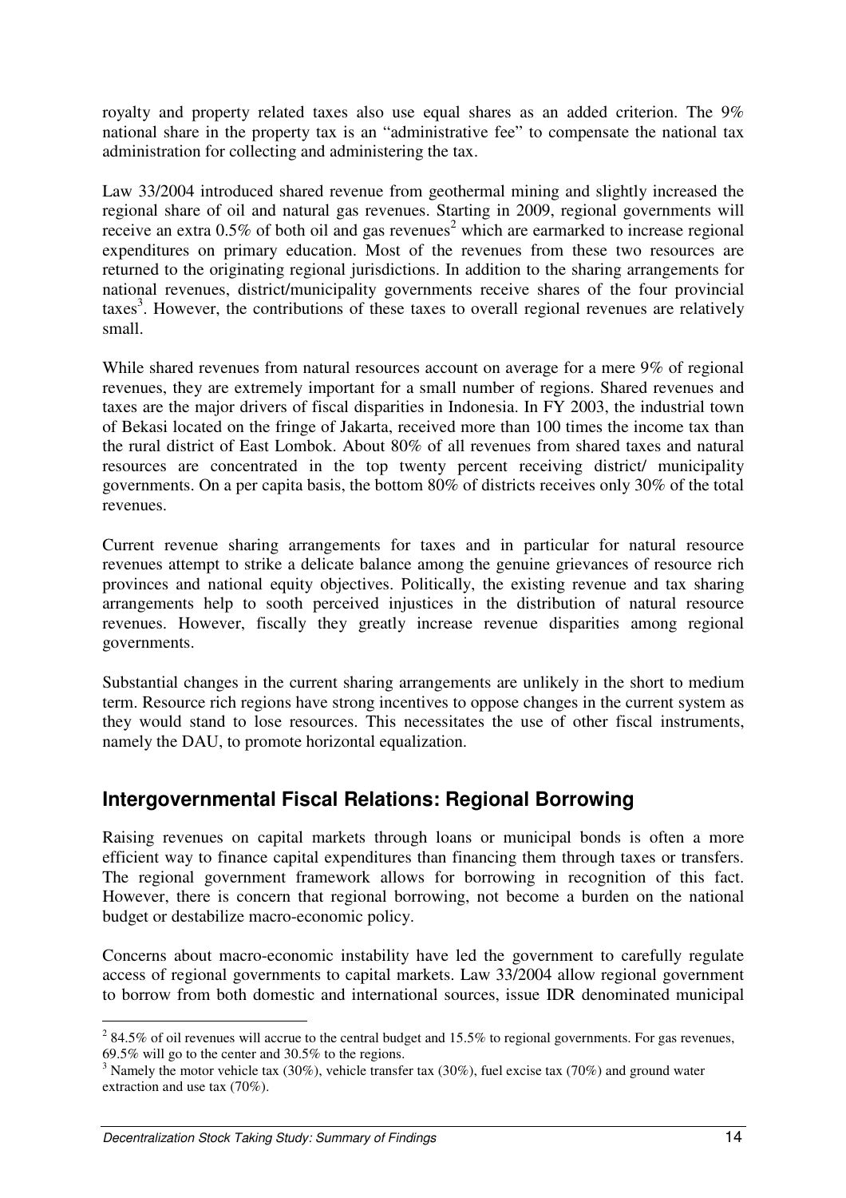royalty and property related taxes also use equal shares as an added criterion. The 9% national share in the property tax is an "administrative fee" to compensate the national tax administration for collecting and administering the tax.

Law 33/2004 introduced shared revenue from geothermal mining and slightly increased the regional share of oil and natural gas revenues. Starting in 2009, regional governments will receive an extra 0.5% of both oil and gas revenues[2] which are earmarked to increase regional expenditures on primary education. Most of the revenues from these two resources are returned to the originating regional jurisdictions. In addition to the sharing arrangements for national revenues, district/municipality governments receive shares of the four provincial taxes[3]. However, the contributions of these taxes to overall regional revenues are relatively small.

While shared revenues from natural resources account on average for a mere 9% of regional revenues, they are extremely important for a small number of regions. Shared revenues and taxes are the major drivers of fiscal disparities in Indonesia. In FY 2003, the industrial town of Bekasi located on the fringe of Jakarta, received more than 100 times the income tax than the rural district of East Lombok. About 80% of all revenues from shared taxes and natural resources are concentrated in the top twenty percent receiving district/ municipality governments. On a per capita basis, the bottom 80% of districts receives only 30% of the total revenues.

Current revenue sharing arrangements for taxes and in particular for natural resource revenues attempt to strike a delicate balance among the genuine grievances of resource rich provinces and national equity objectives. Politically, the existing revenue and tax sharing arrangements help to sooth perceived injustices in the distribution of natural resource revenues. However, fiscally they greatly increase revenue disparities among regional governments.

Substantial changes in the current sharing arrangements are unlikely in the short to medium term. Resource rich regions have strong incentives to oppose changes in the current system as they would stand to lose resources. This necessitates the use of other fiscal instruments, namely the DAU, to promote horizontal equalization.

## Intergovernmental Fiscal Relations: Regional Borrowing

Raising revenues on capital markets through loans or municipal bonds is often a more efficient way to finance capital expenditures than financing them through taxes or transfers. The regional government framework allows for borrowing in recognition of this fact. However, there is concern that regional borrowing, not become a burden on the national budget or destabilize macro-economic policy.

Concerns about macro-economic instability have led the government to carefully regulate access of regional governments to capital markets. Law 33/2004 allow regional government to borrow from both domestic and international sources, issue IDR denominated municipal

---

[2] 84.5% of oil revenues will accrue to the central budget and 15.5% to regional governments. For gas revenues, 69.5% will go to the center and 30.5% to the regions.

[3] Namely the motor vehicle tax (30%), vehicle transfer tax (30%), fuel excise tax (70%) and ground water extraction and use tax (70%).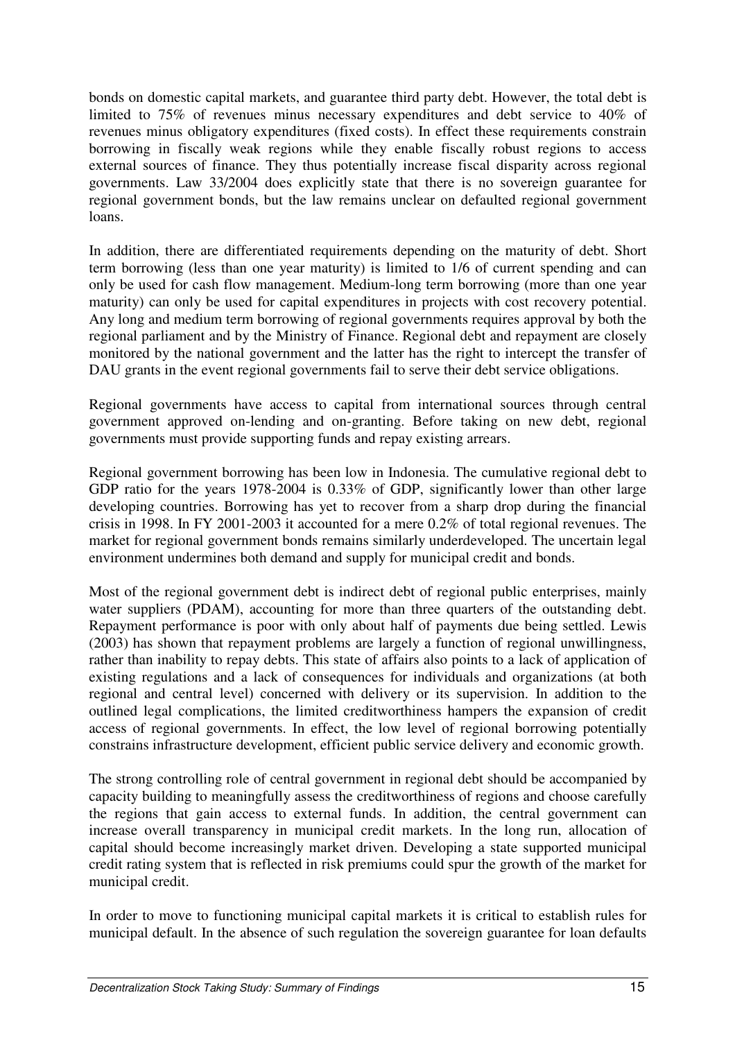bonds on domestic capital markets, and guarantee third party debt. However, the total debt is limited to 75% of revenues minus necessary expenditures and debt service to 40% of revenues minus obligatory expenditures (fixed costs). In effect these requirements constrain borrowing in fiscally weak regions while they enable fiscally robust regions to access external sources of finance. They thus potentially increase fiscal disparity across regional governments. Law 33/2004 does explicitly state that there is no sovereign guarantee for regional government bonds, but the law remains unclear on defaulted regional government loans.

In addition, there are differentiated requirements depending on the maturity of debt. Short term borrowing (less than one year maturity) is limited to 1/6 of current spending and can only be used for cash flow management. Medium-long term borrowing (more than one year maturity) can only be used for capital expenditures in projects with cost recovery potential. Any long and medium term borrowing of regional governments requires approval by both the regional parliament and by the Ministry of Finance. Regional debt and repayment are closely monitored by the national government and the latter has the right to intercept the transfer of DAU grants in the event regional governments fail to serve their debt service obligations.

Regional governments have access to capital from international sources through central government approved on-lending and on-granting. Before taking on new debt, regional governments must provide supporting funds and repay existing arrears.

Regional government borrowing has been low in Indonesia. The cumulative regional debt to GDP ratio for the years 1978-2004 is 0.33% of GDP, significantly lower than other large developing countries. Borrowing has yet to recover from a sharp drop during the financial crisis in 1998. In FY 2001-2003 it accounted for a mere 0.2% of total regional revenues. The market for regional government bonds remains similarly underdeveloped. The uncertain legal environment undermines both demand and supply for municipal credit and bonds.

Most of the regional government debt is indirect debt of regional public enterprises, mainly water suppliers (PDAM), accounting for more than three quarters of the outstanding debt. Repayment performance is poor with only about half of payments due being settled. Lewis (2003) has shown that repayment problems are largely a function of regional unwillingness, rather than inability to repay debts. This state of affairs also points to a lack of application of existing regulations and a lack of consequences for individuals and organizations (at both regional and central level) concerned with delivery or its supervision. In addition to the outlined legal complications, the limited creditworthiness hampers the expansion of credit access of regional governments. In effect, the low level of regional borrowing potentially constrains infrastructure development, efficient public service delivery and economic growth.

The strong controlling role of central government in regional debt should be accompanied by capacity building to meaningfully assess the creditworthiness of regions and choose carefully the regions that gain access to external funds. In addition, the central government can increase overall transparency in municipal credit markets. In the long run, allocation of capital should become increasingly market driven. Developing a state supported municipal credit rating system that is reflected in risk premiums could spur the growth of the market for municipal credit.

In order to move to functioning municipal capital markets it is critical to establish rules for municipal default. In the absence of such regulation the sovereign guarantee for loan defaults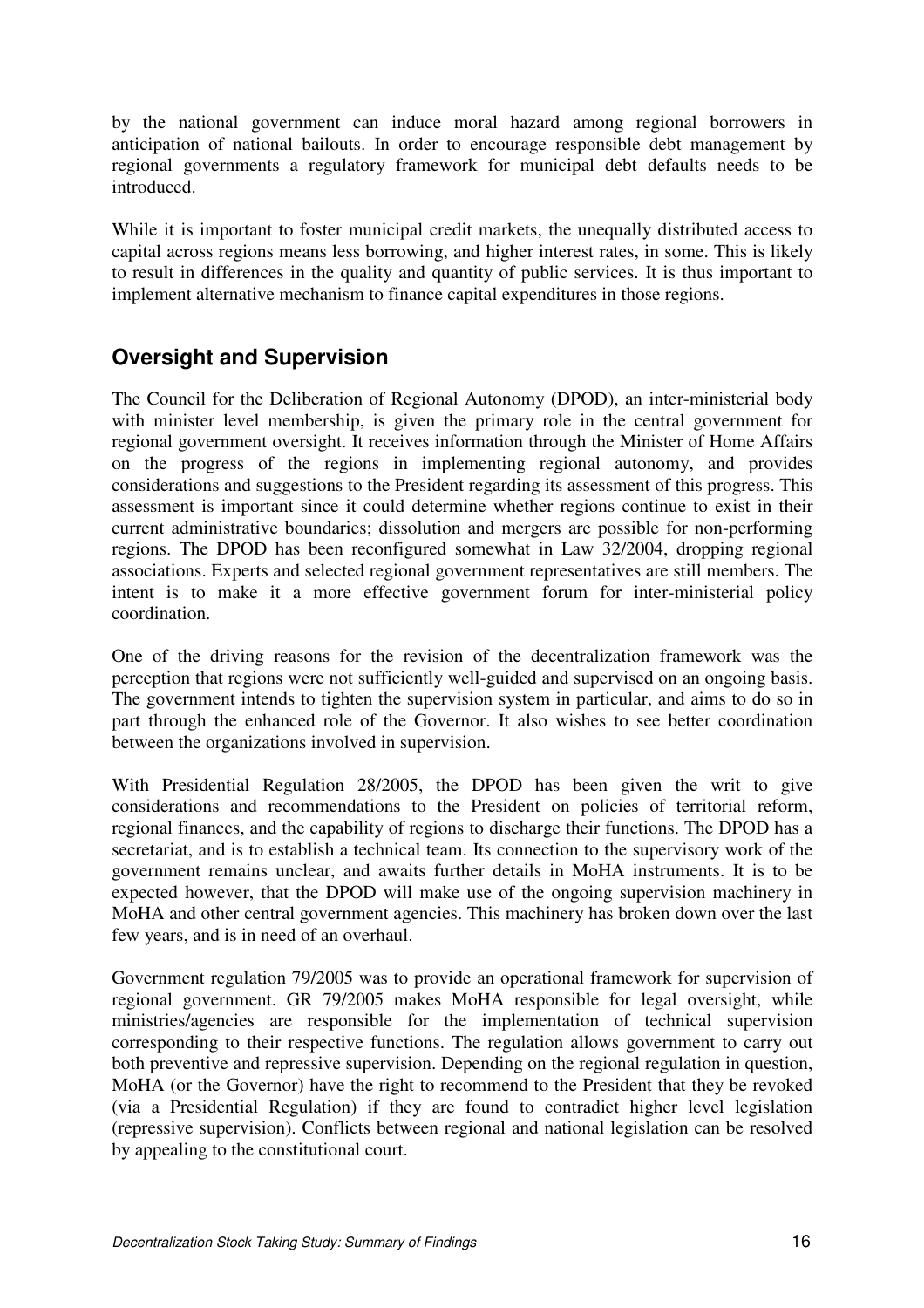by the national government can induce moral hazard among regional borrowers in anticipation of national bailouts. In order to encourage responsible debt management by regional governments a regulatory framework for municipal debt defaults needs to be introduced.

While it is important to foster municipal credit markets, the unequally distributed access to capital across regions means less borrowing, and higher interest rates, in some. This is likely to result in differences in the quality and quantity of public services. It is thus important to implement alternative mechanism to finance capital expenditures in those regions.

## Oversight and Supervision

The Council for the Deliberation of Regional Autonomy (DPOD), an inter-ministerial body with minister level membership, is given the primary role in the central government for regional government oversight. It receives information through the Minister of Home Affairs on the progress of the regions in implementing regional autonomy, and provides considerations and suggestions to the President regarding its assessment of this progress. This assessment is important since it could determine whether regions continue to exist in their current administrative boundaries; dissolution and mergers are possible for non-performing regions. The DPOD has been reconfigured somewhat in Law 32/2004, dropping regional associations. Experts and selected regional government representatives are still members. The intent is to make it a more effective government forum for inter-ministerial policy coordination.

One of the driving reasons for the revision of the decentralization framework was the perception that regions were not sufficiently well-guided and supervised on an ongoing basis. The government intends to tighten the supervision system in particular, and aims to do so in part through the enhanced role of the Governor. It also wishes to see better coordination between the organizations involved in supervision.

With Presidential Regulation 28/2005, the DPOD has been given the writ to give considerations and recommendations to the President on policies of territorial reform, regional finances, and the capability of regions to discharge their functions. The DPOD has a secretariat, and is to establish a technical team. Its connection to the supervisory work of the government remains unclear, and awaits further details in MoHA instruments. It is to be expected however, that the DPOD will make use of the ongoing supervision machinery in MoHA and other central government agencies. This machinery has broken down over the last few years, and is in need of an overhaul.

Government regulation 79/2005 was to provide an operational framework for supervision of regional government. GR 79/2005 makes MoHA responsible for legal oversight, while ministries/agencies are responsible for the implementation of technical supervision corresponding to their respective functions. The regulation allows government to carry out both preventive and repressive supervision. Depending on the regional regulation in question, MoHA (or the Governor) have the right to recommend to the President that they be revoked (via a Presidential Regulation) if they are found to contradict higher level legislation (repressive supervision). Conflicts between regional and national legislation can be resolved by appealing to the constitutional court.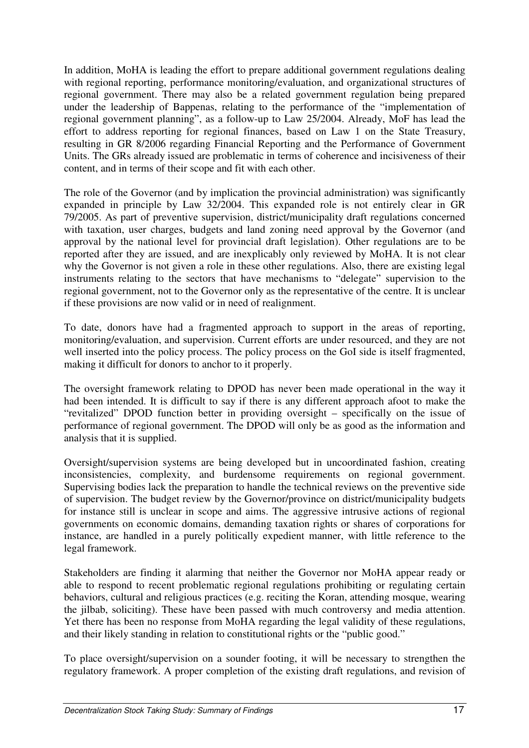In addition, MoHA is leading the effort to prepare additional government regulations dealing with regional reporting, performance monitoring/evaluation, and organizational structures of regional government. There may also be a related government regulation being prepared under the leadership of Bappenas, relating to the performance of the "implementation of regional government planning", as a follow-up to Law 25/2004. Already, MoF has lead the effort to address reporting for regional finances, based on Law 1 on the State Treasury, resulting in GR 8/2006 regarding Financial Reporting and the Performance of Government Units. The GRs already issued are problematic in terms of coherence and incisiveness of their content, and in terms of their scope and fit with each other.

The role of the Governor (and by implication the provincial administration) was significantly expanded in principle by Law 32/2004. This expanded role is not entirely clear in GR 79/2005. As part of preventive supervision, district/municipality draft regulations concerned with taxation, user charges, budgets and land zoning need approval by the Governor (and approval by the national level for provincial draft legislation). Other regulations are to be reported after they are issued, and are inexplicably only reviewed by MoHA. It is not clear why the Governor is not given a role in these other regulations. Also, there are existing legal instruments relating to the sectors that have mechanisms to "delegate" supervision to the regional government, not to the Governor only as the representative of the centre. It is unclear if these provisions are now valid or in need of realignment.

To date, donors have had a fragmented approach to support in the areas of reporting, monitoring/evaluation, and supervision. Current efforts are under resourced, and they are not well inserted into the policy process. The policy process on the GoI side is itself fragmented, making it difficult for donors to anchor to it properly.

The oversight framework relating to DPOD has never been made operational in the way it had been intended. It is difficult to say if there is any different approach afoot to make the "revitalized" DPOD function better in providing oversight – specifically on the issue of performance of regional government. The DPOD will only be as good as the information and analysis that it is supplied.

Oversight/supervision systems are being developed but in uncoordinated fashion, creating inconsistencies, complexity, and burdensome requirements on regional government. Supervising bodies lack the preparation to handle the technical reviews on the preventive side of supervision. The budget review by the Governor/province on district/municipality budgets for instance still is unclear in scope and aims. The aggressive intrusive actions of regional governments on economic domains, demanding taxation rights or shares of corporations for instance, are handled in a purely politically expedient manner, with little reference to the legal framework.

Stakeholders are finding it alarming that neither the Governor nor MoHA appear ready or able to respond to recent problematic regional regulations prohibiting or regulating certain behaviors, cultural and religious practices (e.g. reciting the Koran, attending mosque, wearing the jilbab, soliciting). These have been passed with much controversy and media attention. Yet there has been no response from MoHA regarding the legal validity of these regulations, and their likely standing in relation to constitutional rights or the "public good."

To place oversight/supervision on a sounder footing, it will be necessary to strengthen the regulatory framework. A proper completion of the existing draft regulations, and revision of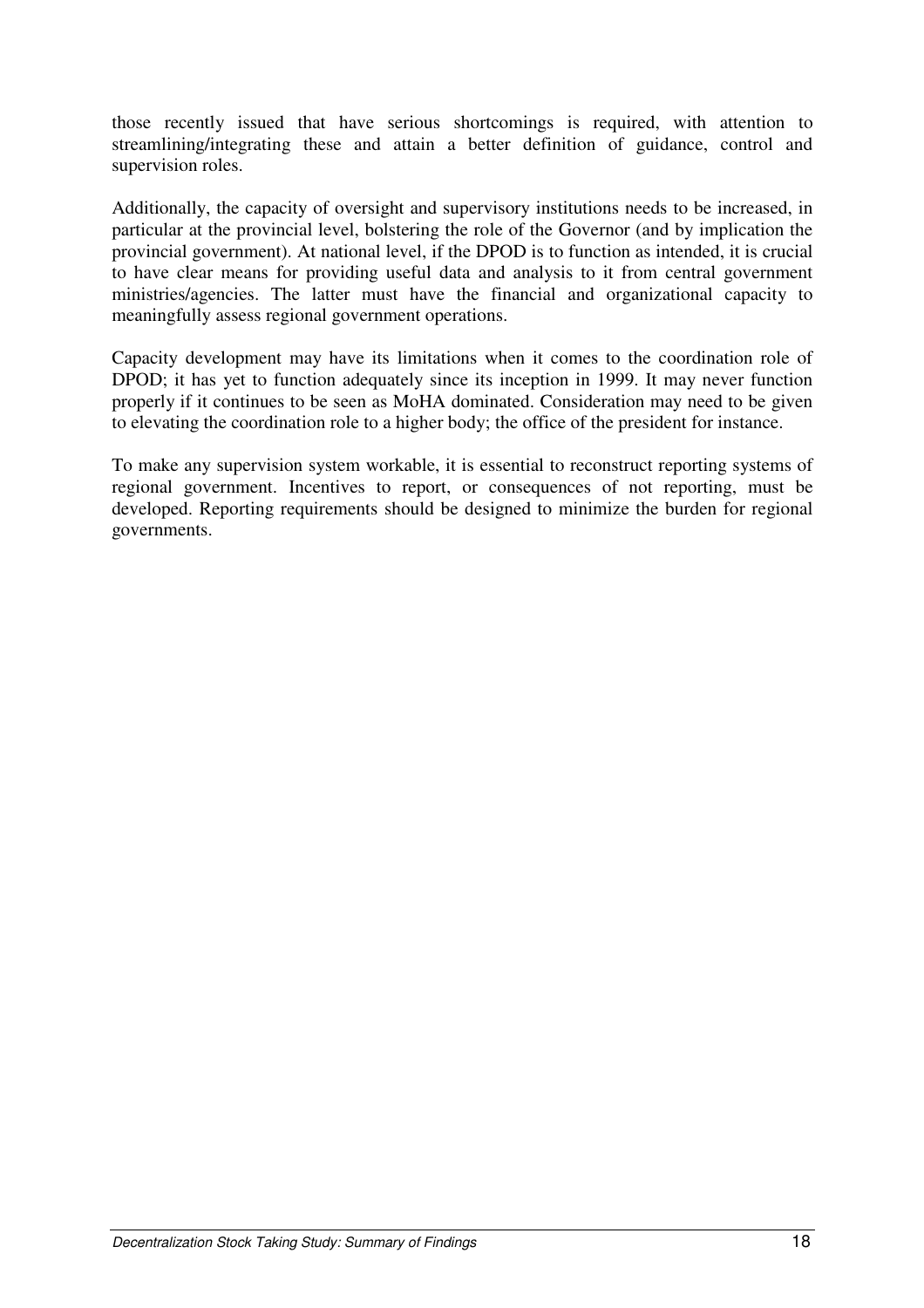those recently issued that have serious shortcomings is required, with attention to streamlining/integrating these and attain a better definition of guidance, control and supervision roles.

Additionally, the capacity of oversight and supervisory institutions needs to be increased, in particular at the provincial level, bolstering the role of the Governor (and by implication the provincial government). At national level, if the DPOD is to function as intended, it is crucial to have clear means for providing useful data and analysis to it from central government ministries/agencies. The latter must have the financial and organizational capacity to meaningfully assess regional government operations.

Capacity development may have its limitations when it comes to the coordination role of DPOD; it has yet to function adequately since its inception in 1999. It may never function properly if it continues to be seen as MoHA dominated. Consideration may need to be given to elevating the coordination role to a higher body; the office of the president for instance.

To make any supervision system workable, it is essential to reconstruct reporting systems of regional government. Incentives to report, or consequences of not reporting, must be developed. Reporting requirements should be designed to minimize the burden for regional governments.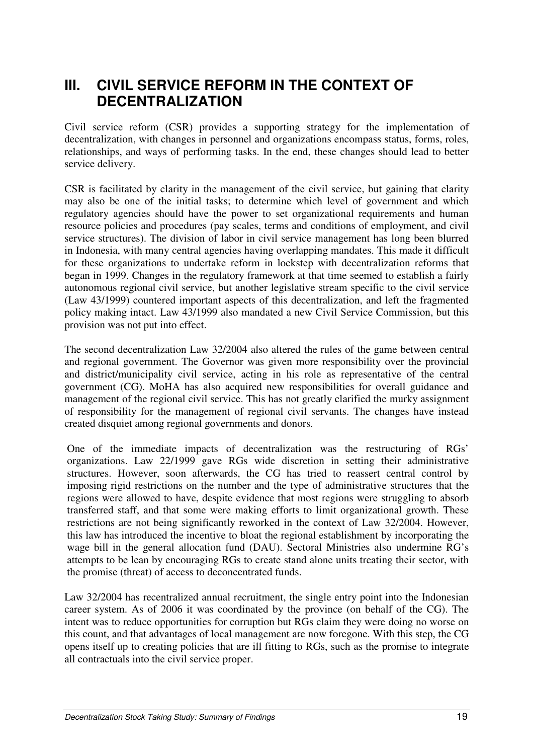# III. CIVIL SERVICE REFORM IN THE CONTEXT OF DECENTRALIZATION

Civil service reform (CSR) provides a supporting strategy for the implementation of decentralization, with changes in personnel and organizations encompass status, forms, roles, relationships, and ways of performing tasks. In the end, these changes should lead to better service delivery.

CSR is facilitated by clarity in the management of the civil service, but gaining that clarity may also be one of the initial tasks; to determine which level of government and which regulatory agencies should have the power to set organizational requirements and human resource policies and procedures (pay scales, terms and conditions of employment, and civil service structures). The division of labor in civil service management has long been blurred in Indonesia, with many central agencies having overlapping mandates. This made it difficult for these organizations to undertake reform in lockstep with decentralization reforms that began in 1999. Changes in the regulatory framework at that time seemed to establish a fairly autonomous regional civil service, but another legislative stream specific to the civil service (Law 43/1999) countered important aspects of this decentralization, and left the fragmented policy making intact. Law 43/1999 also mandated a new Civil Service Commission, but this provision was not put into effect.

The second decentralization Law 32/2004 also altered the rules of the game between central and regional government. The Governor was given more responsibility over the provincial and district/municipality civil service, acting in his role as representative of the central government (CG). MoHA has also acquired new responsibilities for overall guidance and management of the regional civil service. This has not greatly clarified the murky assignment of responsibility for the management of regional civil servants. The changes have instead created disquiet among regional governments and donors.

One of the immediate impacts of decentralization was the restructuring of RGs' organizations. Law 22/1999 gave RGs wide discretion in setting their administrative structures. However, soon afterwards, the CG has tried to reassert central control by imposing rigid restrictions on the number and the type of administrative structures that the regions were allowed to have, despite evidence that most regions were struggling to absorb transferred staff, and that some were making efforts to limit organizational growth. These restrictions are not being significantly reworked in the context of Law 32/2004. However, this law has introduced the incentive to bloat the regional establishment by incorporating the wage bill in the general allocation fund (DAU). Sectoral Ministries also undermine RG's attempts to be lean by encouraging RGs to create stand alone units treating their sector, with the promise (threat) of access to deconcentrated funds.

Law 32/2004 has recentralized annual recruitment, the single entry point into the Indonesian career system. As of 2006 it was coordinated by the province (on behalf of the CG). The intent was to reduce opportunities for corruption but RGs claim they were doing no worse on this count, and that advantages of local management are now foregone. With this step, the CG opens itself up to creating policies that are ill fitting to RGs, such as the promise to integrate all contractuals into the civil service proper.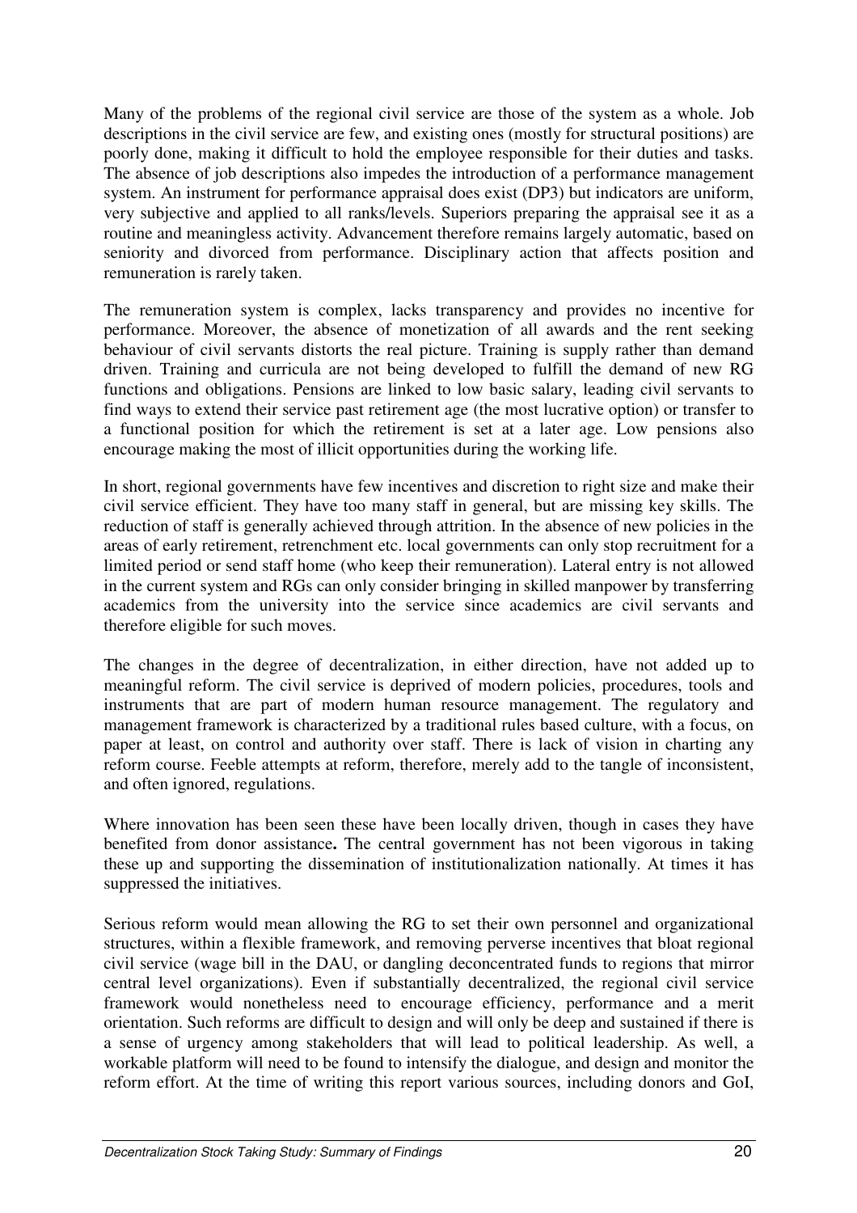Many of the problems of the regional civil service are those of the system as a whole. Job descriptions in the civil service are few, and existing ones (mostly for structural positions) are poorly done, making it difficult to hold the employee responsible for their duties and tasks. The absence of job descriptions also impedes the introduction of a performance management system. An instrument for performance appraisal does exist (DP3) but indicators are uniform, very subjective and applied to all ranks/levels. Superiors preparing the appraisal see it as a routine and meaningless activity. Advancement therefore remains largely automatic, based on seniority and divorced from performance. Disciplinary action that affects position and remuneration is rarely taken.

The remuneration system is complex, lacks transparency and provides no incentive for performance. Moreover, the absence of monetization of all awards and the rent seeking behaviour of civil servants distorts the real picture. Training is supply rather than demand driven. Training and curricula are not being developed to fulfill the demand of new RG functions and obligations. Pensions are linked to low basic salary, leading civil servants to find ways to extend their service past retirement age (the most lucrative option) or transfer to a functional position for which the retirement is set at a later age. Low pensions also encourage making the most of illicit opportunities during the working life.

In short, regional governments have few incentives and discretion to right size and make their civil service efficient. They have too many staff in general, but are missing key skills. The reduction of staff is generally achieved through attrition. In the absence of new policies in the areas of early retirement, retrenchment etc. local governments can only stop recruitment for a limited period or send staff home (who keep their remuneration). Lateral entry is not allowed in the current system and RGs can only consider bringing in skilled manpower by transferring academics from the university into the service since academics are civil servants and therefore eligible for such moves.

The changes in the degree of decentralization, in either direction, have not added up to meaningful reform. The civil service is deprived of modern policies, procedures, tools and instruments that are part of modern human resource management. The regulatory and management framework is characterized by a traditional rules based culture, with a focus, on paper at least, on control and authority over staff. There is lack of vision in charting any reform course. Feeble attempts at reform, therefore, merely add to the tangle of inconsistent, and often ignored, regulations.

Where innovation has been seen these have been locally driven, though in cases they have benefited from donor assistance**.** The central government has not been vigorous in taking these up and supporting the dissemination of institutionalization nationally. At times it has suppressed the initiatives.

Serious reform would mean allowing the RG to set their own personnel and organizational structures, within a flexible framework, and removing perverse incentives that bloat regional civil service (wage bill in the DAU, or dangling deconcentrated funds to regions that mirror central level organizations). Even if substantially decentralized, the regional civil service framework would nonetheless need to encourage efficiency, performance and a merit orientation. Such reforms are difficult to design and will only be deep and sustained if there is a sense of urgency among stakeholders that will lead to political leadership. As well, a workable platform will need to be found to intensify the dialogue, and design and monitor the reform effort. At the time of writing this report various sources, including donors and GoI,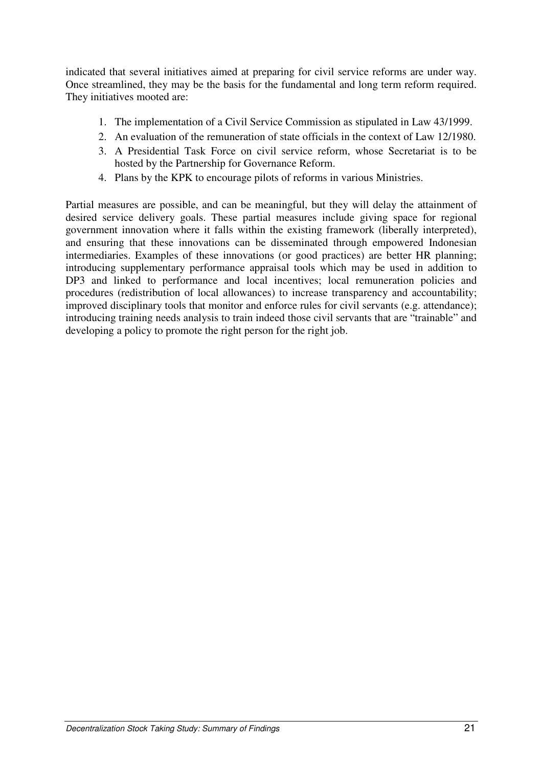indicated that several initiatives aimed at preparing for civil service reforms are under way. Once streamlined, they may be the basis for the fundamental and long term reform required. They initiatives mooted are:

1. The implementation of a Civil Service Commission as stipulated in Law 43/1999.
2. An evaluation of the remuneration of state officials in the context of Law 12/1980.
3. A Presidential Task Force on civil service reform, whose Secretariat is to be hosted by the Partnership for Governance Reform.
4. Plans by the KPK to encourage pilots of reforms in various Ministries.

Partial measures are possible, and can be meaningful, but they will delay the attainment of desired service delivery goals. These partial measures include giving space for regional government innovation where it falls within the existing framework (liberally interpreted), and ensuring that these innovations can be disseminated through empowered Indonesian intermediaries. Examples of these innovations (or good practices) are better HR planning; introducing supplementary performance appraisal tools which may be used in addition to DP3 and linked to performance and local incentives; local remuneration policies and procedures (redistribution of local allowances) to increase transparency and accountability; improved disciplinary tools that monitor and enforce rules for civil servants (e.g. attendance); introducing training needs analysis to train indeed those civil servants that are "trainable" and developing a policy to promote the right person for the right job.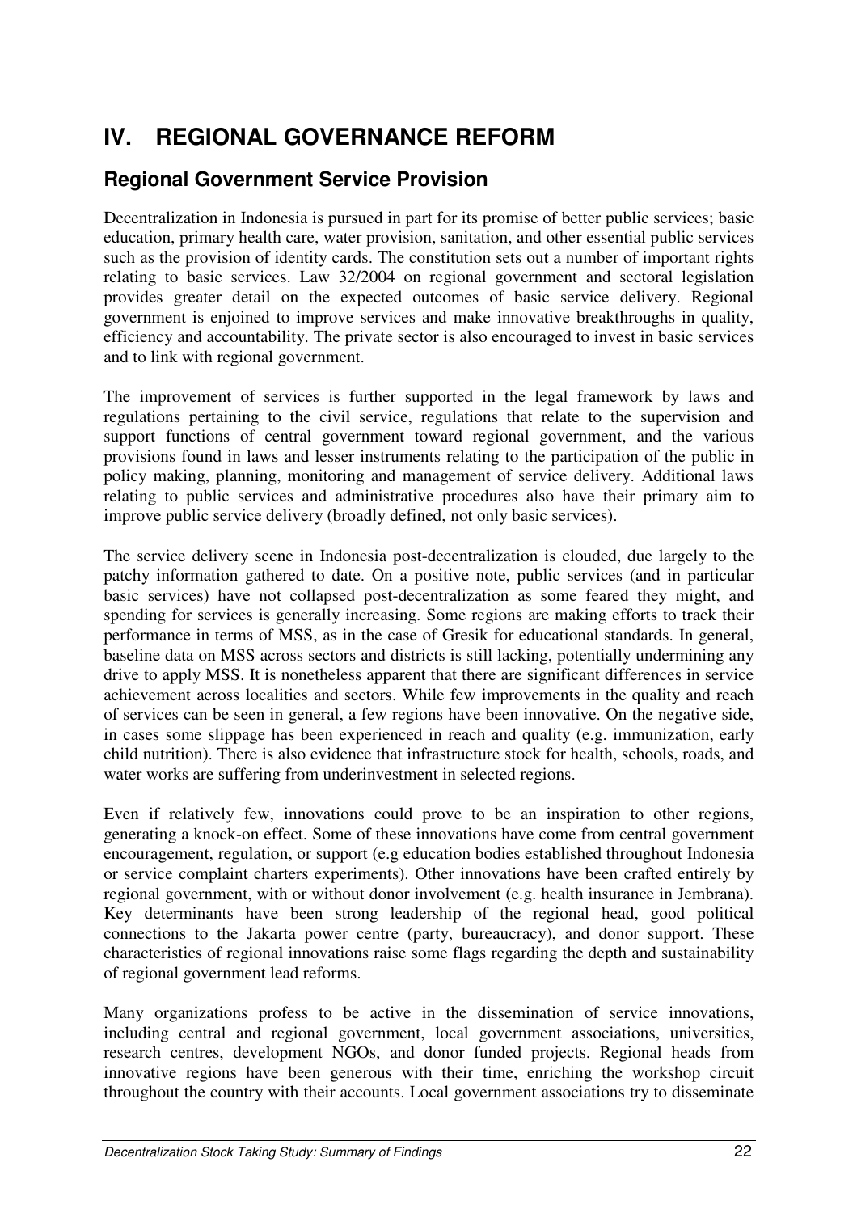# IV. REGIONAL GOVERNANCE REFORM

## Regional Government Service Provision

Decentralization in Indonesia is pursued in part for its promise of better public services; basic education, primary health care, water provision, sanitation, and other essential public services such as the provision of identity cards. The constitution sets out a number of important rights relating to basic services. Law 32/2004 on regional government and sectoral legislation provides greater detail on the expected outcomes of basic service delivery. Regional government is enjoined to improve services and make innovative breakthroughs in quality, efficiency and accountability. The private sector is also encouraged to invest in basic services and to link with regional government.

The improvement of services is further supported in the legal framework by laws and regulations pertaining to the civil service, regulations that relate to the supervision and support functions of central government toward regional government, and the various provisions found in laws and lesser instruments relating to the participation of the public in policy making, planning, monitoring and management of service delivery. Additional laws relating to public services and administrative procedures also have their primary aim to improve public service delivery (broadly defined, not only basic services).

The service delivery scene in Indonesia post-decentralization is clouded, due largely to the patchy information gathered to date. On a positive note, public services (and in particular basic services) have not collapsed post-decentralization as some feared they might, and spending for services is generally increasing. Some regions are making efforts to track their performance in terms of MSS, as in the case of Gresik for educational standards. In general, baseline data on MSS across sectors and districts is still lacking, potentially undermining any drive to apply MSS. It is nonetheless apparent that there are significant differences in service achievement across localities and sectors. While few improvements in the quality and reach of services can be seen in general, a few regions have been innovative. On the negative side, in cases some slippage has been experienced in reach and quality (e.g. immunization, early child nutrition). There is also evidence that infrastructure stock for health, schools, roads, and water works are suffering from underinvestment in selected regions.

Even if relatively few, innovations could prove to be an inspiration to other regions, generating a knock-on effect. Some of these innovations have come from central government encouragement, regulation, or support (e.g education bodies established throughout Indonesia or service complaint charters experiments). Other innovations have been crafted entirely by regional government, with or without donor involvement (e.g. health insurance in Jembrana). Key determinants have been strong leadership of the regional head, good political connections to the Jakarta power centre (party, bureaucracy), and donor support. These characteristics of regional innovations raise some flags regarding the depth and sustainability of regional government lead reforms.

Many organizations profess to be active in the dissemination of service innovations, including central and regional government, local government associations, universities, research centres, development NGOs, and donor funded projects. Regional heads from innovative regions have been generous with their time, enriching the workshop circuit throughout the country with their accounts. Local government associations try to disseminate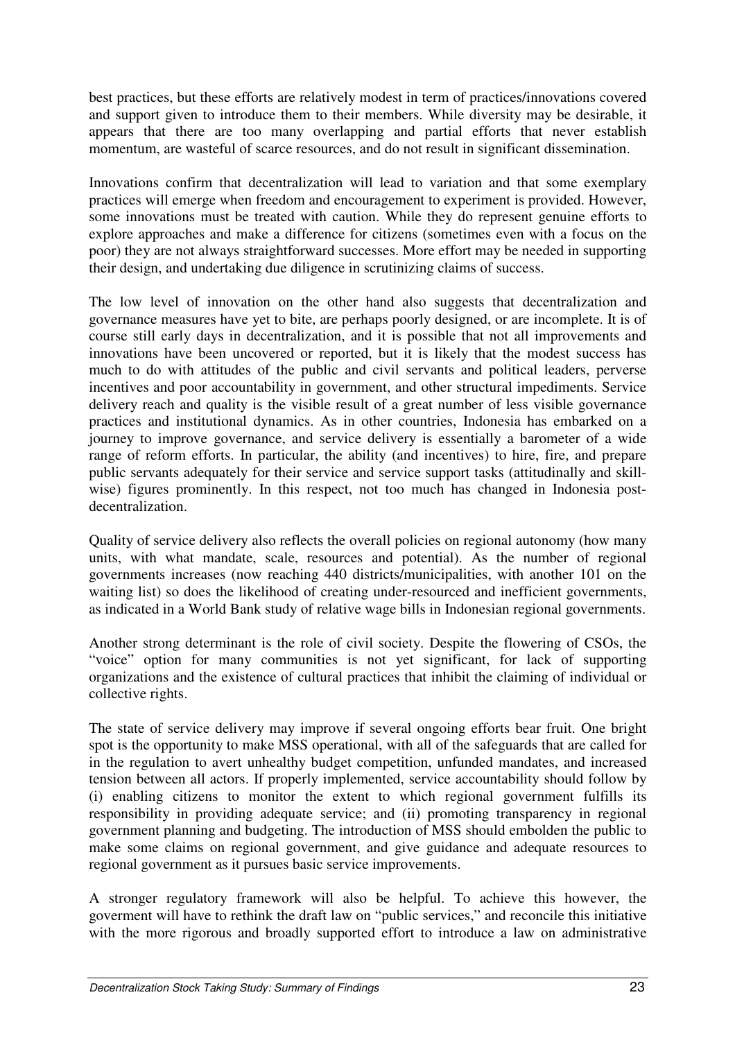best practices, but these efforts are relatively modest in term of practices/innovations covered and support given to introduce them to their members. While diversity may be desirable, it appears that there are too many overlapping and partial efforts that never establish momentum, are wasteful of scarce resources, and do not result in significant dissemination.

Innovations confirm that decentralization will lead to variation and that some exemplary practices will emerge when freedom and encouragement to experiment is provided. However, some innovations must be treated with caution. While they do represent genuine efforts to explore approaches and make a difference for citizens (sometimes even with a focus on the poor) they are not always straightforward successes. More effort may be needed in supporting their design, and undertaking due diligence in scrutinizing claims of success.

The low level of innovation on the other hand also suggests that decentralization and governance measures have yet to bite, are perhaps poorly designed, or are incomplete. It is of course still early days in decentralization, and it is possible that not all improvements and innovations have been uncovered or reported, but it is likely that the modest success has much to do with attitudes of the public and civil servants and political leaders, perverse incentives and poor accountability in government, and other structural impediments. Service delivery reach and quality is the visible result of a great number of less visible governance practices and institutional dynamics. As in other countries, Indonesia has embarked on a journey to improve governance, and service delivery is essentially a barometer of a wide range of reform efforts. In particular, the ability (and incentives) to hire, fire, and prepare public servants adequately for their service and service support tasks (attitudinally and skill-wise) figures prominently. In this respect, not too much has changed in Indonesia post-decentralization.

Quality of service delivery also reflects the overall policies on regional autonomy (how many units, with what mandate, scale, resources and potential). As the number of regional governments increases (now reaching 440 districts/municipalities, with another 101 on the waiting list) so does the likelihood of creating under-resourced and inefficient governments, as indicated in a World Bank study of relative wage bills in Indonesian regional governments.

Another strong determinant is the role of civil society. Despite the flowering of CSOs, the "voice" option for many communities is not yet significant, for lack of supporting organizations and the existence of cultural practices that inhibit the claiming of individual or collective rights.

The state of service delivery may improve if several ongoing efforts bear fruit. One bright spot is the opportunity to make MSS operational, with all of the safeguards that are called for in the regulation to avert unhealthy budget competition, unfunded mandates, and increased tension between all actors. If properly implemented, service accountability should follow by (i) enabling citizens to monitor the extent to which regional government fulfills its responsibility in providing adequate service; and (ii) promoting transparency in regional government planning and budgeting. The introduction of MSS should embolden the public to make some claims on regional government, and give guidance and adequate resources to regional government as it pursues basic service improvements.

A stronger regulatory framework will also be helpful. To achieve this however, the goverment will have to rethink the draft law on "public services," and reconcile this initiative with the more rigorous and broadly supported effort to introduce a law on administrative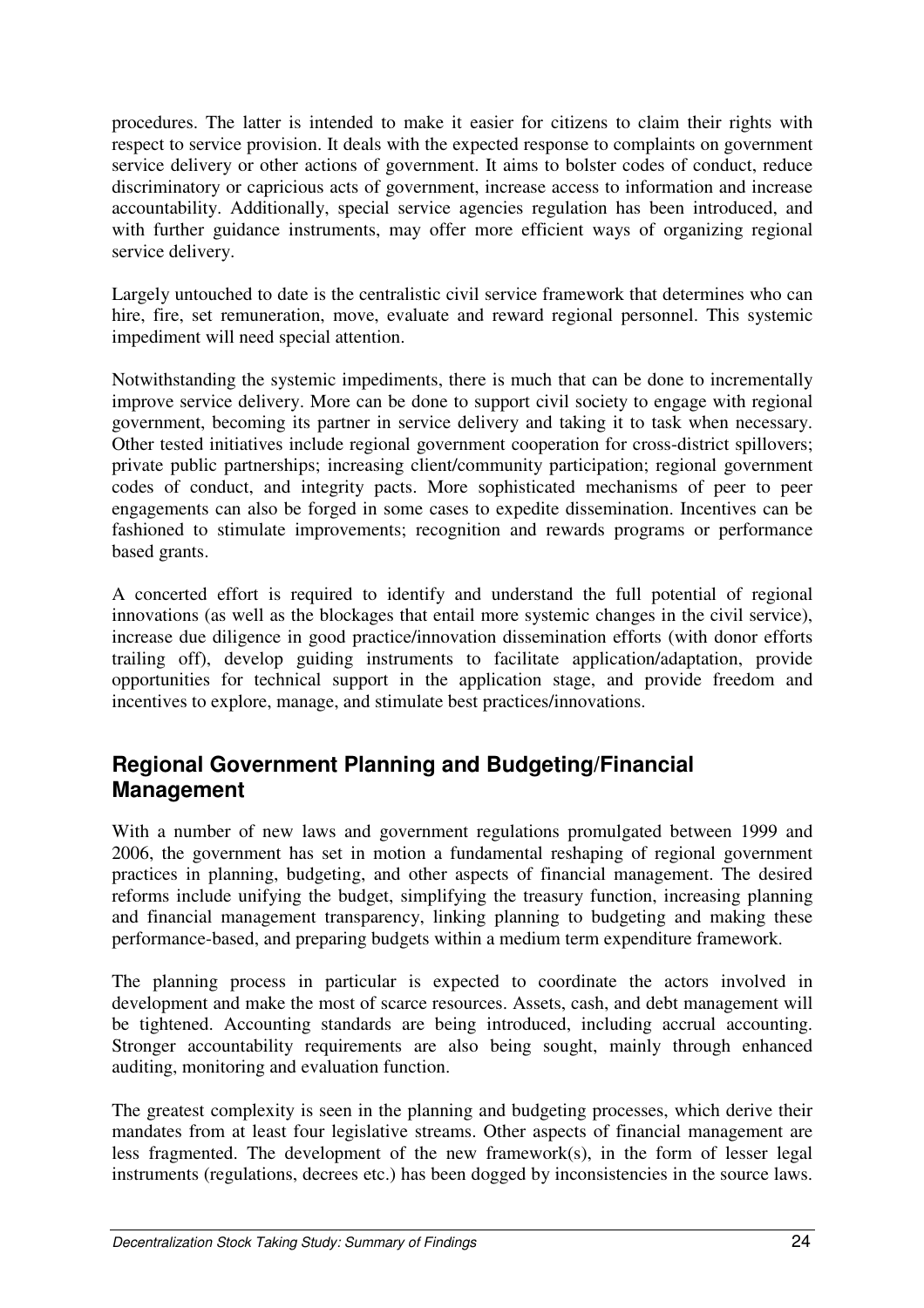procedures. The latter is intended to make it easier for citizens to claim their rights with respect to service provision. It deals with the expected response to complaints on government service delivery or other actions of government. It aims to bolster codes of conduct, reduce discriminatory or capricious acts of government, increase access to information and increase accountability. Additionally, special service agencies regulation has been introduced, and with further guidance instruments, may offer more efficient ways of organizing regional service delivery.

Largely untouched to date is the centralistic civil service framework that determines who can hire, fire, set remuneration, move, evaluate and reward regional personnel. This systemic impediment will need special attention.

Notwithstanding the systemic impediments, there is much that can be done to incrementally improve service delivery. More can be done to support civil society to engage with regional government, becoming its partner in service delivery and taking it to task when necessary. Other tested initiatives include regional government cooperation for cross-district spillovers; private public partnerships; increasing client/community participation; regional government codes of conduct, and integrity pacts. More sophisticated mechanisms of peer to peer engagements can also be forged in some cases to expedite dissemination. Incentives can be fashioned to stimulate improvements; recognition and rewards programs or performance based grants.

A concerted effort is required to identify and understand the full potential of regional innovations (as well as the blockages that entail more systemic changes in the civil service), increase due diligence in good practice/innovation dissemination efforts (with donor efforts trailing off), develop guiding instruments to facilitate application/adaptation, provide opportunities for technical support in the application stage, and provide freedom and incentives to explore, manage, and stimulate best practices/innovations.

## Regional Government Planning and Budgeting/Financial Management

With a number of new laws and government regulations promulgated between 1999 and 2006, the government has set in motion a fundamental reshaping of regional government practices in planning, budgeting, and other aspects of financial management. The desired reforms include unifying the budget, simplifying the treasury function, increasing planning and financial management transparency, linking planning to budgeting and making these performance-based, and preparing budgets within a medium term expenditure framework.

The planning process in particular is expected to coordinate the actors involved in development and make the most of scarce resources. Assets, cash, and debt management will be tightened. Accounting standards are being introduced, including accrual accounting. Stronger accountability requirements are also being sought, mainly through enhanced auditing, monitoring and evaluation function.

The greatest complexity is seen in the planning and budgeting processes, which derive their mandates from at least four legislative streams. Other aspects of financial management are less fragmented. The development of the new framework(s), in the form of lesser legal instruments (regulations, decrees etc.) has been dogged by inconsistencies in the source laws.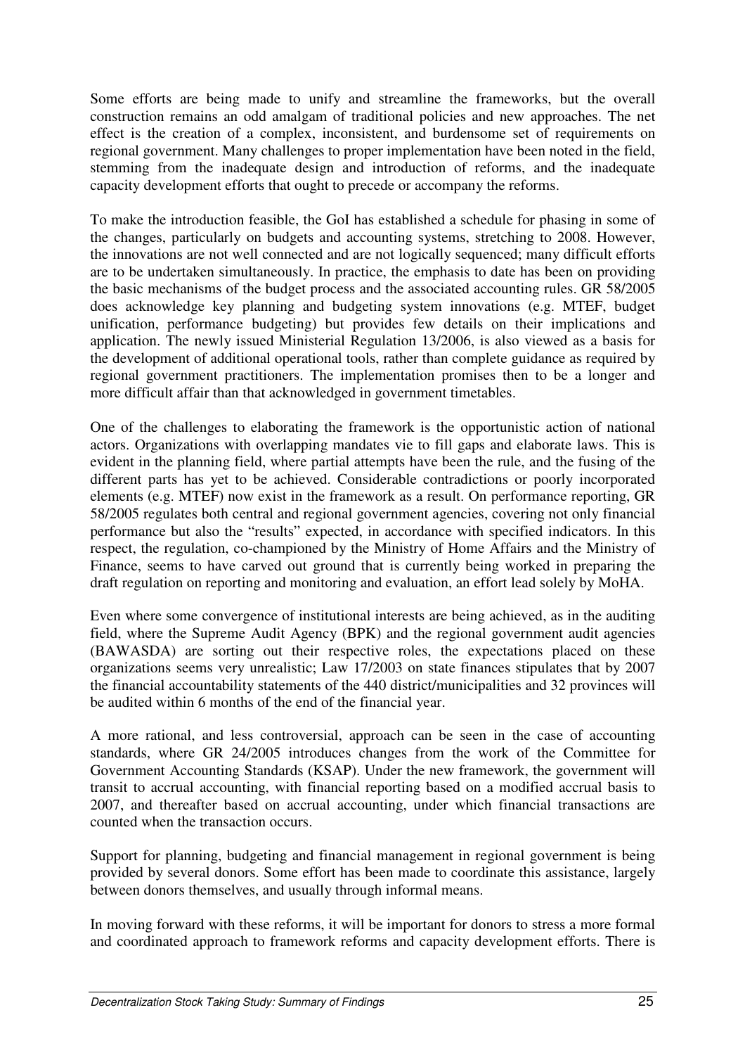Some efforts are being made to unify and streamline the frameworks, but the overall construction remains an odd amalgam of traditional policies and new approaches. The net effect is the creation of a complex, inconsistent, and burdensome set of requirements on regional government. Many challenges to proper implementation have been noted in the field, stemming from the inadequate design and introduction of reforms, and the inadequate capacity development efforts that ought to precede or accompany the reforms.

To make the introduction feasible, the GoI has established a schedule for phasing in some of the changes, particularly on budgets and accounting systems, stretching to 2008. However, the innovations are not well connected and are not logically sequenced; many difficult efforts are to be undertaken simultaneously. In practice, the emphasis to date has been on providing the basic mechanisms of the budget process and the associated accounting rules. GR 58/2005 does acknowledge key planning and budgeting system innovations (e.g. MTEF, budget unification, performance budgeting) but provides few details on their implications and application. The newly issued Ministerial Regulation 13/2006, is also viewed as a basis for the development of additional operational tools, rather than complete guidance as required by regional government practitioners. The implementation promises then to be a longer and more difficult affair than that acknowledged in government timetables.

One of the challenges to elaborating the framework is the opportunistic action of national actors. Organizations with overlapping mandates vie to fill gaps and elaborate laws. This is evident in the planning field, where partial attempts have been the rule, and the fusing of the different parts has yet to be achieved. Considerable contradictions or poorly incorporated elements (e.g. MTEF) now exist in the framework as a result. On performance reporting, GR 58/2005 regulates both central and regional government agencies, covering not only financial performance but also the "results" expected, in accordance with specified indicators. In this respect, the regulation, co-championed by the Ministry of Home Affairs and the Ministry of Finance, seems to have carved out ground that is currently being worked in preparing the draft regulation on reporting and monitoring and evaluation, an effort lead solely by MoHA.

Even where some convergence of institutional interests are being achieved, as in the auditing field, where the Supreme Audit Agency (BPK) and the regional government audit agencies (BAWASDA) are sorting out their respective roles, the expectations placed on these organizations seems very unrealistic; Law 17/2003 on state finances stipulates that by 2007 the financial accountability statements of the 440 district/municipalities and 32 provinces will be audited within 6 months of the end of the financial year.

A more rational, and less controversial, approach can be seen in the case of accounting standards, where GR 24/2005 introduces changes from the work of the Committee for Government Accounting Standards (KSAP). Under the new framework, the government will transit to accrual accounting, with financial reporting based on a modified accrual basis to 2007, and thereafter based on accrual accounting, under which financial transactions are counted when the transaction occurs.

Support for planning, budgeting and financial management in regional government is being provided by several donors. Some effort has been made to coordinate this assistance, largely between donors themselves, and usually through informal means.

In moving forward with these reforms, it will be important for donors to stress a more formal and coordinated approach to framework reforms and capacity development efforts. There is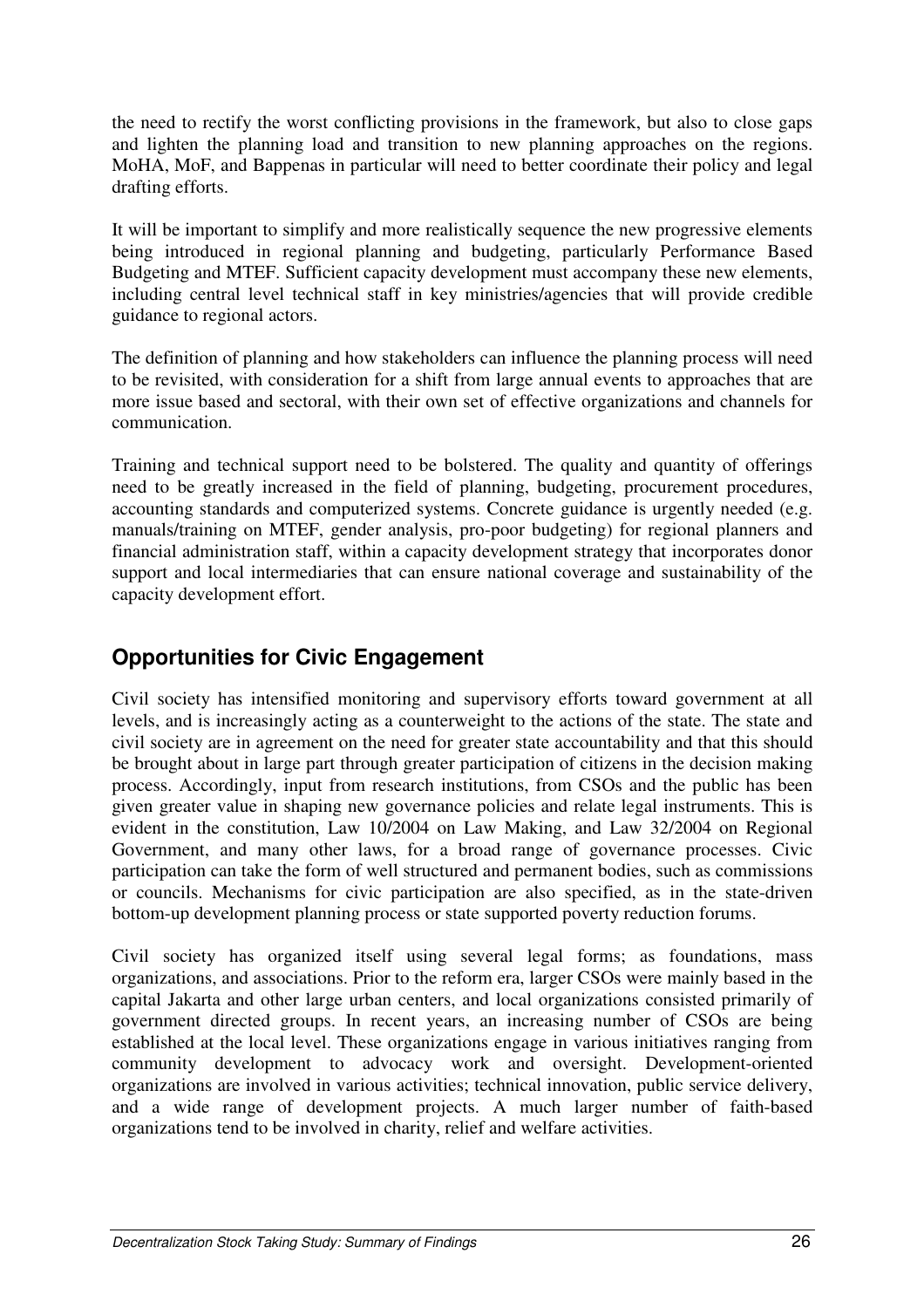the need to rectify the worst conflicting provisions in the framework, but also to close gaps and lighten the planning load and transition to new planning approaches on the regions. MoHA, MoF, and Bappenas in particular will need to better coordinate their policy and legal drafting efforts.

It will be important to simplify and more realistically sequence the new progressive elements being introduced in regional planning and budgeting, particularly Performance Based Budgeting and MTEF. Sufficient capacity development must accompany these new elements, including central level technical staff in key ministries/agencies that will provide credible guidance to regional actors.

The definition of planning and how stakeholders can influence the planning process will need to be revisited, with consideration for a shift from large annual events to approaches that are more issue based and sectoral, with their own set of effective organizations and channels for communication.

Training and technical support need to be bolstered. The quality and quantity of offerings need to be greatly increased in the field of planning, budgeting, procurement procedures, accounting standards and computerized systems. Concrete guidance is urgently needed (e.g. manuals/training on MTEF, gender analysis, pro-poor budgeting) for regional planners and financial administration staff, within a capacity development strategy that incorporates donor support and local intermediaries that can ensure national coverage and sustainability of the capacity development effort.

## Opportunities for Civic Engagement

Civil society has intensified monitoring and supervisory efforts toward government at all levels, and is increasingly acting as a counterweight to the actions of the state. The state and civil society are in agreement on the need for greater state accountability and that this should be brought about in large part through greater participation of citizens in the decision making process. Accordingly, input from research institutions, from CSOs and the public has been given greater value in shaping new governance policies and relate legal instruments. This is evident in the constitution, Law 10/2004 on Law Making, and Law 32/2004 on Regional Government, and many other laws, for a broad range of governance processes. Civic participation can take the form of well structured and permanent bodies, such as commissions or councils. Mechanisms for civic participation are also specified, as in the state-driven bottom-up development planning process or state supported poverty reduction forums.

Civil society has organized itself using several legal forms; as foundations, mass organizations, and associations. Prior to the reform era, larger CSOs were mainly based in the capital Jakarta and other large urban centers, and local organizations consisted primarily of government directed groups. In recent years, an increasing number of CSOs are being established at the local level. These organizations engage in various initiatives ranging from community development to advocacy work and oversight. Development-oriented organizations are involved in various activities; technical innovation, public service delivery, and a wide range of development projects. A much larger number of faith-based organizations tend to be involved in charity, relief and welfare activities.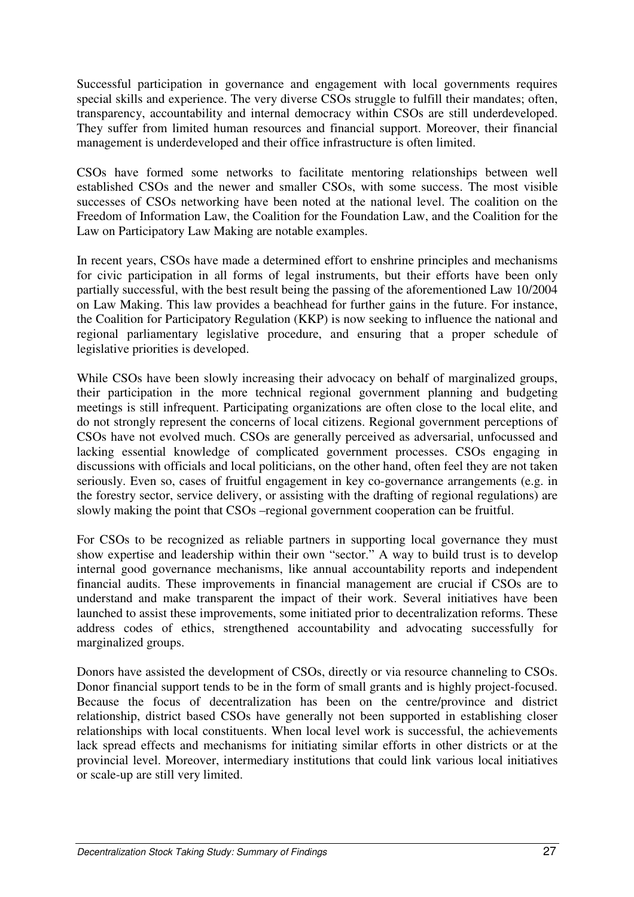Successful participation in governance and engagement with local governments requires special skills and experience. The very diverse CSOs struggle to fulfill their mandates; often, transparency, accountability and internal democracy within CSOs are still underdeveloped. They suffer from limited human resources and financial support. Moreover, their financial management is underdeveloped and their office infrastructure is often limited.

CSOs have formed some networks to facilitate mentoring relationships between well established CSOs and the newer and smaller CSOs, with some success. The most visible successes of CSOs networking have been noted at the national level. The coalition on the Freedom of Information Law, the Coalition for the Foundation Law, and the Coalition for the Law on Participatory Law Making are notable examples.

In recent years, CSOs have made a determined effort to enshrine principles and mechanisms for civic participation in all forms of legal instruments, but their efforts have been only partially successful, with the best result being the passing of the aforementioned Law 10/2004 on Law Making. This law provides a beachhead for further gains in the future. For instance, the Coalition for Participatory Regulation (KKP) is now seeking to influence the national and regional parliamentary legislative procedure, and ensuring that a proper schedule of legislative priorities is developed.

While CSOs have been slowly increasing their advocacy on behalf of marginalized groups, their participation in the more technical regional government planning and budgeting meetings is still infrequent. Participating organizations are often close to the local elite, and do not strongly represent the concerns of local citizens. Regional government perceptions of CSOs have not evolved much. CSOs are generally perceived as adversarial, unfocussed and lacking essential knowledge of complicated government processes. CSOs engaging in discussions with officials and local politicians, on the other hand, often feel they are not taken seriously. Even so, cases of fruitful engagement in key co-governance arrangements (e.g. in the forestry sector, service delivery, or assisting with the drafting of regional regulations) are slowly making the point that CSOs –regional government cooperation can be fruitful.

For CSOs to be recognized as reliable partners in supporting local governance they must show expertise and leadership within their own "sector." A way to build trust is to develop internal good governance mechanisms, like annual accountability reports and independent financial audits. These improvements in financial management are crucial if CSOs are to understand and make transparent the impact of their work. Several initiatives have been launched to assist these improvements, some initiated prior to decentralization reforms. These address codes of ethics, strengthened accountability and advocating successfully for marginalized groups.

Donors have assisted the development of CSOs, directly or via resource channeling to CSOs. Donor financial support tends to be in the form of small grants and is highly project-focused. Because the focus of decentralization has been on the centre/province and district relationship, district based CSOs have generally not been supported in establishing closer relationships with local constituents. When local level work is successful, the achievements lack spread effects and mechanisms for initiating similar efforts in other districts or at the provincial level. Moreover, intermediary institutions that could link various local initiatives or scale-up are still very limited.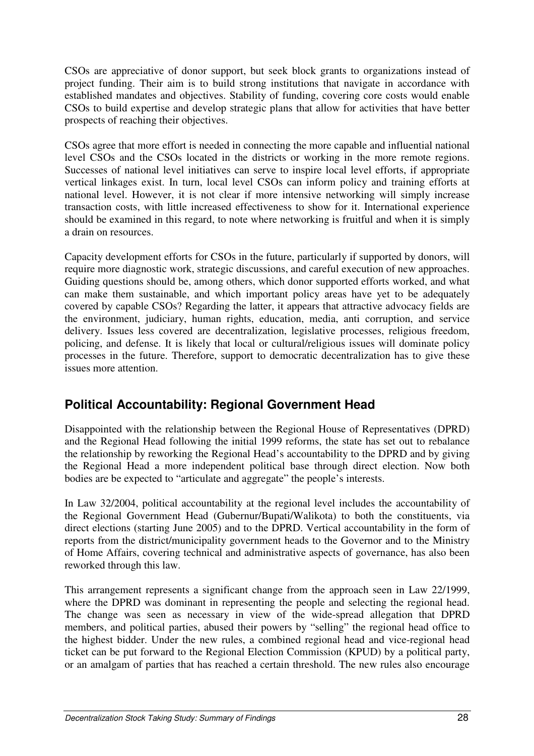CSOs are appreciative of donor support, but seek block grants to organizations instead of project funding. Their aim is to build strong institutions that navigate in accordance with established mandates and objectives. Stability of funding, covering core costs would enable CSOs to build expertise and develop strategic plans that allow for activities that have better prospects of reaching their objectives.

CSOs agree that more effort is needed in connecting the more capable and influential national level CSOs and the CSOs located in the districts or working in the more remote regions. Successes of national level initiatives can serve to inspire local level efforts, if appropriate vertical linkages exist. In turn, local level CSOs can inform policy and training efforts at national level. However, it is not clear if more intensive networking will simply increase transaction costs, with little increased effectiveness to show for it. International experience should be examined in this regard, to note where networking is fruitful and when it is simply a drain on resources.

Capacity development efforts for CSOs in the future, particularly if supported by donors, will require more diagnostic work, strategic discussions, and careful execution of new approaches. Guiding questions should be, among others, which donor supported efforts worked, and what can make them sustainable, and which important policy areas have yet to be adequately covered by capable CSOs? Regarding the latter, it appears that attractive advocacy fields are the environment, judiciary, human rights, education, media, anti corruption, and service delivery. Issues less covered are decentralization, legislative processes, religious freedom, policing, and defense. It is likely that local or cultural/religious issues will dominate policy processes in the future. Therefore, support to democratic decentralization has to give these issues more attention.

## Political Accountability: Regional Government Head

Disappointed with the relationship between the Regional House of Representatives (DPRD) and the Regional Head following the initial 1999 reforms, the state has set out to rebalance the relationship by reworking the Regional Head's accountability to the DPRD and by giving the Regional Head a more independent political base through direct election. Now both bodies are be expected to "articulate and aggregate" the people's interests.

In Law 32/2004, political accountability at the regional level includes the accountability of the Regional Government Head (Gubernur/Bupati/Walikota) to both the constituents, via direct elections (starting June 2005) and to the DPRD. Vertical accountability in the form of reports from the district/municipality government heads to the Governor and to the Ministry of Home Affairs, covering technical and administrative aspects of governance, has also been reworked through this law.

This arrangement represents a significant change from the approach seen in Law 22/1999, where the DPRD was dominant in representing the people and selecting the regional head. The change was seen as necessary in view of the wide-spread allegation that DPRD members, and political parties, abused their powers by "selling" the regional head office to the highest bidder. Under the new rules, a combined regional head and vice-regional head ticket can be put forward to the Regional Election Commission (KPUD) by a political party, or an amalgam of parties that has reached a certain threshold. The new rules also encourage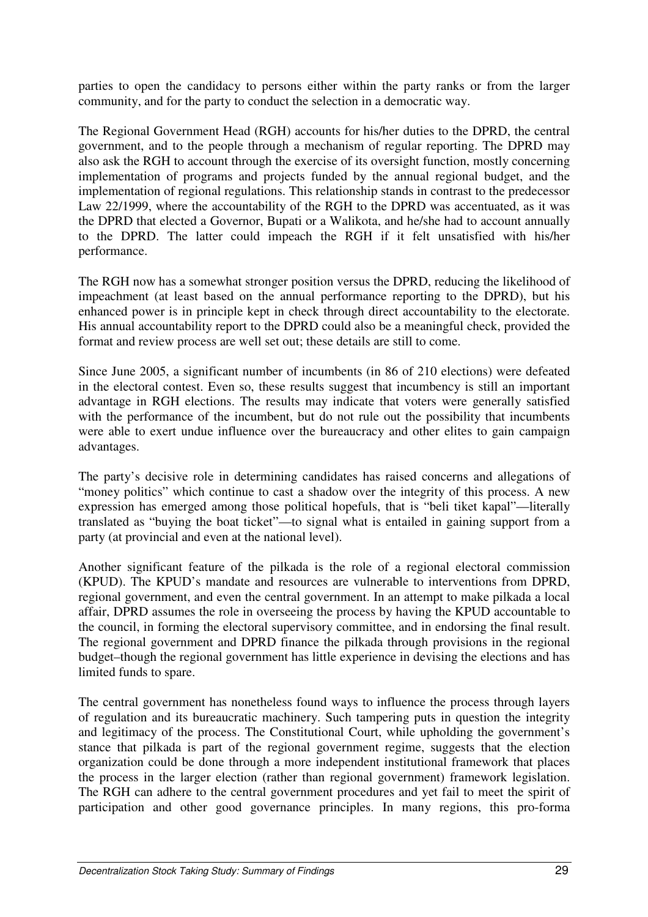parties to open the candidacy to persons either within the party ranks or from the larger community, and for the party to conduct the selection in a democratic way.

The Regional Government Head (RGH) accounts for his/her duties to the DPRD, the central government, and to the people through a mechanism of regular reporting. The DPRD may also ask the RGH to account through the exercise of its oversight function, mostly concerning implementation of programs and projects funded by the annual regional budget, and the implementation of regional regulations. This relationship stands in contrast to the predecessor Law 22/1999, where the accountability of the RGH to the DPRD was accentuated, as it was the DPRD that elected a Governor, Bupati or a Walikota, and he/she had to account annually to the DPRD. The latter could impeach the RGH if it felt unsatisfied with his/her performance.

The RGH now has a somewhat stronger position versus the DPRD, reducing the likelihood of impeachment (at least based on the annual performance reporting to the DPRD), but his enhanced power is in principle kept in check through direct accountability to the electorate. His annual accountability report to the DPRD could also be a meaningful check, provided the format and review process are well set out; these details are still to come.

Since June 2005, a significant number of incumbents (in 86 of 210 elections) were defeated in the electoral contest. Even so, these results suggest that incumbency is still an important advantage in RGH elections. The results may indicate that voters were generally satisfied with the performance of the incumbent, but do not rule out the possibility that incumbents were able to exert undue influence over the bureaucracy and other elites to gain campaign advantages.

The party's decisive role in determining candidates has raised concerns and allegations of "money politics" which continue to cast a shadow over the integrity of this process. A new expression has emerged among those political hopefuls, that is "beli tiket kapal"—literally translated as "buying the boat ticket"—to signal what is entailed in gaining support from a party (at provincial and even at the national level).

Another significant feature of the pilkada is the role of a regional electoral commission (KPUD). The KPUD's mandate and resources are vulnerable to interventions from DPRD, regional government, and even the central government. In an attempt to make pilkada a local affair, DPRD assumes the role in overseeing the process by having the KPUD accountable to the council, in forming the electoral supervisory committee, and in endorsing the final result. The regional government and DPRD finance the pilkada through provisions in the regional budget–though the regional government has little experience in devising the elections and has limited funds to spare.

The central government has nonetheless found ways to influence the process through layers of regulation and its bureaucratic machinery. Such tampering puts in question the integrity and legitimacy of the process. The Constitutional Court, while upholding the government's stance that pilkada is part of the regional government regime, suggests that the election organization could be done through a more independent institutional framework that places the process in the larger election (rather than regional government) framework legislation. The RGH can adhere to the central government procedures and yet fail to meet the spirit of participation and other good governance principles. In many regions, this pro-forma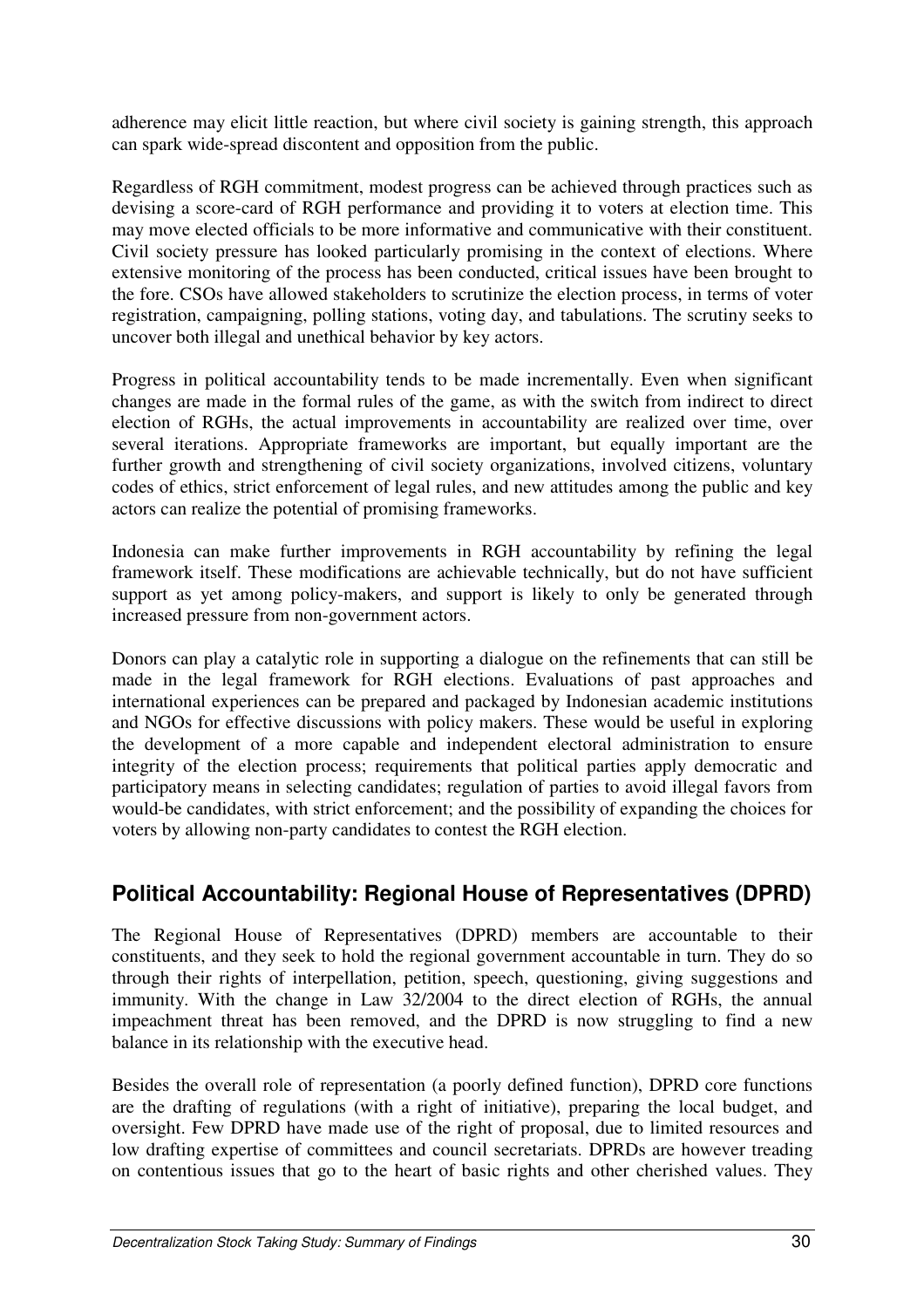adherence may elicit little reaction, but where civil society is gaining strength, this approach can spark wide-spread discontent and opposition from the public.

Regardless of RGH commitment, modest progress can be achieved through practices such as devising a score-card of RGH performance and providing it to voters at election time. This may move elected officials to be more informative and communicative with their constituent. Civil society pressure has looked particularly promising in the context of elections. Where extensive monitoring of the process has been conducted, critical issues have been brought to the fore. CSOs have allowed stakeholders to scrutinize the election process, in terms of voter registration, campaigning, polling stations, voting day, and tabulations. The scrutiny seeks to uncover both illegal and unethical behavior by key actors.

Progress in political accountability tends to be made incrementally. Even when significant changes are made in the formal rules of the game, as with the switch from indirect to direct election of RGHs, the actual improvements in accountability are realized over time, over several iterations. Appropriate frameworks are important, but equally important are the further growth and strengthening of civil society organizations, involved citizens, voluntary codes of ethics, strict enforcement of legal rules, and new attitudes among the public and key actors can realize the potential of promising frameworks.

Indonesia can make further improvements in RGH accountability by refining the legal framework itself. These modifications are achievable technically, but do not have sufficient support as yet among policy-makers, and support is likely to only be generated through increased pressure from non-government actors.

Donors can play a catalytic role in supporting a dialogue on the refinements that can still be made in the legal framework for RGH elections. Evaluations of past approaches and international experiences can be prepared and packaged by Indonesian academic institutions and NGOs for effective discussions with policy makers. These would be useful in exploring the development of a more capable and independent electoral administration to ensure integrity of the election process; requirements that political parties apply democratic and participatory means in selecting candidates; regulation of parties to avoid illegal favors from would-be candidates, with strict enforcement; and the possibility of expanding the choices for voters by allowing non-party candidates to contest the RGH election.

## Political Accountability: Regional House of Representatives (DPRD)

The Regional House of Representatives (DPRD) members are accountable to their constituents, and they seek to hold the regional government accountable in turn. They do so through their rights of interpellation, petition, speech, questioning, giving suggestions and immunity. With the change in Law 32/2004 to the direct election of RGHs, the annual impeachment threat has been removed, and the DPRD is now struggling to find a new balance in its relationship with the executive head.

Besides the overall role of representation (a poorly defined function), DPRD core functions are the drafting of regulations (with a right of initiative), preparing the local budget, and oversight. Few DPRD have made use of the right of proposal, due to limited resources and low drafting expertise of committees and council secretariats. DPRDs are however treading on contentious issues that go to the heart of basic rights and other cherished values. They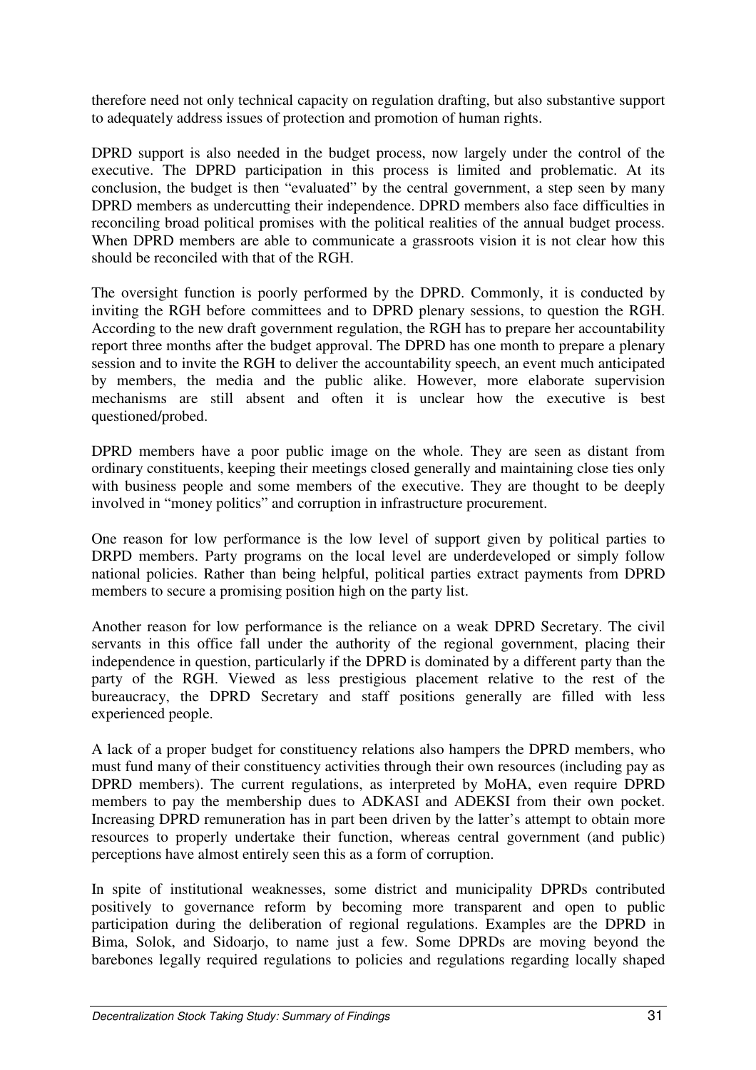therefore need not only technical capacity on regulation drafting, but also substantive support to adequately address issues of protection and promotion of human rights.

DPRD support is also needed in the budget process, now largely under the control of the executive. The DPRD participation in this process is limited and problematic. At its conclusion, the budget is then "evaluated" by the central government, a step seen by many DPRD members as undercutting their independence. DPRD members also face difficulties in reconciling broad political promises with the political realities of the annual budget process. When DPRD members are able to communicate a grassroots vision it is not clear how this should be reconciled with that of the RGH.

The oversight function is poorly performed by the DPRD. Commonly, it is conducted by inviting the RGH before committees and to DPRD plenary sessions, to question the RGH. According to the new draft government regulation, the RGH has to prepare her accountability report three months after the budget approval. The DPRD has one month to prepare a plenary session and to invite the RGH to deliver the accountability speech, an event much anticipated by members, the media and the public alike. However, more elaborate supervision mechanisms are still absent and often it is unclear how the executive is best questioned/probed.

DPRD members have a poor public image on the whole. They are seen as distant from ordinary constituents, keeping their meetings closed generally and maintaining close ties only with business people and some members of the executive. They are thought to be deeply involved in "money politics" and corruption in infrastructure procurement.

One reason for low performance is the low level of support given by political parties to DRPD members. Party programs on the local level are underdeveloped or simply follow national policies. Rather than being helpful, political parties extract payments from DPRD members to secure a promising position high on the party list.

Another reason for low performance is the reliance on a weak DPRD Secretary. The civil servants in this office fall under the authority of the regional government, placing their independence in question, particularly if the DPRD is dominated by a different party than the party of the RGH. Viewed as less prestigious placement relative to the rest of the bureaucracy, the DPRD Secretary and staff positions generally are filled with less experienced people.

A lack of a proper budget for constituency relations also hampers the DPRD members, who must fund many of their constituency activities through their own resources (including pay as DPRD members). The current regulations, as interpreted by MoHA, even require DPRD members to pay the membership dues to ADKASI and ADEKSI from their own pocket. Increasing DPRD remuneration has in part been driven by the latter's attempt to obtain more resources to properly undertake their function, whereas central government (and public) perceptions have almost entirely seen this as a form of corruption.

In spite of institutional weaknesses, some district and municipality DPRDs contributed positively to governance reform by becoming more transparent and open to public participation during the deliberation of regional regulations. Examples are the DPRD in Bima, Solok, and Sidoarjo, to name just a few. Some DPRDs are moving beyond the barebones legally required regulations to policies and regulations regarding locally shaped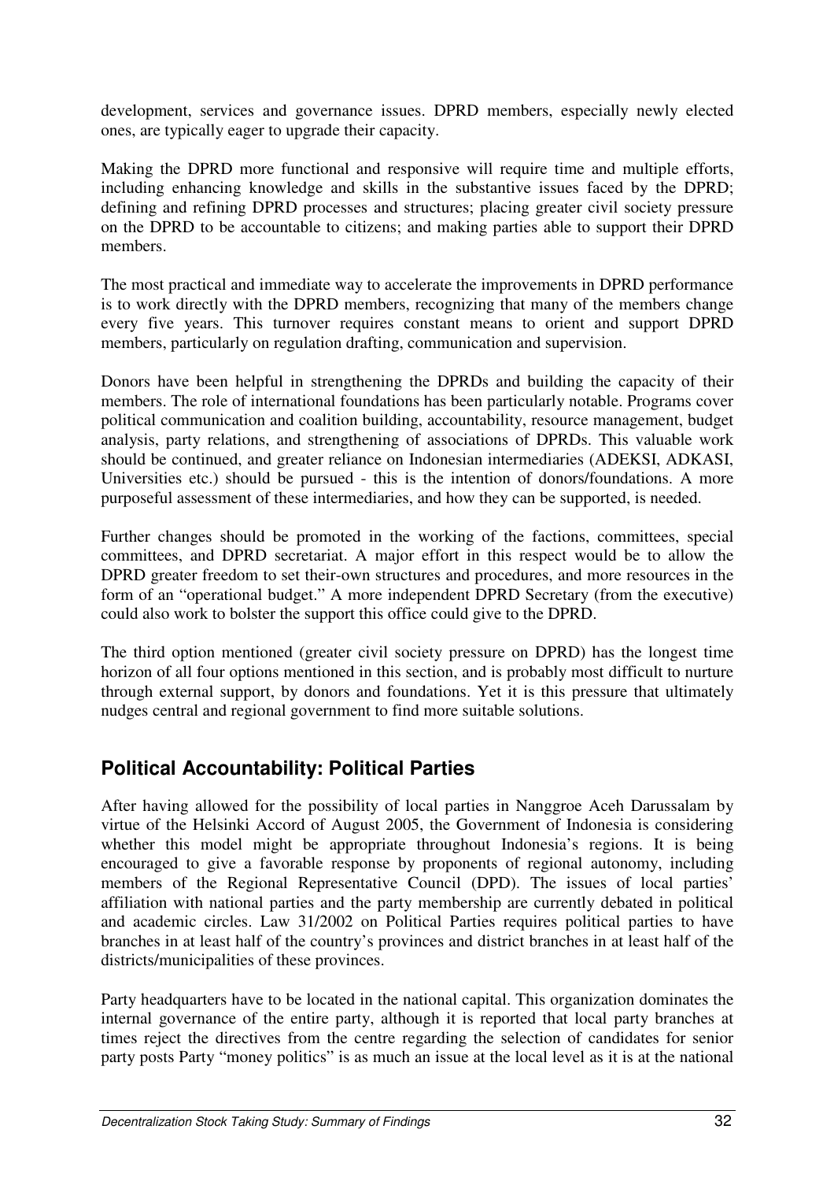development, services and governance issues. DPRD members, especially newly elected ones, are typically eager to upgrade their capacity.

Making the DPRD more functional and responsive will require time and multiple efforts, including enhancing knowledge and skills in the substantive issues faced by the DPRD; defining and refining DPRD processes and structures; placing greater civil society pressure on the DPRD to be accountable to citizens; and making parties able to support their DPRD members.

The most practical and immediate way to accelerate the improvements in DPRD performance is to work directly with the DPRD members, recognizing that many of the members change every five years. This turnover requires constant means to orient and support DPRD members, particularly on regulation drafting, communication and supervision.

Donors have been helpful in strengthening the DPRDs and building the capacity of their members. The role of international foundations has been particularly notable. Programs cover political communication and coalition building, accountability, resource management, budget analysis, party relations, and strengthening of associations of DPRDs. This valuable work should be continued, and greater reliance on Indonesian intermediaries (ADEKSI, ADKASI, Universities etc.) should be pursued - this is the intention of donors/foundations. A more purposeful assessment of these intermediaries, and how they can be supported, is needed.

Further changes should be promoted in the working of the factions, committees, special committees, and DPRD secretariat. A major effort in this respect would be to allow the DPRD greater freedom to set their-own structures and procedures, and more resources in the form of an "operational budget." A more independent DPRD Secretary (from the executive) could also work to bolster the support this office could give to the DPRD.

The third option mentioned (greater civil society pressure on DPRD) has the longest time horizon of all four options mentioned in this section, and is probably most difficult to nurture through external support, by donors and foundations. Yet it is this pressure that ultimately nudges central and regional government to find more suitable solutions.

## Political Accountability: Political Parties

After having allowed for the possibility of local parties in Nanggroe Aceh Darussalam by virtue of the Helsinki Accord of August 2005, the Government of Indonesia is considering whether this model might be appropriate throughout Indonesia's regions. It is being encouraged to give a favorable response by proponents of regional autonomy, including members of the Regional Representative Council (DPD). The issues of local parties' affiliation with national parties and the party membership are currently debated in political and academic circles. Law 31/2002 on Political Parties requires political parties to have branches in at least half of the country's provinces and district branches in at least half of the districts/municipalities of these provinces.

Party headquarters have to be located in the national capital. This organization dominates the internal governance of the entire party, although it is reported that local party branches at times reject the directives from the centre regarding the selection of candidates for senior party posts Party "money politics" is as much an issue at the local level as it is at the national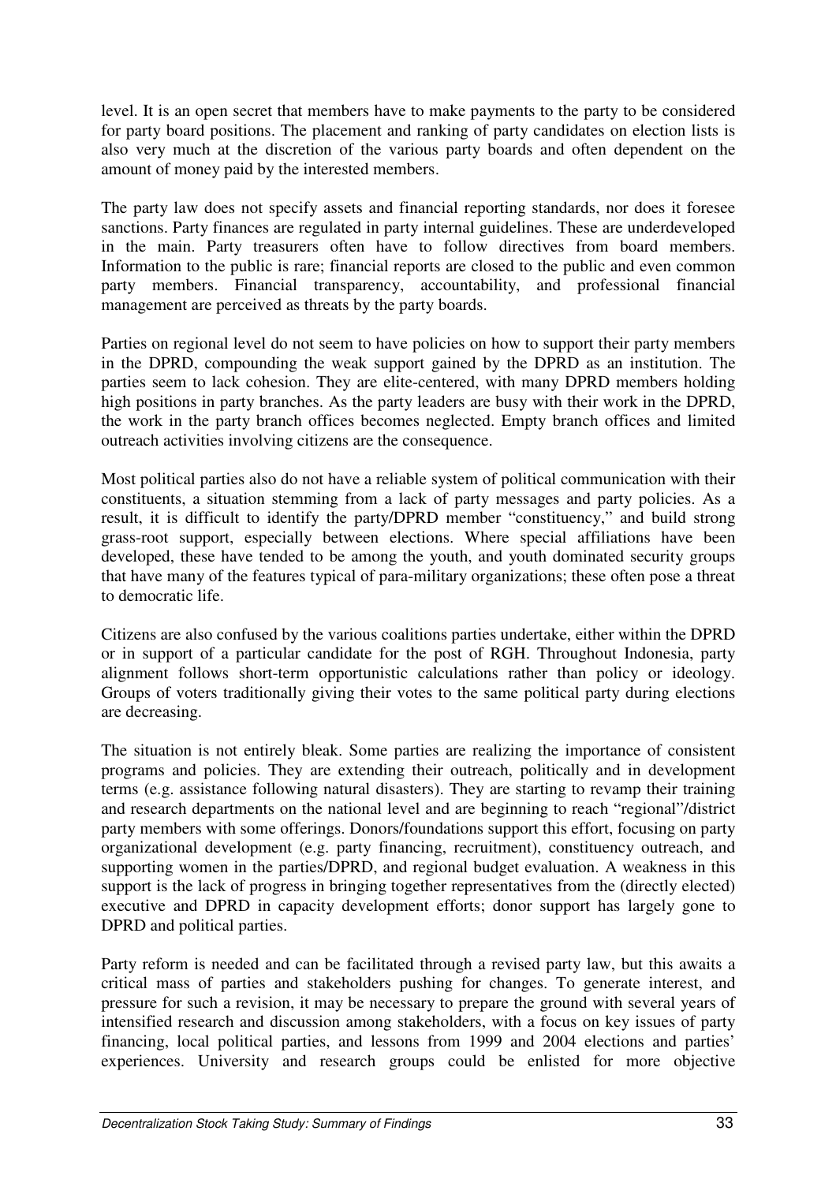level. It is an open secret that members have to make payments to the party to be considered for party board positions. The placement and ranking of party candidates on election lists is also very much at the discretion of the various party boards and often dependent on the amount of money paid by the interested members.

The party law does not specify assets and financial reporting standards, nor does it foresee sanctions. Party finances are regulated in party internal guidelines. These are underdeveloped in the main. Party treasurers often have to follow directives from board members. Information to the public is rare; financial reports are closed to the public and even common party members. Financial transparency, accountability, and professional financial management are perceived as threats by the party boards.

Parties on regional level do not seem to have policies on how to support their party members in the DPRD, compounding the weak support gained by the DPRD as an institution. The parties seem to lack cohesion. They are elite-centered, with many DPRD members holding high positions in party branches. As the party leaders are busy with their work in the DPRD, the work in the party branch offices becomes neglected. Empty branch offices and limited outreach activities involving citizens are the consequence.

Most political parties also do not have a reliable system of political communication with their constituents, a situation stemming from a lack of party messages and party policies. As a result, it is difficult to identify the party/DPRD member "constituency," and build strong grass-root support, especially between elections. Where special affiliations have been developed, these have tended to be among the youth, and youth dominated security groups that have many of the features typical of para-military organizations; these often pose a threat to democratic life.

Citizens are also confused by the various coalitions parties undertake, either within the DPRD or in support of a particular candidate for the post of RGH. Throughout Indonesia, party alignment follows short-term opportunistic calculations rather than policy or ideology. Groups of voters traditionally giving their votes to the same political party during elections are decreasing.

The situation is not entirely bleak. Some parties are realizing the importance of consistent programs and policies. They are extending their outreach, politically and in development terms (e.g. assistance following natural disasters). They are starting to revamp their training and research departments on the national level and are beginning to reach "regional"/district party members with some offerings. Donors/foundations support this effort, focusing on party organizational development (e.g. party financing, recruitment), constituency outreach, and supporting women in the parties/DPRD, and regional budget evaluation. A weakness in this support is the lack of progress in bringing together representatives from the (directly elected) executive and DPRD in capacity development efforts; donor support has largely gone to DPRD and political parties.

Party reform is needed and can be facilitated through a revised party law, but this awaits a critical mass of parties and stakeholders pushing for changes. To generate interest, and pressure for such a revision, it may be necessary to prepare the ground with several years of intensified research and discussion among stakeholders, with a focus on key issues of party financing, local political parties, and lessons from 1999 and 2004 elections and parties' experiences. University and research groups could be enlisted for more objective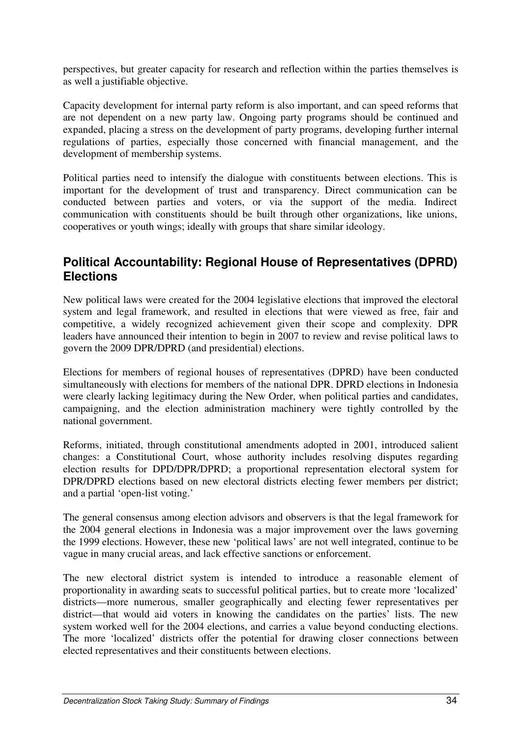perspectives, but greater capacity for research and reflection within the parties themselves is as well a justifiable objective.

Capacity development for internal party reform is also important, and can speed reforms that are not dependent on a new party law. Ongoing party programs should be continued and expanded, placing a stress on the development of party programs, developing further internal regulations of parties, especially those concerned with financial management, and the development of membership systems.

Political parties need to intensify the dialogue with constituents between elections. This is important for the development of trust and transparency. Direct communication can be conducted between parties and voters, or via the support of the media. Indirect communication with constituents should be built through other organizations, like unions, cooperatives or youth wings; ideally with groups that share similar ideology.

## Political Accountability: Regional House of Representatives (DPRD) Elections

New political laws were created for the 2004 legislative elections that improved the electoral system and legal framework, and resulted in elections that were viewed as free, fair and competitive, a widely recognized achievement given their scope and complexity. DPR leaders have announced their intention to begin in 2007 to review and revise political laws to govern the 2009 DPR/DPRD (and presidential) elections.

Elections for members of regional houses of representatives (DPRD) have been conducted simultaneously with elections for members of the national DPR. DPRD elections in Indonesia were clearly lacking legitimacy during the New Order, when political parties and candidates, campaigning, and the election administration machinery were tightly controlled by the national government.

Reforms, initiated, through constitutional amendments adopted in 2001, introduced salient changes: a Constitutional Court, whose authority includes resolving disputes regarding election results for DPD/DPR/DPRD; a proportional representation electoral system for DPR/DPRD elections based on new electoral districts electing fewer members per district; and a partial 'open-list voting.'

The general consensus among election advisors and observers is that the legal framework for the 2004 general elections in Indonesia was a major improvement over the laws governing the 1999 elections. However, these new 'political laws' are not well integrated, continue to be vague in many crucial areas, and lack effective sanctions or enforcement.

The new electoral district system is intended to introduce a reasonable element of proportionality in awarding seats to successful political parties, but to create more 'localized' districts—more numerous, smaller geographically and electing fewer representatives per district—that would aid voters in knowing the candidates on the parties' lists. The new system worked well for the 2004 elections, and carries a value beyond conducting elections. The more 'localized' districts offer the potential for drawing closer connections between elected representatives and their constituents between elections.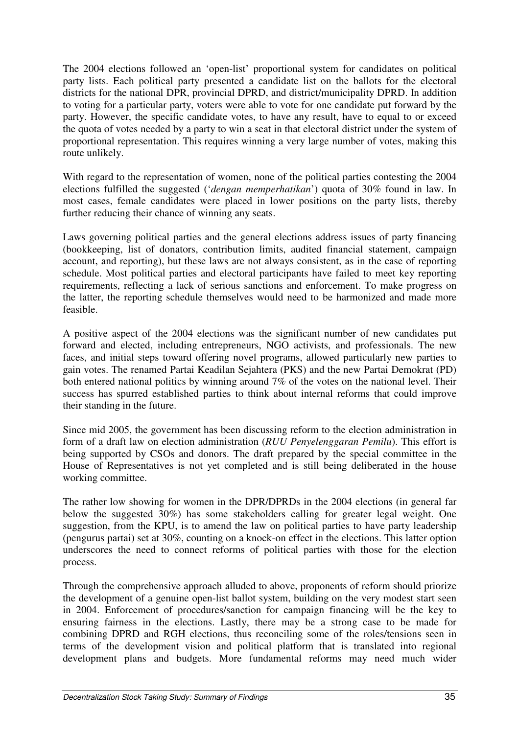The 2004 elections followed an 'open-list' proportional system for candidates on political party lists. Each political party presented a candidate list on the ballots for the electoral districts for the national DPR, provincial DPRD, and district/municipality DPRD. In addition to voting for a particular party, voters were able to vote for one candidate put forward by the party. However, the specific candidate votes, to have any result, have to equal to or exceed the quota of votes needed by a party to win a seat in that electoral district under the system of proportional representation. This requires winning a very large number of votes, making this route unlikely.

With regard to the representation of women, none of the political parties contesting the 2004 elections fulfilled the suggested ('*dengan memperhatikan*') quota of 30% found in law. In most cases, female candidates were placed in lower positions on the party lists, thereby further reducing their chance of winning any seats.

Laws governing political parties and the general elections address issues of party financing (bookkeeping, list of donators, contribution limits, audited financial statement, campaign account, and reporting), but these laws are not always consistent, as in the case of reporting schedule. Most political parties and electoral participants have failed to meet key reporting requirements, reflecting a lack of serious sanctions and enforcement. To make progress on the latter, the reporting schedule themselves would need to be harmonized and made more feasible.

A positive aspect of the 2004 elections was the significant number of new candidates put forward and elected, including entrepreneurs, NGO activists, and professionals. The new faces, and initial steps toward offering novel programs, allowed particularly new parties to gain votes. The renamed Partai Keadilan Sejahtera (PKS) and the new Partai Demokrat (PD) both entered national politics by winning around 7% of the votes on the national level. Their success has spurred established parties to think about internal reforms that could improve their standing in the future.

Since mid 2005, the government has been discussing reform to the election administration in form of a draft law on election administration (*RUU Penyelenggaran Pemilu*). This effort is being supported by CSOs and donors. The draft prepared by the special committee in the House of Representatives is not yet completed and is still being deliberated in the house working committee.

The rather low showing for women in the DPR/DPRDs in the 2004 elections (in general far below the suggested 30%) has some stakeholders calling for greater legal weight. One suggestion, from the KPU, is to amend the law on political parties to have party leadership (pengurus partai) set at 30%, counting on a knock-on effect in the elections. This latter option underscores the need to connect reforms of political parties with those for the election process.

Through the comprehensive approach alluded to above, proponents of reform should priorize the development of a genuine open-list ballot system, building on the very modest start seen in 2004. Enforcement of procedures/sanction for campaign financing will be the key to ensuring fairness in the elections. Lastly, there may be a strong case to be made for combining DPRD and RGH elections, thus reconciling some of the roles/tensions seen in terms of the development vision and political platform that is translated into regional development plans and budgets. More fundamental reforms may need much wider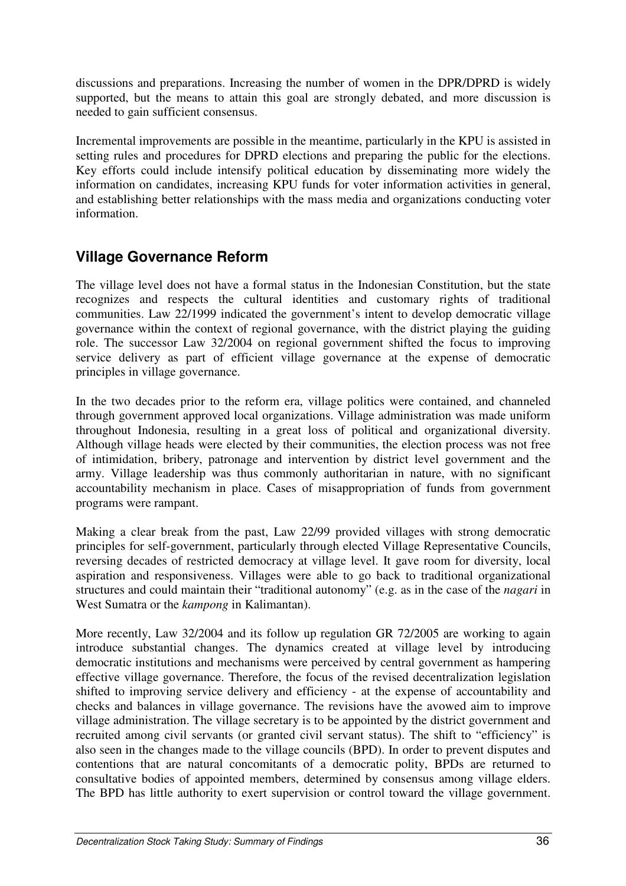discussions and preparations. Increasing the number of women in the DPR/DPRD is widely supported, but the means to attain this goal are strongly debated, and more discussion is needed to gain sufficient consensus.

Incremental improvements are possible in the meantime, particularly in the KPU is assisted in setting rules and procedures for DPRD elections and preparing the public for the elections. Key efforts could include intensify political education by disseminating more widely the information on candidates, increasing KPU funds for voter information activities in general, and establishing better relationships with the mass media and organizations conducting voter information.

## Village Governance Reform

The village level does not have a formal status in the Indonesian Constitution, but the state recognizes and respects the cultural identities and customary rights of traditional communities. Law 22/1999 indicated the government's intent to develop democratic village governance within the context of regional governance, with the district playing the guiding role. The successor Law 32/2004 on regional government shifted the focus to improving service delivery as part of efficient village governance at the expense of democratic principles in village governance.

In the two decades prior to the reform era, village politics were contained, and channeled through government approved local organizations. Village administration was made uniform throughout Indonesia, resulting in a great loss of political and organizational diversity. Although village heads were elected by their communities, the election process was not free of intimidation, bribery, patronage and intervention by district level government and the army. Village leadership was thus commonly authoritarian in nature, with no significant accountability mechanism in place. Cases of misappropriation of funds from government programs were rampant.

Making a clear break from the past, Law 22/99 provided villages with strong democratic principles for self-government, particularly through elected Village Representative Councils, reversing decades of restricted democracy at village level. It gave room for diversity, local aspiration and responsiveness. Villages were able to go back to traditional organizational structures and could maintain their "traditional autonomy" (e.g. as in the case of the *nagari* in West Sumatra or the *kampong* in Kalimantan).

More recently, Law 32/2004 and its follow up regulation GR 72/2005 are working to again introduce substantial changes. The dynamics created at village level by introducing democratic institutions and mechanisms were perceived by central government as hampering effective village governance. Therefore, the focus of the revised decentralization legislation shifted to improving service delivery and efficiency - at the expense of accountability and checks and balances in village governance. The revisions have the avowed aim to improve village administration. The village secretary is to be appointed by the district government and recruited among civil servants (or granted civil servant status). The shift to "efficiency" is also seen in the changes made to the village councils (BPD). In order to prevent disputes and contentions that are natural concomitants of a democratic polity, BPDs are returned to consultative bodies of appointed members, determined by consensus among village elders. The BPD has little authority to exert supervision or control toward the village government.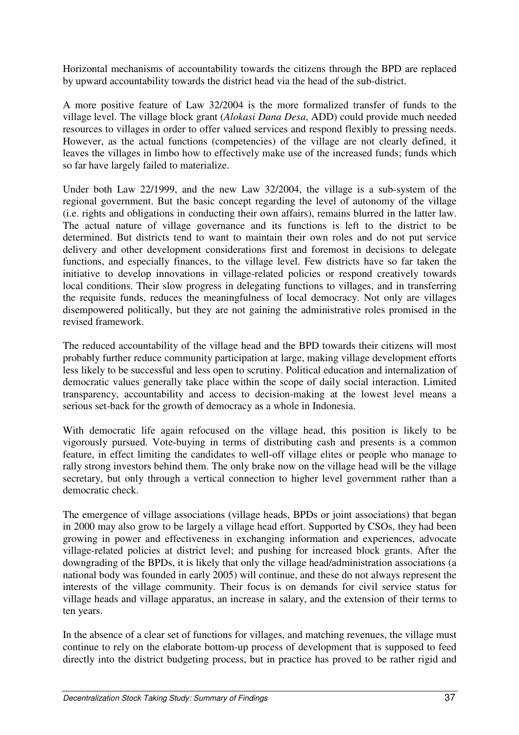Horizontal mechanisms of accountability towards the citizens through the BPD are replaced by upward accountability towards the district head via the head of the sub-district.

A more positive feature of Law 32/2004 is the more formalized transfer of funds to the village level. The village block grant (*Alokasi Dana Desa*, ADD) could provide much needed resources to villages in order to offer valued services and respond flexibly to pressing needs. However, as the actual functions (competencies) of the village are not clearly defined, it leaves the villages in limbo how to effectively make use of the increased funds; funds which so far have largely failed to materialize.

Under both Law 22/1999, and the new Law 32/2004, the village is a sub-system of the regional government. But the basic concept regarding the level of autonomy of the village (i.e. rights and obligations in conducting their own affairs), remains blurred in the latter law. The actual nature of village governance and its functions is left to the district to be determined. But districts tend to want to maintain their own roles and do not put service delivery and other development considerations first and foremost in decisions to delegate functions, and especially finances, to the village level. Few districts have so far taken the initiative to develop innovations in village-related policies or respond creatively towards local conditions. Their slow progress in delegating functions to villages, and in transferring the requisite funds, reduces the meaningfulness of local democracy. Not only are villages disempowered politically, but they are not gaining the administrative roles promised in the revised framework.

The reduced accountability of the village head and the BPD towards their citizens will most probably further reduce community participation at large, making village development efforts less likely to be successful and less open to scrutiny. Political education and internalization of democratic values generally take place within the scope of daily social interaction. Limited transparency, accountability and access to decision-making at the lowest level means a serious set-back for the growth of democracy as a whole in Indonesia.

With democratic life again refocused on the village head, this position is likely to be vigorously pursued. Vote-buying in terms of distributing cash and presents is a common feature, in effect limiting the candidates to well-off village elites or people who manage to rally strong investors behind them. The only brake now on the village head will be the village secretary, but only through a vertical connection to higher level government rather than a democratic check.

The emergence of village associations (village heads, BPDs or joint associations) that began in 2000 may also grow to be largely a village head effort. Supported by CSOs, they had been growing in power and effectiveness in exchanging information and experiences, advocate village-related policies at district level; and pushing for increased block grants. After the downgrading of the BPDs, it is likely that only the village head/administration associations (a national body was founded in early 2005) will continue, and these do not always represent the interests of the village community. Their focus is on demands for civil service status for village heads and village apparatus, an increase in salary, and the extension of their terms to ten years.

In the absence of a clear set of functions for villages, and matching revenues, the village must continue to rely on the elaborate bottom-up process of development that is supposed to feed directly into the district budgeting process, but in practice has proved to be rather rigid and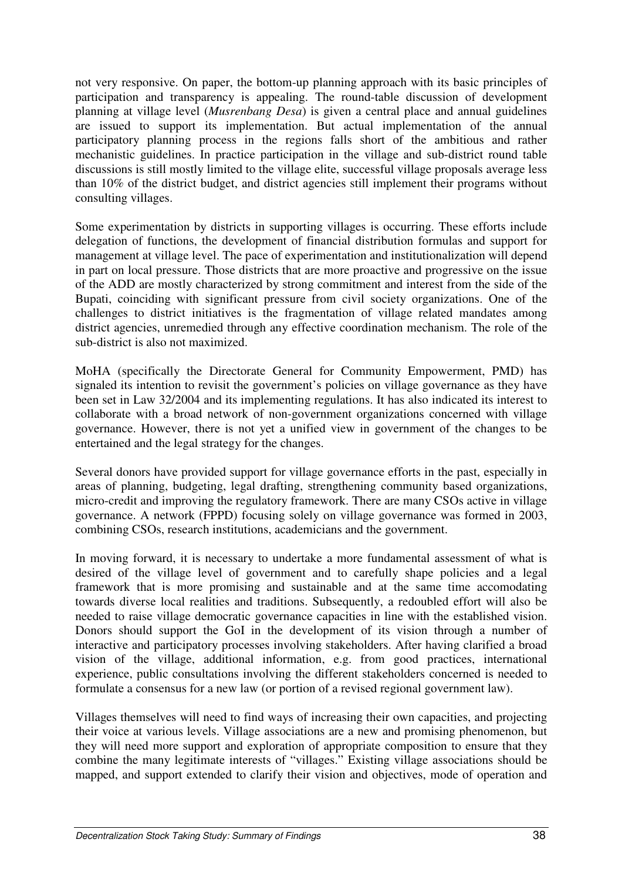not very responsive. On paper, the bottom-up planning approach with its basic principles of participation and transparency is appealing. The round-table discussion of development planning at village level (*Musrenbang Desa*) is given a central place and annual guidelines are issued to support its implementation. But actual implementation of the annual participatory planning process in the regions falls short of the ambitious and rather mechanistic guidelines. In practice participation in the village and sub-district round table discussions is still mostly limited to the village elite, successful village proposals average less than 10% of the district budget, and district agencies still implement their programs without consulting villages.

Some experimentation by districts in supporting villages is occurring. These efforts include delegation of functions, the development of financial distribution formulas and support for management at village level. The pace of experimentation and institutionalization will depend in part on local pressure. Those districts that are more proactive and progressive on the issue of the ADD are mostly characterized by strong commitment and interest from the side of the Bupati, coinciding with significant pressure from civil society organizations. One of the challenges to district initiatives is the fragmentation of village related mandates among district agencies, unremedied through any effective coordination mechanism. The role of the sub-district is also not maximized.

MoHA (specifically the Directorate General for Community Empowerment, PMD) has signaled its intention to revisit the government's policies on village governance as they have been set in Law 32/2004 and its implementing regulations. It has also indicated its interest to collaborate with a broad network of non-government organizations concerned with village governance. However, there is not yet a unified view in government of the changes to be entertained and the legal strategy for the changes.

Several donors have provided support for village governance efforts in the past, especially in areas of planning, budgeting, legal drafting, strengthening community based organizations, micro-credit and improving the regulatory framework. There are many CSOs active in village governance. A network (FPPD) focusing solely on village governance was formed in 2003, combining CSOs, research institutions, academicians and the government.

In moving forward, it is necessary to undertake a more fundamental assessment of what is desired of the village level of government and to carefully shape policies and a legal framework that is more promising and sustainable and at the same time accomodating towards diverse local realities and traditions. Subsequently, a redoubled effort will also be needed to raise village democratic governance capacities in line with the established vision. Donors should support the GoI in the development of its vision through a number of interactive and participatory processes involving stakeholders. After having clarified a broad vision of the village, additional information, e.g. from good practices, international experience, public consultations involving the different stakeholders concerned is needed to formulate a consensus for a new law (or portion of a revised regional government law).

Villages themselves will need to find ways of increasing their own capacities, and projecting their voice at various levels. Village associations are a new and promising phenomenon, but they will need more support and exploration of appropriate composition to ensure that they combine the many legitimate interests of "villages." Existing village associations should be mapped, and support extended to clarify their vision and objectives, mode of operation and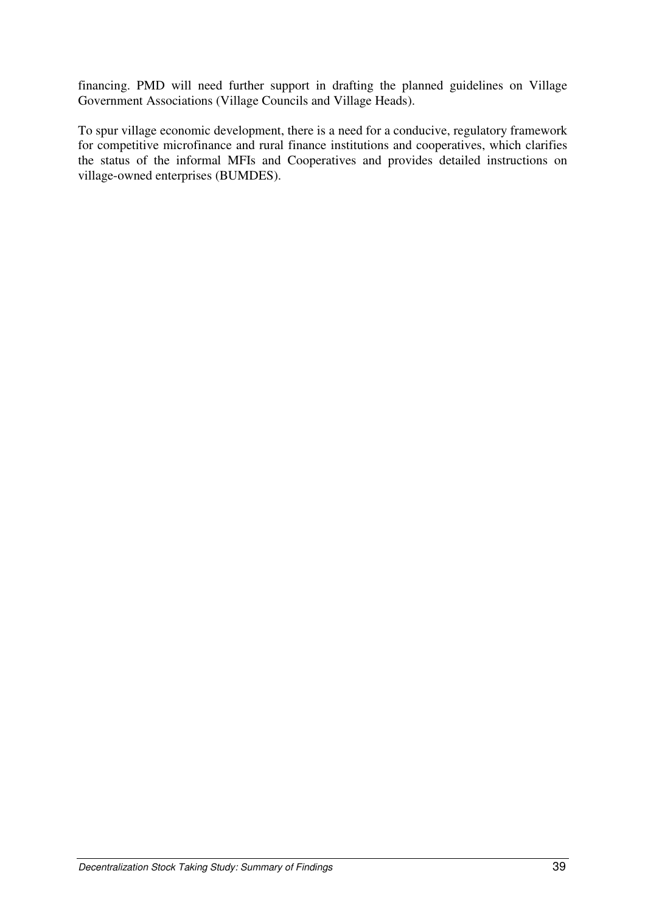financing. PMD will need further support in drafting the planned guidelines on Village Government Associations (Village Councils and Village Heads).

To spur village economic development, there is a need for a conducive, regulatory framework for competitive microfinance and rural finance institutions and cooperatives, which clarifies the status of the informal MFIs and Cooperatives and provides detailed instructions on village-owned enterprises (BUMDES).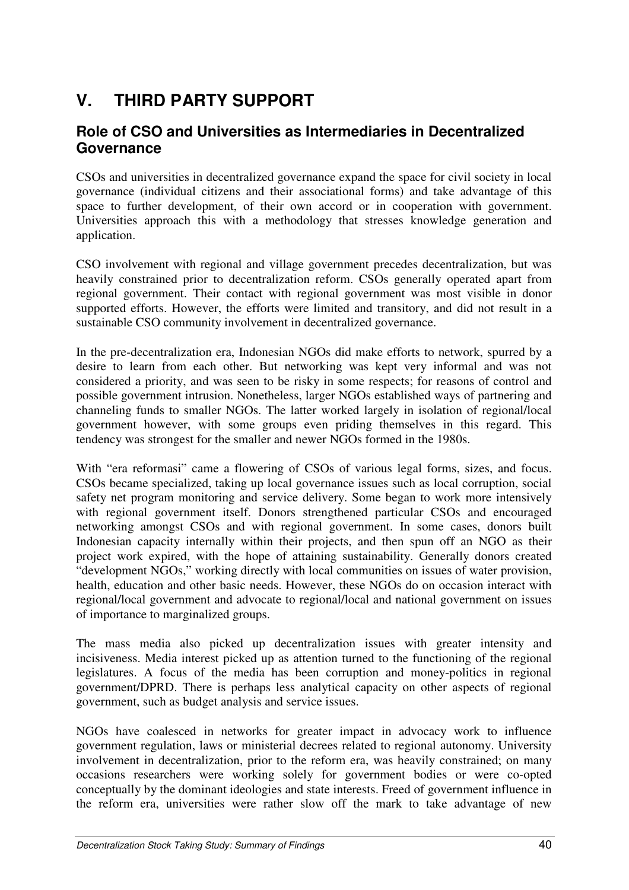# V. THIRD PARTY SUPPORT

## Role of CSO and Universities as Intermediaries in Decentralized Governance

CSOs and universities in decentralized governance expand the space for civil society in local governance (individual citizens and their associational forms) and take advantage of this space to further development, of their own accord or in cooperation with government. Universities approach this with a methodology that stresses knowledge generation and application.

CSO involvement with regional and village government precedes decentralization, but was heavily constrained prior to decentralization reform. CSOs generally operated apart from regional government. Their contact with regional government was most visible in donor supported efforts. However, the efforts were limited and transitory, and did not result in a sustainable CSO community involvement in decentralized governance.

In the pre-decentralization era, Indonesian NGOs did make efforts to network, spurred by a desire to learn from each other. But networking was kept very informal and was not considered a priority, and was seen to be risky in some respects; for reasons of control and possible government intrusion. Nonetheless, larger NGOs established ways of partnering and channeling funds to smaller NGOs. The latter worked largely in isolation of regional/local government however, with some groups even priding themselves in this regard. This tendency was strongest for the smaller and newer NGOs formed in the 1980s.

With "era reformasi" came a flowering of CSOs of various legal forms, sizes, and focus. CSOs became specialized, taking up local governance issues such as local corruption, social safety net program monitoring and service delivery. Some began to work more intensively with regional government itself. Donors strengthened particular CSOs and encouraged networking amongst CSOs and with regional government. In some cases, donors built Indonesian capacity internally within their projects, and then spun off an NGO as their project work expired, with the hope of attaining sustainability. Generally donors created "development NGOs," working directly with local communities on issues of water provision, health, education and other basic needs. However, these NGOs do on occasion interact with regional/local government and advocate to regional/local and national government on issues of importance to marginalized groups.

The mass media also picked up decentralization issues with greater intensity and incisiveness. Media interest picked up as attention turned to the functioning of the regional legislatures. A focus of the media has been corruption and money-politics in regional government/DPRD. There is perhaps less analytical capacity on other aspects of regional government, such as budget analysis and service issues.

NGOs have coalesced in networks for greater impact in advocacy work to influence government regulation, laws or ministerial decrees related to regional autonomy. University involvement in decentralization, prior to the reform era, was heavily constrained; on many occasions researchers were working solely for government bodies or were co-opted conceptually by the dominant ideologies and state interests. Freed of government influence in the reform era, universities were rather slow off the mark to take advantage of new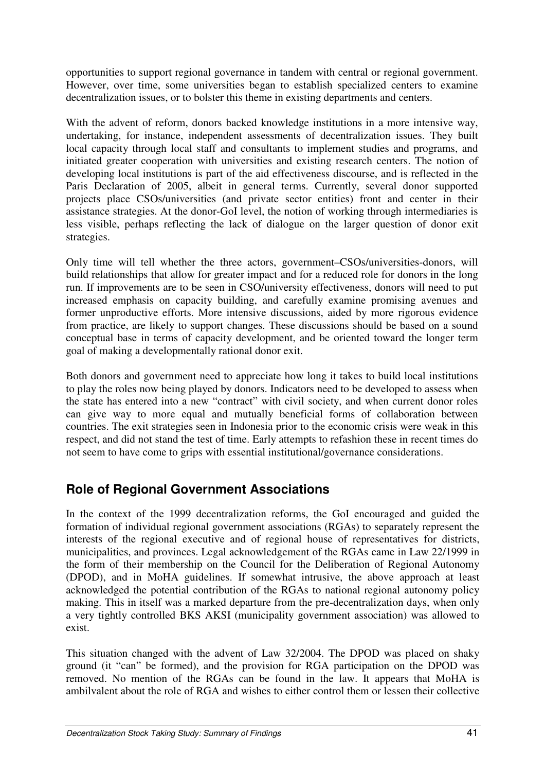opportunities to support regional governance in tandem with central or regional government. However, over time, some universities began to establish specialized centers to examine decentralization issues, or to bolster this theme in existing departments and centers.

With the advent of reform, donors backed knowledge institutions in a more intensive way, undertaking, for instance, independent assessments of decentralization issues. They built local capacity through local staff and consultants to implement studies and programs, and initiated greater cooperation with universities and existing research centers. The notion of developing local institutions is part of the aid effectiveness discourse, and is reflected in the Paris Declaration of 2005, albeit in general terms. Currently, several donor supported projects place CSOs/universities (and private sector entities) front and center in their assistance strategies. At the donor-GoI level, the notion of working through intermediaries is less visible, perhaps reflecting the lack of dialogue on the larger question of donor exit strategies.

Only time will tell whether the three actors, government–CSOs/universities-donors, will build relationships that allow for greater impact and for a reduced role for donors in the long run. If improvements are to be seen in CSO/university effectiveness, donors will need to put increased emphasis on capacity building, and carefully examine promising avenues and former unproductive efforts. More intensive discussions, aided by more rigorous evidence from practice, are likely to support changes. These discussions should be based on a sound conceptual base in terms of capacity development, and be oriented toward the longer term goal of making a developmentally rational donor exit.

Both donors and government need to appreciate how long it takes to build local institutions to play the roles now being played by donors. Indicators need to be developed to assess when the state has entered into a new "contract" with civil society, and when current donor roles can give way to more equal and mutually beneficial forms of collaboration between countries. The exit strategies seen in Indonesia prior to the economic crisis were weak in this respect, and did not stand the test of time. Early attempts to refashion these in recent times do not seem to have come to grips with essential institutional/governance considerations.

## Role of Regional Government Associations

In the context of the 1999 decentralization reforms, the GoI encouraged and guided the formation of individual regional government associations (RGAs) to separately represent the interests of the regional executive and of regional house of representatives for districts, municipalities, and provinces. Legal acknowledgement of the RGAs came in Law 22/1999 in the form of their membership on the Council for the Deliberation of Regional Autonomy (DPOD), and in MoHA guidelines. If somewhat intrusive, the above approach at least acknowledged the potential contribution of the RGAs to national regional autonomy policy making. This in itself was a marked departure from the pre-decentralization days, when only a very tightly controlled BKS AKSI (municipality government association) was allowed to exist.

This situation changed with the advent of Law 32/2004. The DPOD was placed on shaky ground (it "can" be formed), and the provision for RGA participation on the DPOD was removed. No mention of the RGAs can be found in the law. It appears that MoHA is ambilvalent about the role of RGA and wishes to either control them or lessen their collective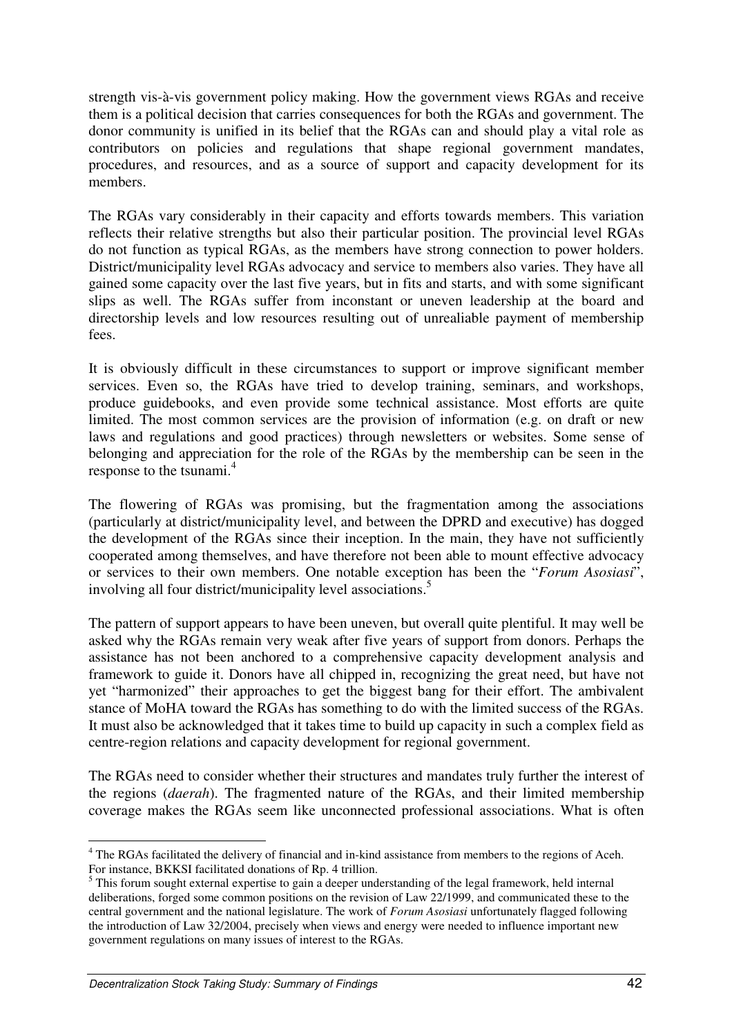strength vis-à-vis government policy making. How the government views RGAs and receive them is a political decision that carries consequences for both the RGAs and government. The donor community is unified in its belief that the RGAs can and should play a vital role as contributors on policies and regulations that shape regional government mandates, procedures, and resources, and as a source of support and capacity development for its members.

The RGAs vary considerably in their capacity and efforts towards members. This variation reflects their relative strengths but also their particular position. The provincial level RGAs do not function as typical RGAs, as the members have strong connection to power holders. District/municipality level RGAs advocacy and service to members also varies. They have all gained some capacity over the last five years, but in fits and starts, and with some significant slips as well. The RGAs suffer from inconstant or uneven leadership at the board and directorship levels and low resources resulting out of unrealiable payment of membership fees.

It is obviously difficult in these circumstances to support or improve significant member services. Even so, the RGAs have tried to develop training, seminars, and workshops, produce guidebooks, and even provide some technical assistance. Most efforts are quite limited. The most common services are the provision of information (e.g. on draft or new laws and regulations and good practices) through newsletters or websites. Some sense of belonging and appreciation for the role of the RGAs by the membership can be seen in the response to the tsunami.[4]

The flowering of RGAs was promising, but the fragmentation among the associations (particularly at district/municipality level, and between the DPRD and executive) has dogged the development of the RGAs since their inception. In the main, they have not sufficiently cooperated among themselves, and have therefore not been able to mount effective advocacy or services to their own members. One notable exception has been the "*Forum Asosiasi*", involving all four district/municipality level associations.[5]

The pattern of support appears to have been uneven, but overall quite plentiful. It may well be asked why the RGAs remain very weak after five years of support from donors. Perhaps the assistance has not been anchored to a comprehensive capacity development analysis and framework to guide it. Donors have all chipped in, recognizing the great need, but have not yet "harmonized" their approaches to get the biggest bang for their effort. The ambivalent stance of MoHA toward the RGAs has something to do with the limited success of the RGAs. It must also be acknowledged that it takes time to build up capacity in such a complex field as centre-region relations and capacity development for regional government.

The RGAs need to consider whether their structures and mandates truly further the interest of the regions (*daerah*). The fragmented nature of the RGAs, and their limited membership coverage makes the RGAs seem like unconnected professional associations. What is often

---

[4] The RGAs facilitated the delivery of financial and in-kind assistance from members to the regions of Aceh. For instance, BKKSI facilitated donations of Rp. 4 trillion.

[5] This forum sought external expertise to gain a deeper understanding of the legal framework, held internal deliberations, forged some common positions on the revision of Law 22/1999, and communicated these to the central government and the national legislature. The work of *Forum Asosiasi* unfortunately flagged following the introduction of Law 32/2004, precisely when views and energy were needed to influence important new government regulations on many issues of interest to the RGAs.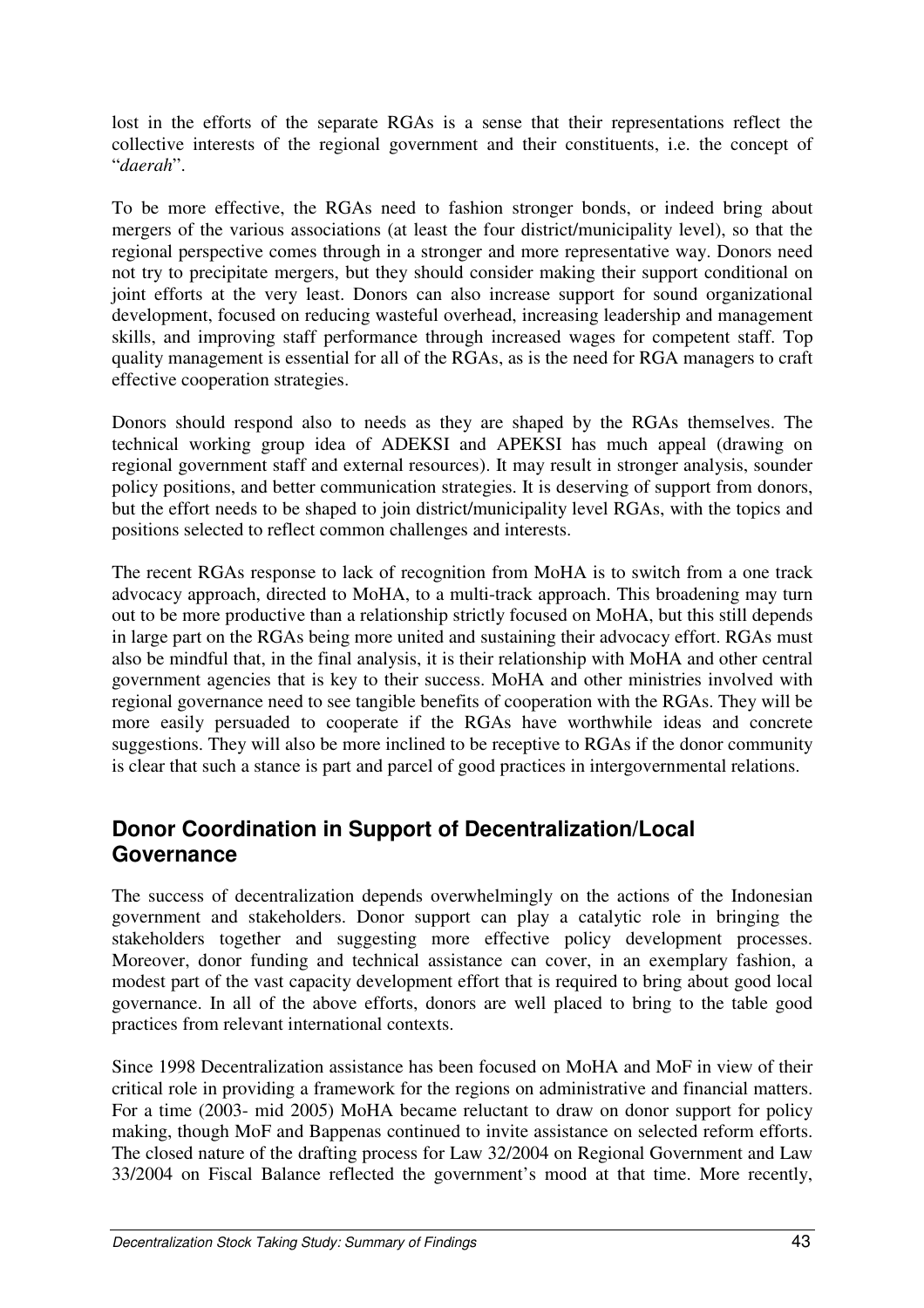lost in the efforts of the separate RGAs is a sense that their representations reflect the collective interests of the regional government and their constituents, i.e. the concept of "*daerah*".

To be more effective, the RGAs need to fashion stronger bonds, or indeed bring about mergers of the various associations (at least the four district/municipality level), so that the regional perspective comes through in a stronger and more representative way. Donors need not try to precipitate mergers, but they should consider making their support conditional on joint efforts at the very least. Donors can also increase support for sound organizational development, focused on reducing wasteful overhead, increasing leadership and management skills, and improving staff performance through increased wages for competent staff. Top quality management is essential for all of the RGAs, as is the need for RGA managers to craft effective cooperation strategies.

Donors should respond also to needs as they are shaped by the RGAs themselves. The technical working group idea of ADEKSI and APEKSI has much appeal (drawing on regional government staff and external resources). It may result in stronger analysis, sounder policy positions, and better communication strategies. It is deserving of support from donors, but the effort needs to be shaped to join district/municipality level RGAs, with the topics and positions selected to reflect common challenges and interests.

The recent RGAs response to lack of recognition from MoHA is to switch from a one track advocacy approach, directed to MoHA, to a multi-track approach. This broadening may turn out to be more productive than a relationship strictly focused on MoHA, but this still depends in large part on the RGAs being more united and sustaining their advocacy effort. RGAs must also be mindful that, in the final analysis, it is their relationship with MoHA and other central government agencies that is key to their success. MoHA and other ministries involved with regional governance need to see tangible benefits of cooperation with the RGAs. They will be more easily persuaded to cooperate if the RGAs have worthwhile ideas and concrete suggestions. They will also be more inclined to be receptive to RGAs if the donor community is clear that such a stance is part and parcel of good practices in intergovernmental relations.

## Donor Coordination in Support of Decentralization/Local Governance

The success of decentralization depends overwhelmingly on the actions of the Indonesian government and stakeholders. Donor support can play a catalytic role in bringing the stakeholders together and suggesting more effective policy development processes. Moreover, donor funding and technical assistance can cover, in an exemplary fashion, a modest part of the vast capacity development effort that is required to bring about good local governance. In all of the above efforts, donors are well placed to bring to the table good practices from relevant international contexts.

Since 1998 Decentralization assistance has been focused on MoHA and MoF in view of their critical role in providing a framework for the regions on administrative and financial matters. For a time (2003- mid 2005) MoHA became reluctant to draw on donor support for policy making, though MoF and Bappenas continued to invite assistance on selected reform efforts. The closed nature of the drafting process for Law 32/2004 on Regional Government and Law 33/2004 on Fiscal Balance reflected the government's mood at that time. More recently,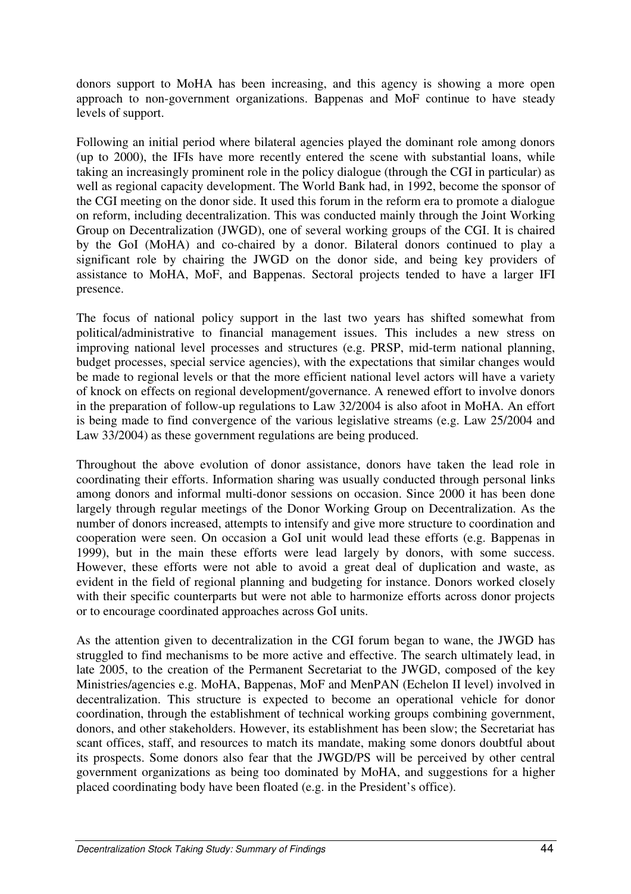donors support to MoHA has been increasing, and this agency is showing a more open approach to non-government organizations. Bappenas and MoF continue to have steady levels of support.

Following an initial period where bilateral agencies played the dominant role among donors (up to 2000), the IFIs have more recently entered the scene with substantial loans, while taking an increasingly prominent role in the policy dialogue (through the CGI in particular) as well as regional capacity development. The World Bank had, in 1992, become the sponsor of the CGI meeting on the donor side. It used this forum in the reform era to promote a dialogue on reform, including decentralization. This was conducted mainly through the Joint Working Group on Decentralization (JWGD), one of several working groups of the CGI. It is chaired by the GoI (MoHA) and co-chaired by a donor. Bilateral donors continued to play a significant role by chairing the JWGD on the donor side, and being key providers of assistance to MoHA, MoF, and Bappenas. Sectoral projects tended to have a larger IFI presence.

The focus of national policy support in the last two years has shifted somewhat from political/administrative to financial management issues. This includes a new stress on improving national level processes and structures (e.g. PRSP, mid-term national planning, budget processes, special service agencies), with the expectations that similar changes would be made to regional levels or that the more efficient national level actors will have a variety of knock on effects on regional development/governance. A renewed effort to involve donors in the preparation of follow-up regulations to Law 32/2004 is also afoot in MoHA. An effort is being made to find convergence of the various legislative streams (e.g. Law 25/2004 and Law 33/2004) as these government regulations are being produced.

Throughout the above evolution of donor assistance, donors have taken the lead role in coordinating their efforts. Information sharing was usually conducted through personal links among donors and informal multi-donor sessions on occasion. Since 2000 it has been done largely through regular meetings of the Donor Working Group on Decentralization. As the number of donors increased, attempts to intensify and give more structure to coordination and cooperation were seen. On occasion a GoI unit would lead these efforts (e.g. Bappenas in 1999), but in the main these efforts were lead largely by donors, with some success. However, these efforts were not able to avoid a great deal of duplication and waste, as evident in the field of regional planning and budgeting for instance. Donors worked closely with their specific counterparts but were not able to harmonize efforts across donor projects or to encourage coordinated approaches across GoI units.

As the attention given to decentralization in the CGI forum began to wane, the JWGD has struggled to find mechanisms to be more active and effective. The search ultimately lead, in late 2005, to the creation of the Permanent Secretariat to the JWGD, composed of the key Ministries/agencies e.g. MoHA, Bappenas, MoF and MenPAN (Echelon II level) involved in decentralization. This structure is expected to become an operational vehicle for donor coordination, through the establishment of technical working groups combining government, donors, and other stakeholders. However, its establishment has been slow; the Secretariat has scant offices, staff, and resources to match its mandate, making some donors doubtful about its prospects. Some donors also fear that the JWGD/PS will be perceived by other central government organizations as being too dominated by MoHA, and suggestions for a higher placed coordinating body have been floated (e.g. in the President's office).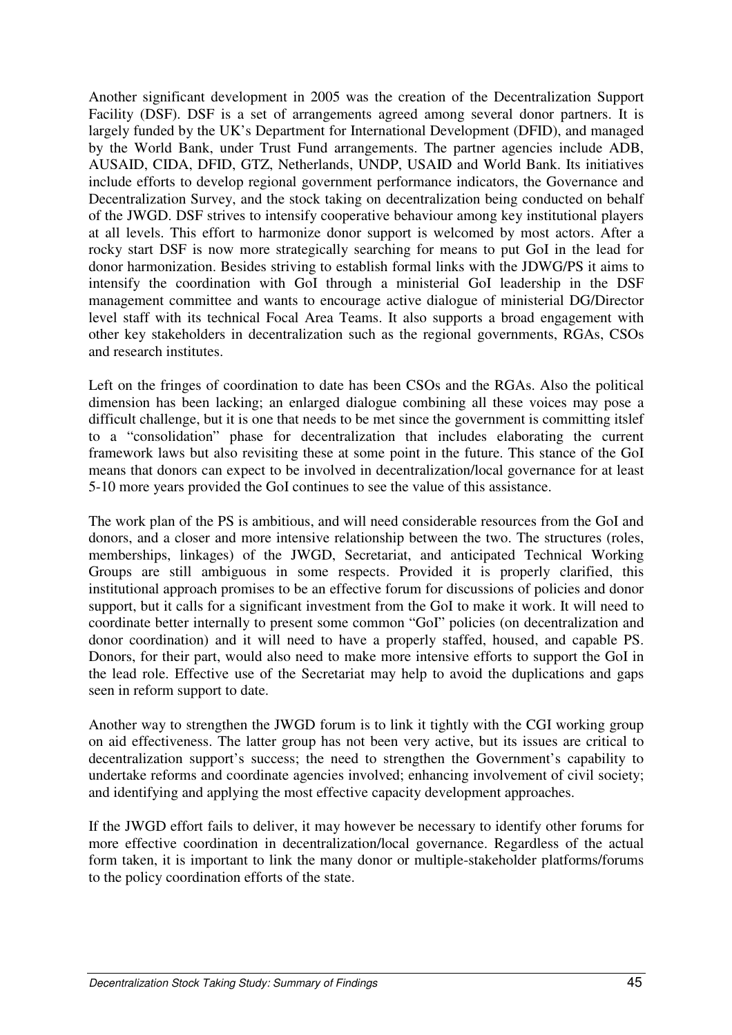Another significant development in 2005 was the creation of the Decentralization Support Facility (DSF). DSF is a set of arrangements agreed among several donor partners. It is largely funded by the UK's Department for International Development (DFID), and managed by the World Bank, under Trust Fund arrangements. The partner agencies include ADB, AUSAID, CIDA, DFID, GTZ, Netherlands, UNDP, USAID and World Bank. Its initiatives include efforts to develop regional government performance indicators, the Governance and Decentralization Survey, and the stock taking on decentralization being conducted on behalf of the JWGD. DSF strives to intensify cooperative behaviour among key institutional players at all levels. This effort to harmonize donor support is welcomed by most actors. After a rocky start DSF is now more strategically searching for means to put GoI in the lead for donor harmonization. Besides striving to establish formal links with the JDWG/PS it aims to intensify the coordination with GoI through a ministerial GoI leadership in the DSF management committee and wants to encourage active dialogue of ministerial DG/Director level staff with its technical Focal Area Teams. It also supports a broad engagement with other key stakeholders in decentralization such as the regional governments, RGAs, CSOs and research institutes.

Left on the fringes of coordination to date has been CSOs and the RGAs. Also the political dimension has been lacking; an enlarged dialogue combining all these voices may pose a difficult challenge, but it is one that needs to be met since the government is committing itslef to a "consolidation" phase for decentralization that includes elaborating the current framework laws but also revisiting these at some point in the future. This stance of the GoI means that donors can expect to be involved in decentralization/local governance for at least 5-10 more years provided the GoI continues to see the value of this assistance.

The work plan of the PS is ambitious, and will need considerable resources from the GoI and donors, and a closer and more intensive relationship between the two. The structures (roles, memberships, linkages) of the JWGD, Secretariat, and anticipated Technical Working Groups are still ambiguous in some respects. Provided it is properly clarified, this institutional approach promises to be an effective forum for discussions of policies and donor support, but it calls for a significant investment from the GoI to make it work. It will need to coordinate better internally to present some common "GoI" policies (on decentralization and donor coordination) and it will need to have a properly staffed, housed, and capable PS. Donors, for their part, would also need to make more intensive efforts to support the GoI in the lead role. Effective use of the Secretariat may help to avoid the duplications and gaps seen in reform support to date.

Another way to strengthen the JWGD forum is to link it tightly with the CGI working group on aid effectiveness. The latter group has not been very active, but its issues are critical to decentralization support's success; the need to strengthen the Government's capability to undertake reforms and coordinate agencies involved; enhancing involvement of civil society; and identifying and applying the most effective capacity development approaches.

If the JWGD effort fails to deliver, it may however be necessary to identify other forums for more effective coordination in decentralization/local governance. Regardless of the actual form taken, it is important to link the many donor or multiple-stakeholder platforms/forums to the policy coordination efforts of the state.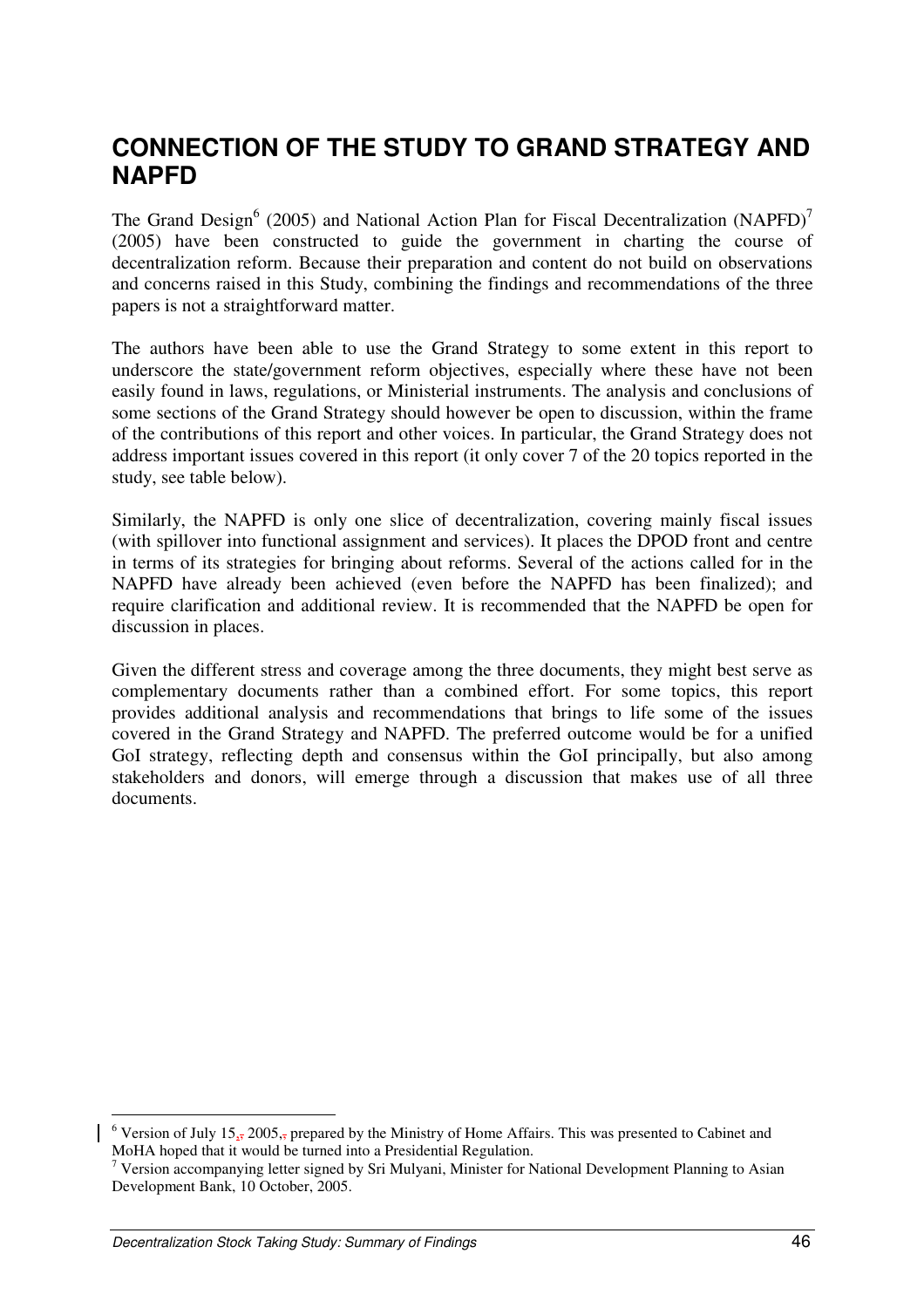# CONNECTION OF THE STUDY TO GRAND STRATEGY AND NAPFD

The Grand Design[6] (2005) and National Action Plan for Fiscal Decentralization (NAPFD)[7] (2005) have been constructed to guide the government in charting the course of decentralization reform. Because their preparation and content do not build on observations and concerns raised in this Study, combining the findings and recommendations of the three papers is not a straightforward matter.

The authors have been able to use the Grand Strategy to some extent in this report to underscore the state/government reform objectives, especially where these have not been easily found in laws, regulations, or Ministerial instruments. The analysis and conclusions of some sections of the Grand Strategy should however be open to discussion, within the frame of the contributions of this report and other voices. In particular, the Grand Strategy does not address important issues covered in this report (it only cover 7 of the 20 topics reported in the study, see table below).

Similarly, the NAPFD is only one slice of decentralization, covering mainly fiscal issues (with spillover into functional assignment and services). It places the DPOD front and centre in terms of its strategies for bringing about reforms. Several of the actions called for in the NAPFD have already been achieved (even before the NAPFD has been finalized); and require clarification and additional review. It is recommended that the NAPFD be open for discussion in places.

Given the different stress and coverage among the three documents, they might best serve as complementary documents rather than a combined effort. For some topics, this report provides additional analysis and recommendations that brings to life some of the issues covered in the Grand Strategy and NAPFD. The preferred outcome would be for a unified GoI strategy, reflecting depth and consensus within the GoI principally, but also among stakeholders and donors, will emerge through a discussion that makes use of all three documents.

---

[6] Version of July 15, 2005, prepared by the Ministry of Home Affairs. This was presented to Cabinet and MoHA hoped that it would be turned into a Presidential Regulation.

[7] Version accompanying letter signed by Sri Mulyani, Minister for National Development Planning to Asian Development Bank, 10 October, 2005.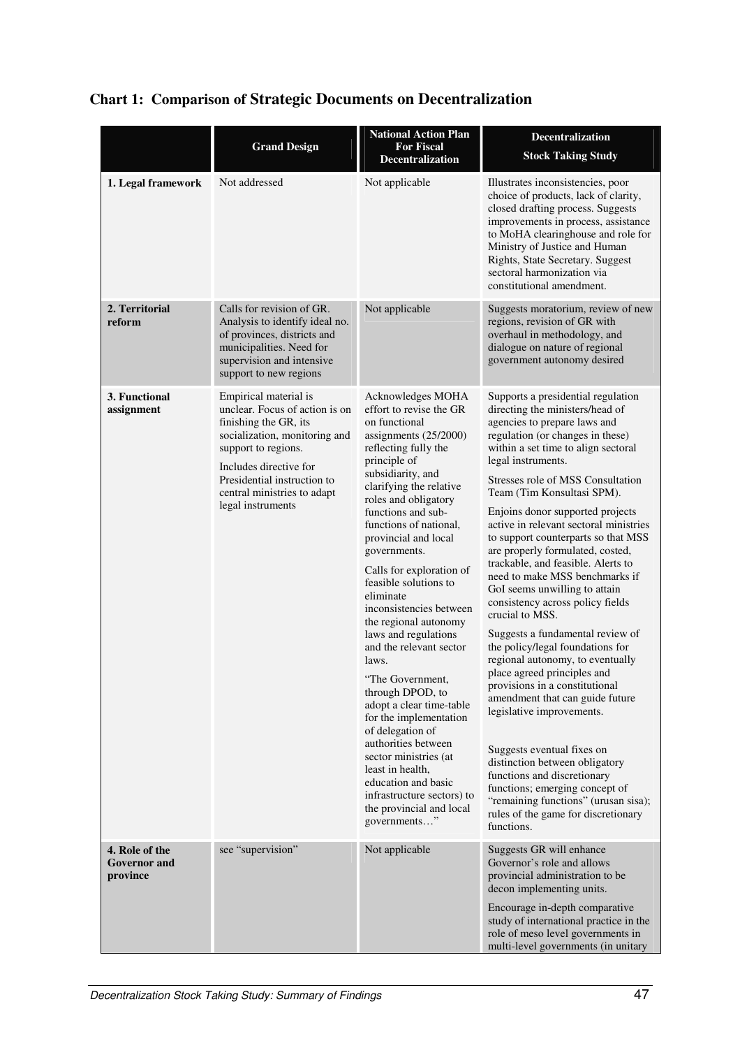## Chart 1: Comparison of Strategic Documents on Decentralization

| | Grand Design | National Action Plan For Fiscal Decentralization | Decentralization Stock Taking Study |
|---|---|---|---|
| **1. Legal framework** | Not addressed | Not applicable | Illustrates inconsistencies, poor choice of products, lack of clarity, closed drafting process. Suggests improvements in process, assistance to MoHA clearinghouse and role for Ministry of Justice and Human Rights, State Secretary. Suggest sectoral harmonization via constitutional amendment. |
| **2. Territorial reform** | Calls for revision of GR. Analysis to identify ideal no. of provinces, districts and municipalities. Need for supervision and intensive support to new regions | Not applicable | Suggests moratorium, review of new regions, revision of GR with overhaul in methodology, and dialogue on nature of regional government autonomy desired |
| **3. Functional assignment** | Empirical material is unclear. Focus of action is on finishing the GR, its socialization, monitoring and support to regions.<br><br>Includes directive for Presidential instruction to central ministries to adapt legal instruments | Acknowledges MOHA effort to revise the GR on functional assignments (25/2000) reflecting fully the principle of subsidiarity, and clarifying the relative roles and obligatory functions and sub-functions of national, provincial and local governments.<br><br>Calls for exploration of feasible solutions to eliminate inconsistencies between the regional autonomy laws and regulations and the relevant sector laws.<br><br>"The Government, through DPOD, to adopt a clear time-table for the implementation of delegation of authorities between sector ministries (at least in health, education and basic infrastructure sectors) to the provincial and local governments…" | Supports a presidential regulation directing the ministers/head of agencies to prepare laws and regulation (or changes in these) within a set time to align sectoral legal instruments.<br><br>Stresses role of MSS Consultation Team (Tim Konsultasi SPM).<br><br>Enjoins donor supported projects active in relevant sectoral ministries to support counterparts so that MSS are properly formulated, costed, trackable, and feasible. Alerts to need to make MSS benchmarks if GoI seems unwilling to attain consistency across policy fields crucial to MSS.<br><br>Suggests a fundamental review of the policy/legal foundations for regional autonomy, to eventually place agreed principles and provisions in a constitutional amendment that can guide future legislative improvements.<br><br>Suggests eventual fixes on distinction between obligatory functions and discretionary functions; emerging concept of "remaining functions" (urusan sisa); rules of the game for discretionary functions. |
| **4. Role of the Governor and province** | see "supervision" | Not applicable | Suggests GR will enhance Governor's role and allows provincial administration to be decon implementing units.<br><br>Encourage in-depth comparative study of international practice in the role of meso level governments in multi-level governments (in unitary |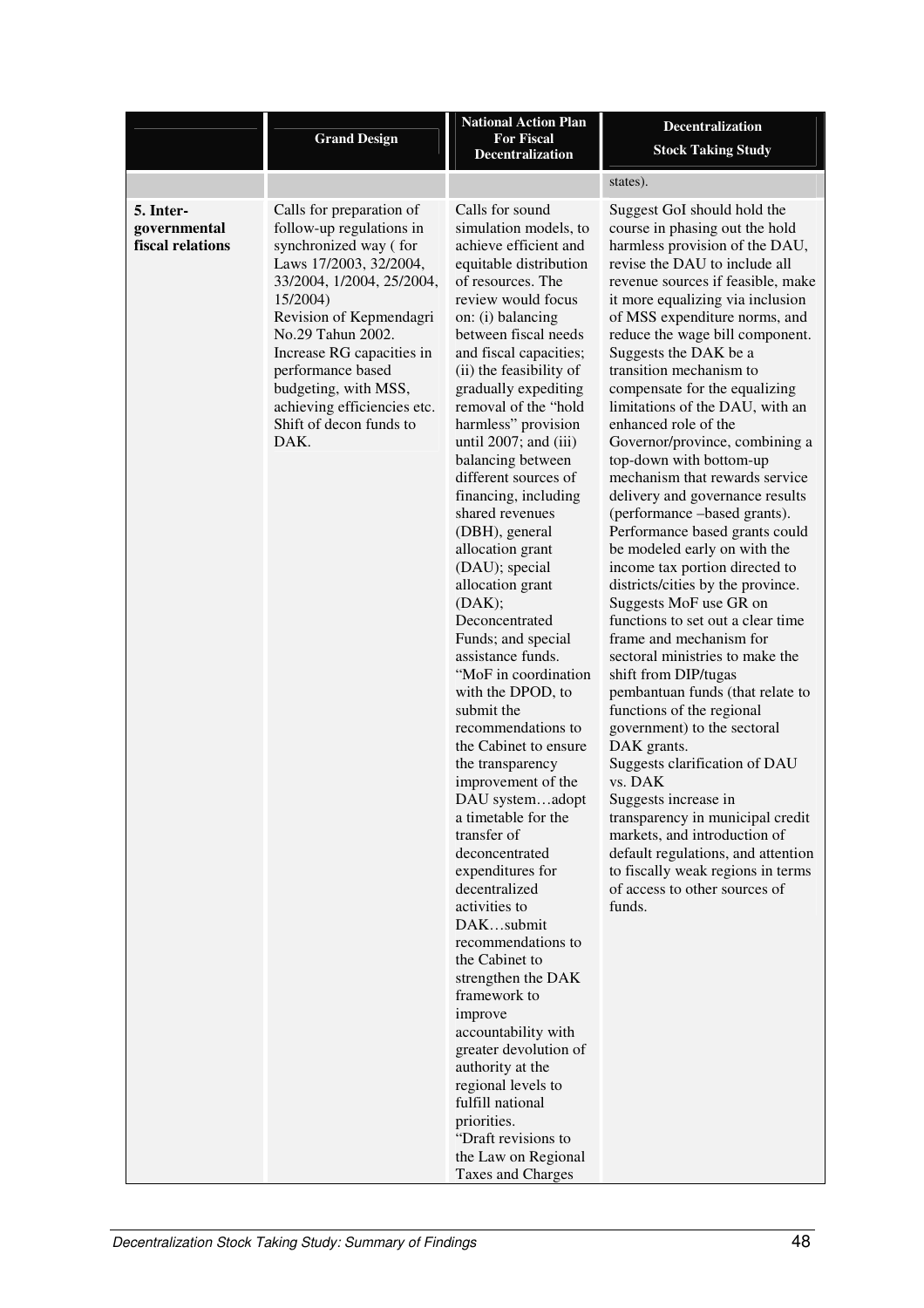| | Grand Design | National Action Plan For Fiscal Decentralization | Decentralization Stock Taking Study |
|---|---|---|---|
| | | | states). |
| **5. Inter-governmental fiscal relations** | Calls for preparation of follow-up regulations in synchronized way ( for Laws 17/2003, 32/2004, 33/2004, 1/2004, 25/2004, 15/2004) Revision of Kepmendagri No.29 Tahun 2002. Increase RG capacities in performance based budgeting, with MSS, achieving efficiencies etc. Shift of decon funds to DAK. | Calls for sound simulation models, to achieve efficient and equitable distribution of resources. The review would focus on: (i) balancing between fiscal needs and fiscal capacities; (ii) the feasibility of gradually expediting removal of the "hold harmless" provision until 2007; and (iii) balancing between different sources of financing, including shared revenues (DBH), general allocation grant (DAU); special allocation grant (DAK); Deconcentrated Funds; and special assistance funds. "MoF in coordination with the DPOD, to submit the recommendations to the Cabinet to ensure the transparency improvement of the DAU system…adopt a timetable for the transfer of deconcentrated expenditures for decentralized activities to DAK…submit recommendations to the Cabinet to strengthen the DAK framework to improve accountability with greater devolution of authority at the regional levels to fulfill national priorities. "Draft revisions to the Law on Regional Taxes and Charges | Suggest GoI should hold the course in phasing out the hold harmless provision of the DAU, revise the DAU to include all revenue sources if feasible, make it more equalizing via inclusion of MSS expenditure norms, and reduce the wage bill component. Suggests the DAK be a transition mechanism to compensate for the equalizing limitations of the DAU, with an enhanced role of the Governor/province, combining a top-down with bottom-up mechanism that rewards service delivery and governance results (performance –based grants). Performance based grants could be modeled early on with the income tax portion directed to districts/cities by the province. Suggests MoF use GR on functions to set out a clear time frame and mechanism for sectoral ministries to make the shift from DIP/tugas pembantuan funds (that relate to functions of the regional government) to the sectoral DAK grants. Suggests clarification of DAU vs. DAK Suggests increase in transparency in municipal credit markets, and introduction of default regulations, and attention to fiscally weak regions in terms of access to other sources of funds. |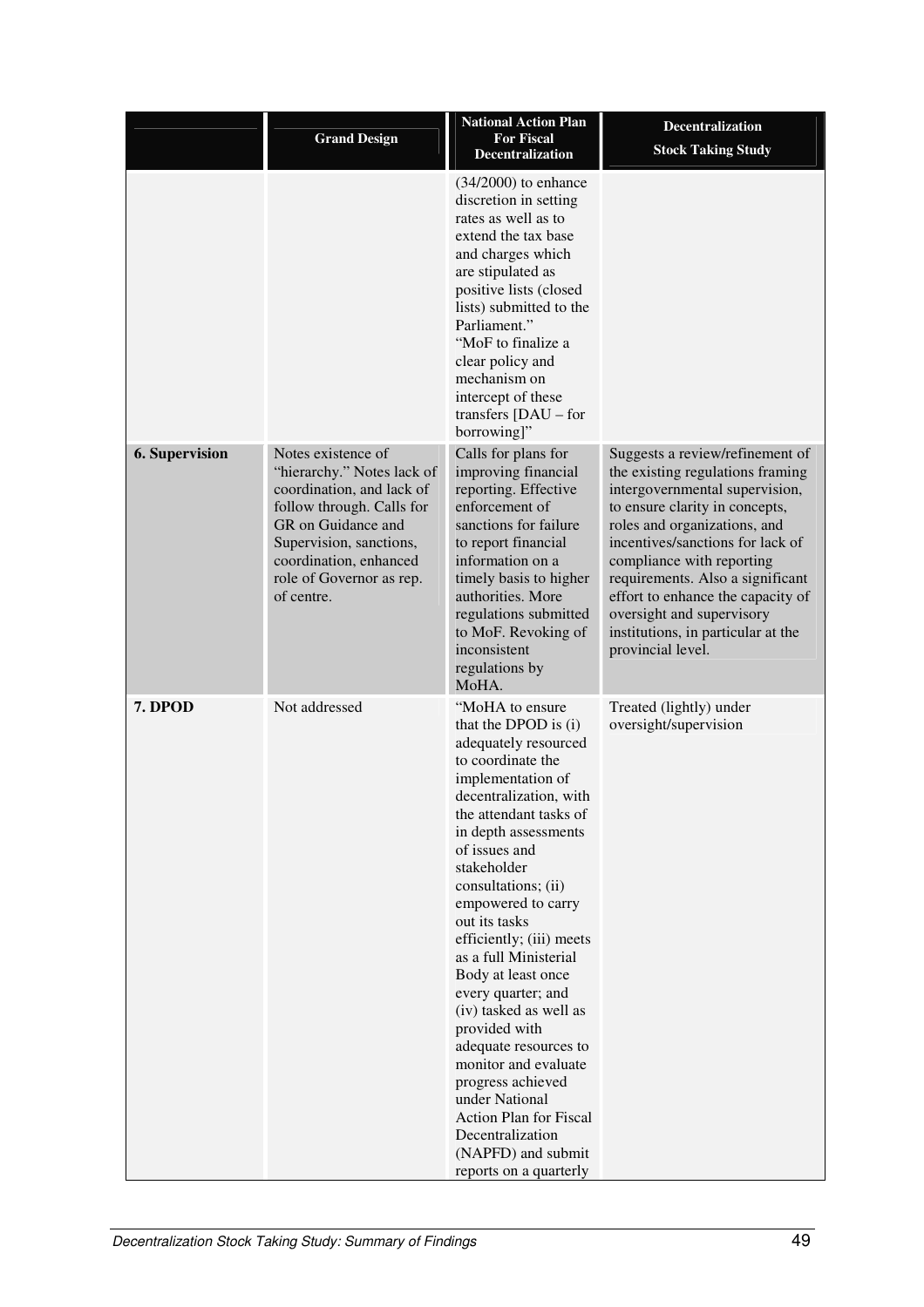| | Grand Design | National Action Plan For Fiscal Decentralization | Decentralization Stock Taking Study |
|---|---|---|---|
| | | (34/2000) to enhance discretion in setting rates as well as to extend the tax base and charges which are stipulated as positive lists (closed lists) submitted to the Parliament." "MoF to finalize a clear policy and mechanism on intercept of these transfers [DAU – for borrowing]" | |
| **6. Supervision** | Notes existence of "hierarchy." Notes lack of coordination, and lack of follow through. Calls for GR on Guidance and Supervision, sanctions, coordination, enhanced role of Governor as rep. of centre. | Calls for plans for improving financial reporting. Effective enforcement of sanctions for failure to report financial information on a timely basis to higher authorities. More regulations submitted to MoF. Revoking of inconsistent regulations by MoHA. | Suggests a review/refinement of the existing regulations framing intergovernmental supervision, to ensure clarity in concepts, roles and organizations, and incentives/sanctions for lack of compliance with reporting requirements. Also a significant effort to enhance the capacity of oversight and supervisory institutions, in particular at the provincial level. |
| **7. DPOD** | Not addressed | "MoHA to ensure that the DPOD is (i) adequately resourced to coordinate the implementation of decentralization, with the attendant tasks of in depth assessments of issues and stakeholder consultations; (ii) empowered to carry out its tasks efficiently; (iii) meets as a full Ministerial Body at least once every quarter; and (iv) tasked as well as provided with adequate resources to monitor and evaluate progress achieved under National Action Plan for Fiscal Decentralization (NAPFD) and submit reports on a quarterly | Treated (lightly) under oversight/supervision |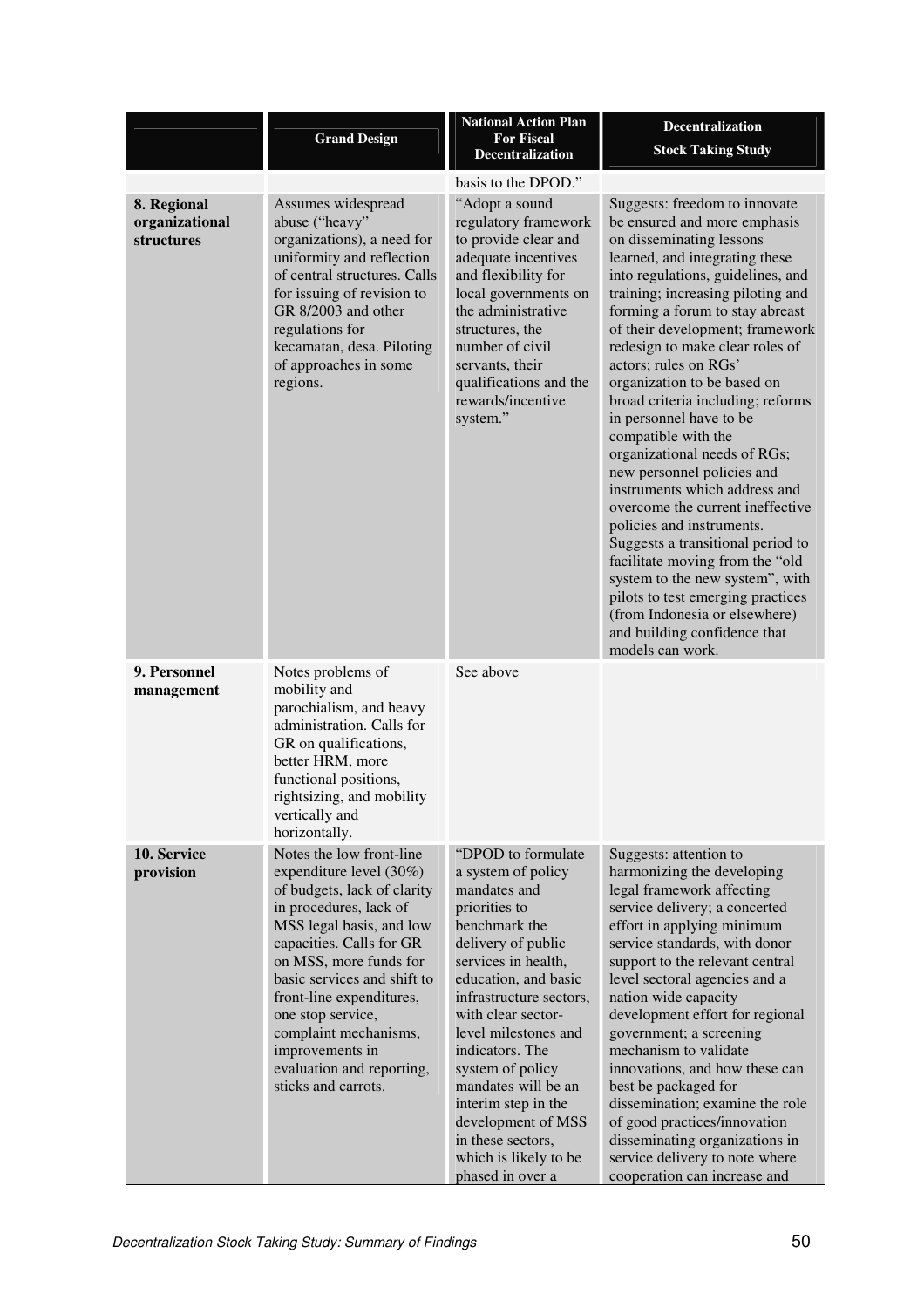| | Grand Design | National Action Plan For Fiscal Decentralization | Decentralization Stock Taking Study |
|---|---|---|---|
| | | basis to the DPOD." | |
| **8. Regional organizational structures** | Assumes widespread abuse ("heavy" organizations), a need for uniformity and reflection of central structures. Calls for issuing of revision to GR 8/2003 and other regulations for kecamatan, desa. Piloting of approaches in some regions. | "Adopt a sound regulatory framework to provide clear and adequate incentives and flexibility for local governments on the administrative structures, the number of civil servants, their qualifications and the rewards/incentive system." | Suggests: freedom to innovate be ensured and more emphasis on disseminating lessons learned, and integrating these into regulations, guidelines, and training; increasing piloting and forming a forum to stay abreast of their development; framework redesign to make clear roles of actors; rules on RGs' organization to be based on broad criteria including; reforms in personnel have to be compatible with the organizational needs of RGs; new personnel policies and instruments which address and overcome the current ineffective policies and instruments. Suggests a transitional period to facilitate moving from the "old system to the new system", with pilots to test emerging practices (from Indonesia or elsewhere) and building confidence that models can work. |
| **9. Personnel management** | Notes problems of mobility and parochialism, and heavy administration. Calls for GR on qualifications, better HRM, more functional positions, rightsizing, and mobility vertically and horizontally. | See above | |
| **10. Service provision** | Notes the low front-line expenditure level (30%) of budgets, lack of clarity in procedures, lack of MSS legal basis, and low capacities. Calls for GR on MSS, more funds for basic services and shift to front-line expenditures, one stop service, complaint mechanisms, improvements in evaluation and reporting, sticks and carrots. | "DPOD to formulate a system of policy mandates and priorities to benchmark the delivery of public services in health, education, and basic infrastructure sectors, with clear sector-level milestones and indicators. The system of policy mandates will be an interim step in the development of MSS in these sectors, which is likely to be phased in over a | Suggests: attention to harmonizing the developing legal framework affecting service delivery; a concerted effort in applying minimum service standards, with donor support to the relevant central level sectoral agencies and a nation wide capacity development effort for regional government; a screening mechanism to validate innovations, and how these can best be packaged for dissemination; examine the role of good practices/innovation disseminating organizations in service delivery to note where cooperation can increase and |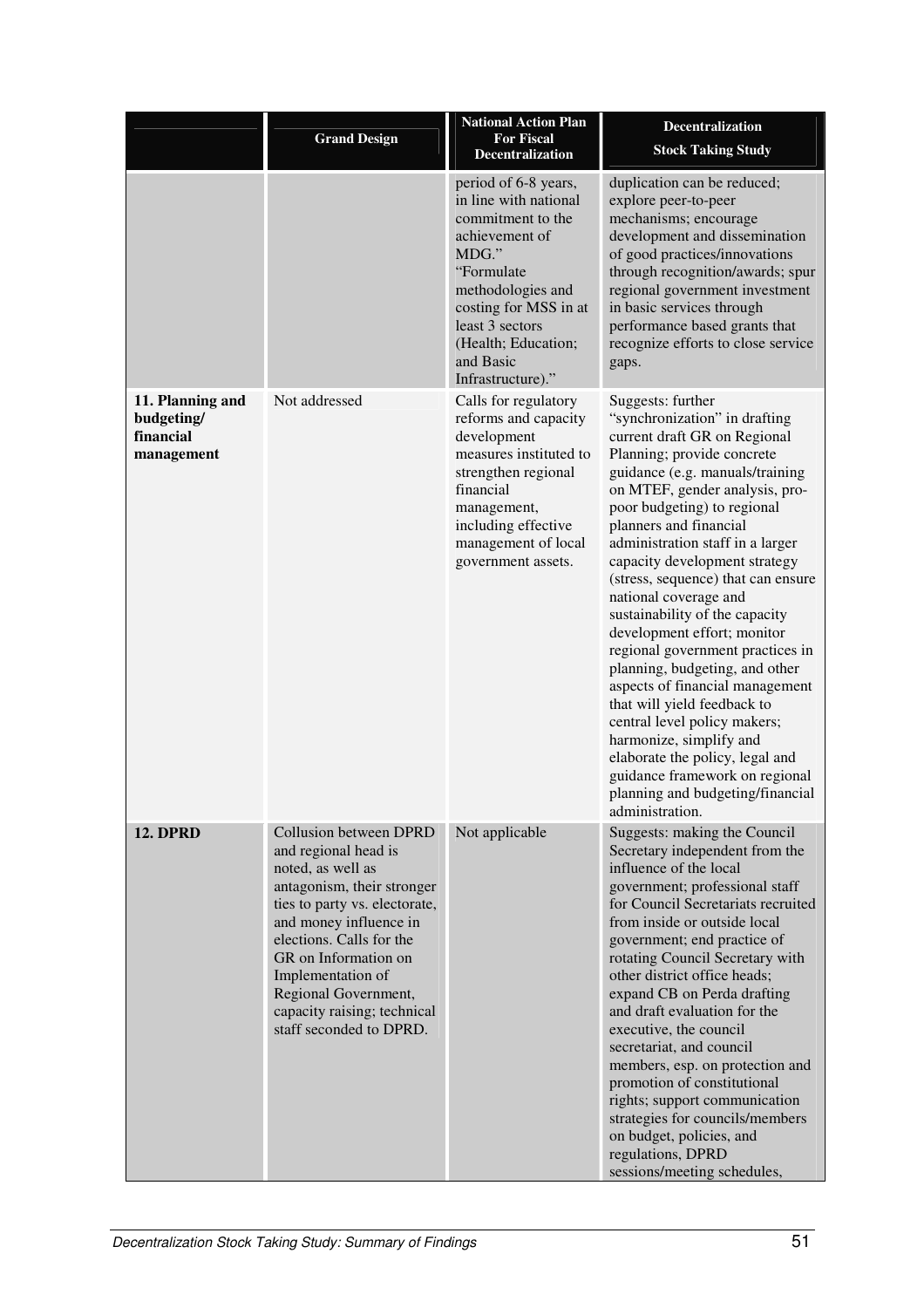| | Grand Design | National Action Plan For Fiscal Decentralization | Decentralization Stock Taking Study |
|---|---|---|---|
| | | period of 6-8 years, in line with national commitment to the achievement of MDG." "Formulate methodologies and costing for MSS in at least 3 sectors (Health; Education; and Basic Infrastructure)." | duplication can be reduced; explore peer-to-peer mechanisms; encourage development and dissemination of good practices/innovations through recognition/awards; spur regional government investment in basic services through performance based grants that recognize efforts to close service gaps. |
| **11. Planning and budgeting/ financial management** | Not addressed | Calls for regulatory reforms and capacity development measures instituted to strengthen regional financial management, including effective management of local government assets. | Suggests: further "synchronization" in drafting current draft GR on Regional Planning; provide concrete guidance (e.g. manuals/training on MTEF, gender analysis, pro-poor budgeting) to regional planners and financial administration staff in a larger capacity development strategy (stress, sequence) that can ensure national coverage and sustainability of the capacity development effort; monitor regional government practices in planning, budgeting, and other aspects of financial management that will yield feedback to central level policy makers; harmonize, simplify and elaborate the policy, legal and guidance framework on regional planning and budgeting/financial administration. |
| **12. DPRD** | Collusion between DPRD and regional head is noted, as well as antagonism, their stronger ties to party vs. electorate, and money influence in elections. Calls for the GR on Information on Implementation of Regional Government, capacity raising; technical staff seconded to DPRD. | Not applicable | Suggests: making the Council Secretary independent from the influence of the local government; professional staff for Council Secretariats recruited from inside or outside local government; end practice of rotating Council Secretary with other district office heads; expand CB on Perda drafting and draft evaluation for the executive, the council secretariat, and council members, esp. on protection and promotion of constitutional rights; support communication strategies for councils/members on budget, policies, and regulations, DPRD sessions/meeting schedules, |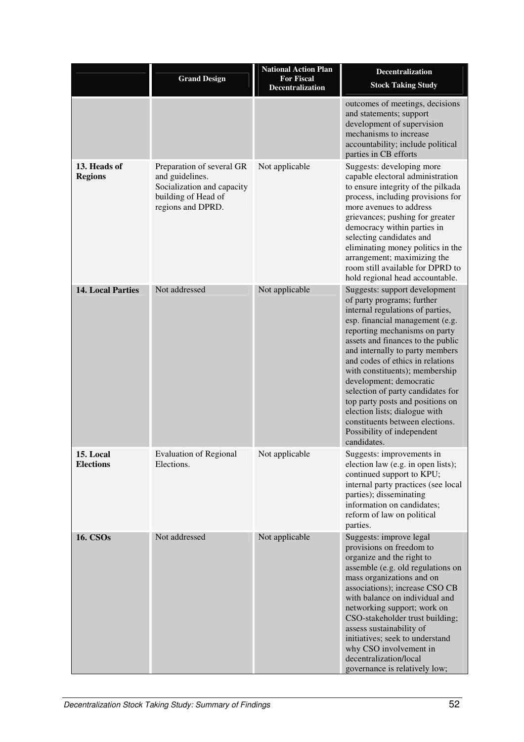| | Grand Design | National Action Plan For Fiscal Decentralization | Decentralization Stock Taking Study |
|---|---|---|---|
| | | | outcomes of meetings, decisions and statements; support development of supervision mechanisms to increase accountability; include political parties in CB efforts |
| **13. Heads of Regions** | Preparation of several GR and guidelines. Socialization and capacity building of Head of regions and DPRD. | Not applicable | Suggests: developing more capable electoral administration to ensure integrity of the pilkada process, including provisions for more avenues to address grievances; pushing for greater democracy within parties in selecting candidates and eliminating money politics in the arrangement; maximizing the room still available for DPRD to hold regional head accountable. |
| **14. Local Parties** | Not addressed | Not applicable | Suggests: support development of party programs; further internal regulations of parties, esp. financial management (e.g. reporting mechanisms on party assets and finances to the public and internally to party members and codes of ethics in relations with constituents); membership development; democratic selection of party candidates for top party posts and positions on election lists; dialogue with constituents between elections. Possibility of independent candidates. |
| **15. Local Elections** | Evaluation of Regional Elections. | Not applicable | Suggests: improvements in election law (e.g. in open lists); continued support to KPU; internal party practices (see local parties); disseminating information on candidates; reform of law on political parties. |
| **16. CSOs** | Not addressed | Not applicable | Suggests: improve legal provisions on freedom to organize and the right to assemble (e.g. old regulations on mass organizations and on associations); increase CSO CB with balance on individual and networking support; work on CSO-stakeholder trust building; assess sustainability of initiatives; seek to understand why CSO involvement in decentralization/local governance is relatively low; |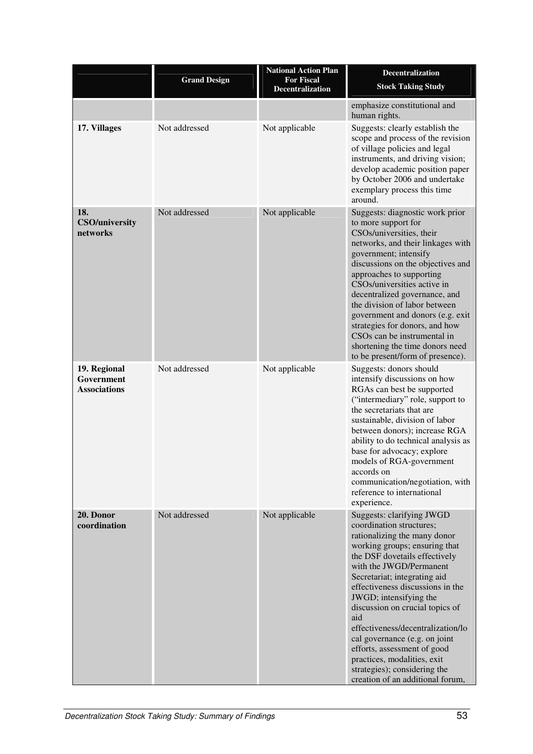| | Grand Design | National Action Plan For Fiscal Decentralization | Decentralization Stock Taking Study |
|---|---|---|---|
| | | | emphasize constitutional and human rights. |
| **17. Villages** | Not addressed | Not applicable | Suggests: clearly establish the scope and process of the revision of village policies and legal instruments, and driving vision; develop academic position paper by October 2006 and undertake exemplary process this time around. |
| **18. CSO/university networks** | Not addressed | Not applicable | Suggests: diagnostic work prior to more support for CSOs/universities, their networks, and their linkages with government; intensify discussions on the objectives and approaches to supporting CSOs/universities active in decentralized governance, and the division of labor between government and donors (e.g. exit strategies for donors, and how CSOs can be instrumental in shortening the time donors need to be present/form of presence). |
| **19. Regional Government Associations** | Not addressed | Not applicable | Suggests: donors should intensify discussions on how RGAs can best be supported ("intermediary" role, support to the secretariats that are sustainable, division of labor between donors); increase RGA ability to do technical analysis as base for advocacy; explore models of RGA-government accords on communication/negotiation, with reference to international experience. |
| **20. Donor coordination** | Not addressed | Not applicable | Suggests: clarifying JWGD coordination structures; rationalizing the many donor working groups; ensuring that the DSF dovetails effectively with the JWGD/Permanent Secretariat; integrating aid effectiveness discussions in the JWGD; intensifying the discussion on crucial topics of aid effectiveness/decentralization/local governance (e.g. on joint efforts, assessment of good practices, modalities, exit strategies); considering the creation of an additional forum, |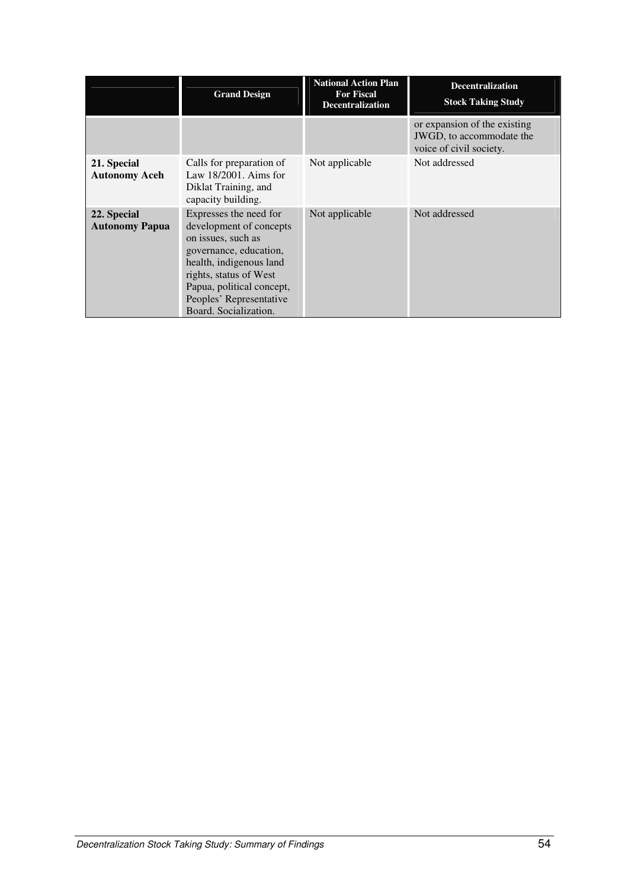| | Grand Design | National Action Plan For Fiscal Decentralization | Decentralization Stock Taking Study |
|---|---|---|---|
| | | | or expansion of the existing JWGD, to accommodate the voice of civil society. |
| **21. Special Autonomy Aceh** | Calls for preparation of Law 18/2001. Aims for Diklat Training, and capacity building. | Not applicable | Not addressed |
| **22. Special Autonomy Papua** | Expresses the need for development of concepts on issues, such as governance, education, health, indigenous land rights, status of West Papua, political concept, Peoples' Representative Board. Socialization. | Not applicable | Not addressed |